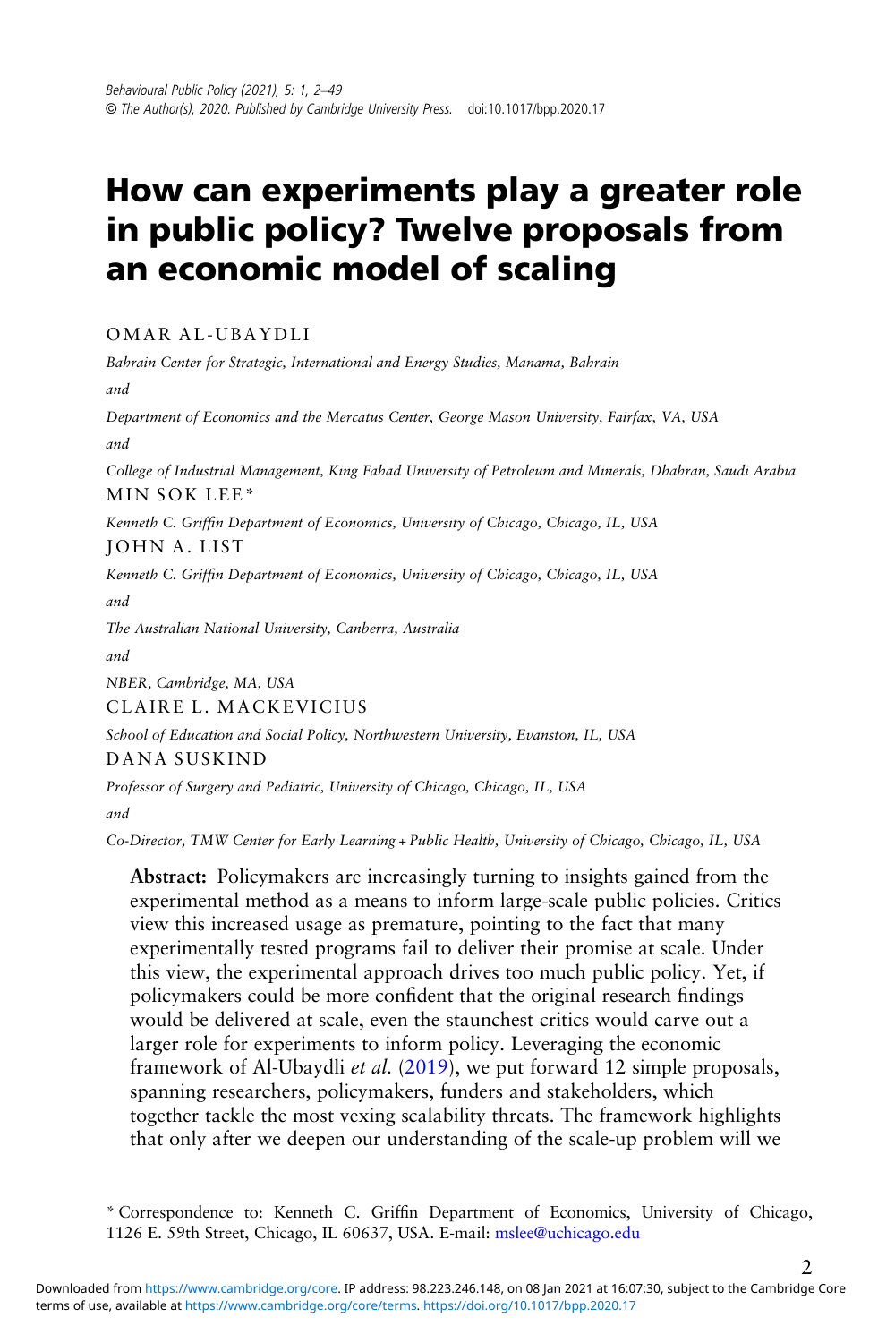# How can experiments play a greater role in public policy? Twelve proposals from an economic model of scaling

OMAR AL-UBAYDLI

*Bahrain Center for Strategic, International and Energy Studies, Manama, Bahrain*

*and*

*Department of Economics and the Mercatus Center, George Mason University, Fairfax, VA, USA*

*and*

*College of Industrial Management, King Fahad University of Petroleum and Minerals, Dhahran, Saudi Arabia*

MIN SOK LEE*

*Kenneth C. Griffin Department of Economics, University of Chicago, Chicago, IL, USA*

JOHN A. LIST

*Kenneth C. Griffin Department of Economics, University of Chicago, Chicago, IL, USA*

*and*

*The Australian National University, Canberra, Australia*

*and*

*NBER, Cambridge, MA, USA*

CLAIRE L. MACKEVICIUS

*School of Education and Social Policy, Northwestern University, Evanston, IL, USA*

DANA SUSKIND

*Professor of Surgery and Pediatric, University of Chicago, Chicago, IL, USA*

*and*

*Co-Director, TMW Center for Early Learning + Public Health, University of Chicago, Chicago, IL, USA*

**Abstract:** Policymakers are increasingly turning to insights gained from the experimental method as a means to inform large-scale public policies. Critics view this increased usage as premature, pointing to the fact that many experimentally tested programs fail to deliver their promise at scale. Under this view, the experimental approach drives too much public policy. Yet, if policymakers could be more confident that the original research findings would be delivered at scale, even the staunchest critics would carve out a larger role for experiments to inform policy. Leveraging the economic framework of Al-Ubaydli *et al.* (2019), we put forward 12 simple proposals, spanning researchers, policymakers, funders and stakeholders, which together tackle the most vexing scalability threats. The framework highlights that only after we deepen our understanding of the scale-up problem will we

\* Correspondence to: Kenneth C. Griffin Department of Economics, University of Chicago, 1126 E. 59th Street, Chicago, IL 60637, USA. E-mail: mslee@uchicago.edu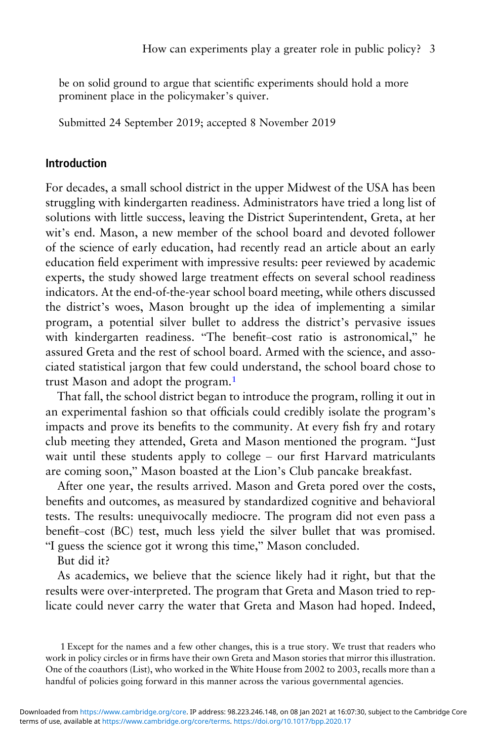be on solid ground to argue that scientific experiments should hold a more prominent place in the policymaker's quiver.

Submitted 24 September 2019; accepted 8 November 2019

## Introduction

For decades, a small school district in the upper Midwest of the USA has been struggling with kindergarten readiness. Administrators have tried a long list of solutions with little success, leaving the District Superintendent, Greta, at her wit's end. Mason, a new member of the school board and devoted follower of the science of early education, had recently read an article about an early education field experiment with impressive results: peer reviewed by academic experts, the study showed large treatment effects on several school readiness indicators. At the end-of-the-year school board meeting, while others discussed the district's woes, Mason brought up the idea of implementing a similar program, a potential silver bullet to address the district's pervasive issues with kindergarten readiness. "The benefit–cost ratio is astronomical," he assured Greta and the rest of school board. Armed with the science, and associated statistical jargon that few could understand, the school board chose to trust Mason and adopt the program.[1]

That fall, the school district began to introduce the program, rolling it out in an experimental fashion so that officials could credibly isolate the program's impacts and prove its benefits to the community. At every fish fry and rotary club meeting they attended, Greta and Mason mentioned the program. "Just wait until these students apply to college – our first Harvard matriculants are coming soon," Mason boasted at the Lion's Club pancake breakfast.

After one year, the results arrived. Mason and Greta pored over the costs, benefits and outcomes, as measured by standardized cognitive and behavioral tests. The results: unequivocally mediocre. The program did not even pass a benefit–cost (BC) test, much less yield the silver bullet that was promised. "I guess the science got it wrong this time," Mason concluded.

But did it?

As academics, we believe that the science likely had it right, but that the results were over-interpreted. The program that Greta and Mason tried to replicate could never carry the water that Greta and Mason had hoped. Indeed,

1 Except for the names and a few other changes, this is a true story. We trust that readers who work in policy circles or in firms have their own Greta and Mason stories that mirror this illustration. One of the coauthors (List), who worked in the White House from 2002 to 2003, recalls more than a handful of policies going forward in this manner across the various governmental agencies.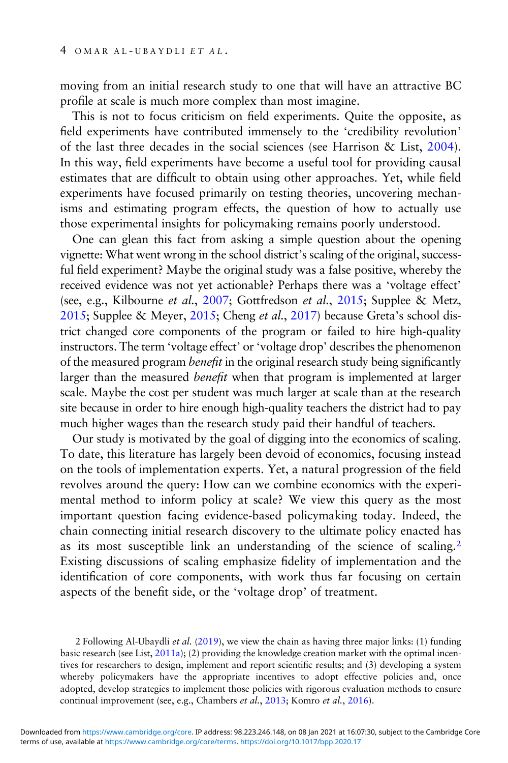moving from an initial research study to one that will have an attractive BC profile at scale is much more complex than most imagine.

This is not to focus criticism on field experiments. Quite the opposite, as field experiments have contributed immensely to the 'credibility revolution' of the last three decades in the social sciences (see Harrison & List, 2004). In this way, field experiments have become a useful tool for providing causal estimates that are difficult to obtain using other approaches. Yet, while field experiments have focused primarily on testing theories, uncovering mechanisms and estimating program effects, the question of how to actually use those experimental insights for policymaking remains poorly understood.

One can glean this fact from asking a simple question about the opening vignette: What went wrong in the school district's scaling of the original, successful field experiment? Maybe the original study was a false positive, whereby the received evidence was not yet actionable? Perhaps there was a 'voltage effect' (see, e.g., Kilbourne *et al.*, 2007; Gottfredson *et al.*, 2015; Supplee & Metz, 2015; Supplee & Meyer, 2015; Cheng *et al.*, 2017) because Greta's school district changed core components of the program or failed to hire high-quality instructors. The term 'voltage effect' or 'voltage drop' describes the phenomenon of the measured program *benefit* in the original research study being significantly larger than the measured *benefit* when that program is implemented at larger scale. Maybe the cost per student was much larger at scale than at the research site because in order to hire enough high-quality teachers the district had to pay much higher wages than the research study paid their handful of teachers.

Our study is motivated by the goal of digging into the economics of scaling. To date, this literature has largely been devoid of economics, focusing instead on the tools of implementation experts. Yet, a natural progression of the field revolves around the query: How can we combine economics with the experimental method to inform policy at scale? We view this query as the most important question facing evidence-based policymaking today. Indeed, the chain connecting initial research discovery to the ultimate policy enacted has as its most susceptible link an understanding of the science of scaling.[2] Existing discussions of scaling emphasize fidelity of implementation and the identification of core components, with work thus far focusing on certain aspects of the benefit side, or the 'voltage drop' of treatment.

2 Following Al-Ubaydli *et al.* (2019), we view the chain as having three major links: (1) funding basic research (see List, 2011a); (2) providing the knowledge creation market with the optimal incentives for researchers to design, implement and report scientific results; and (3) developing a system whereby policymakers have the appropriate incentives to adopt effective policies and, once adopted, develop strategies to implement those policies with rigorous evaluation methods to ensure continual improvement (see, e.g., Chambers *et al.*, 2013; Komro *et al.*, 2016).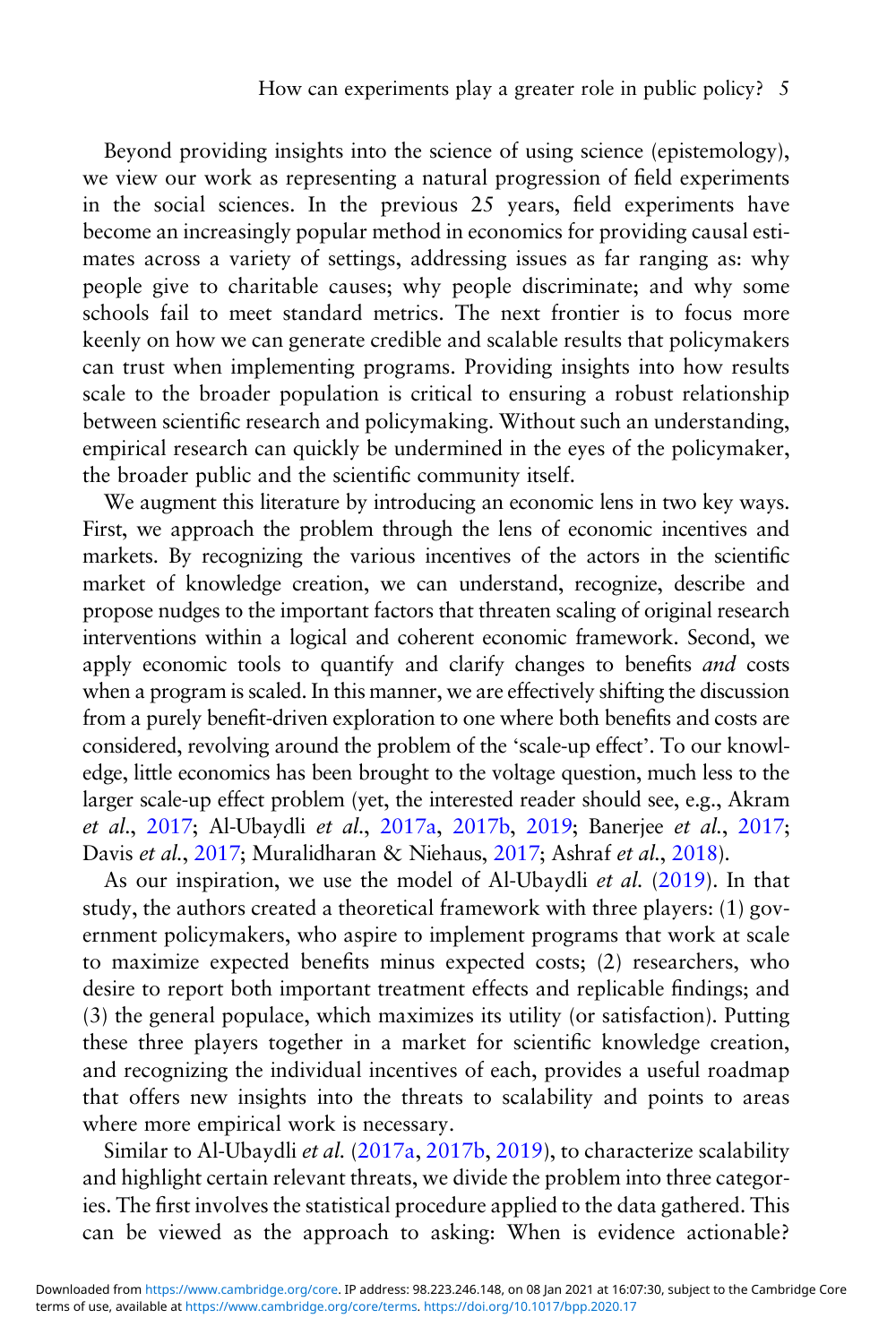Beyond providing insights into the science of using science (epistemology), we view our work as representing a natural progression of field experiments in the social sciences. In the previous 25 years, field experiments have become an increasingly popular method in economics for providing causal estimates across a variety of settings, addressing issues as far ranging as: why people give to charitable causes; why people discriminate; and why some schools fail to meet standard metrics. The next frontier is to focus more keenly on how we can generate credible and scalable results that policymakers can trust when implementing programs. Providing insights into how results scale to the broader population is critical to ensuring a robust relationship between scientific research and policymaking. Without such an understanding, empirical research can quickly be undermined in the eyes of the policymaker, the broader public and the scientific community itself.

We augment this literature by introducing an economic lens in two key ways. First, we approach the problem through the lens of economic incentives and markets. By recognizing the various incentives of the actors in the scientific market of knowledge creation, we can understand, recognize, describe and propose nudges to the important factors that threaten scaling of original research interventions within a logical and coherent economic framework. Second, we apply economic tools to quantify and clarify changes to benefits *and* costs when a program is scaled. In this manner, we are effectively shifting the discussion from a purely benefit-driven exploration to one where both benefits and costs are considered, revolving around the problem of the 'scale-up effect'. To our knowledge, little economics has been brought to the voltage question, much less to the larger scale-up effect problem (yet, the interested reader should see, e.g., Akram *et al.*, 2017; Al-Ubaydli *et al.*, 2017a, 2017b, 2019; Banerjee *et al.*, 2017; Davis *et al.*, 2017; Muralidharan & Niehaus, 2017; Ashraf *et al.*, 2018).

As our inspiration, we use the model of Al-Ubaydli *et al.* (2019). In that study, the authors created a theoretical framework with three players: (1) government policymakers, who aspire to implement programs that work at scale to maximize expected benefits minus expected costs; (2) researchers, who desire to report both important treatment effects and replicable findings; and (3) the general populace, which maximizes its utility (or satisfaction). Putting these three players together in a market for scientific knowledge creation, and recognizing the individual incentives of each, provides a useful roadmap that offers new insights into the threats to scalability and points to areas where more empirical work is necessary.

Similar to Al-Ubaydli *et al.* (2017a, 2017b, 2019), to characterize scalability and highlight certain relevant threats, we divide the problem into three categories. The first involves the statistical procedure applied to the data gathered. This can be viewed as the approach to asking: When is evidence actionable?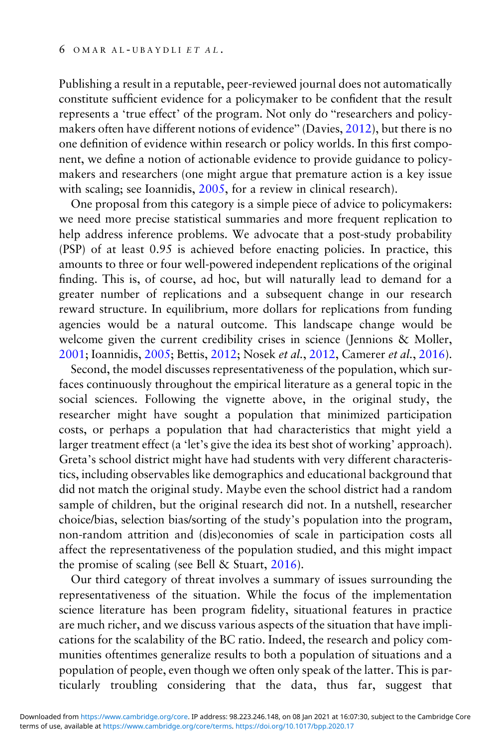Publishing a result in a reputable, peer-reviewed journal does not automatically constitute sufficient evidence for a policymaker to be confident that the result represents a 'true effect' of the program. Not only do "researchers and policymakers often have different notions of evidence" (Davies, 2012), but there is no one definition of evidence within research or policy worlds. In this first component, we define a notion of actionable evidence to provide guidance to policymakers and researchers (one might argue that premature action is a key issue with scaling; see Ioannidis, 2005, for a review in clinical research).

One proposal from this category is a simple piece of advice to policymakers: we need more precise statistical summaries and more frequent replication to help address inference problems. We advocate that a post-study probability (PSP) of at least 0.95 is achieved before enacting policies. In practice, this amounts to three or four well-powered independent replications of the original finding. This is, of course, ad hoc, but will naturally lead to demand for a greater number of replications and a subsequent change in our research reward structure. In equilibrium, more dollars for replications from funding agencies would be a natural outcome. This landscape change would be welcome given the current credibility crises in science (Jennions & Moller, 2001; Ioannidis, 2005; Bettis, 2012; Nosek *et al.*, 2012, Camerer *et al.*, 2016).

Second, the model discusses representativeness of the population, which surfaces continuously throughout the empirical literature as a general topic in the social sciences. Following the vignette above, in the original study, the researcher might have sought a population that minimized participation costs, or perhaps a population that had characteristics that might yield a larger treatment effect (a 'let's give the idea its best shot of working' approach). Greta's school district might have had students with very different characteristics, including observables like demographics and educational background that did not match the original study. Maybe even the school district had a random sample of children, but the original research did not. In a nutshell, researcher choice/bias, selection bias/sorting of the study's population into the program, non-random attrition and (dis)economies of scale in participation costs all affect the representativeness of the population studied, and this might impact the promise of scaling (see Bell & Stuart, 2016).

Our third category of threat involves a summary of issues surrounding the representativeness of the situation. While the focus of the implementation science literature has been program fidelity, situational features in practice are much richer, and we discuss various aspects of the situation that have implications for the scalability of the BC ratio. Indeed, the research and policy communities oftentimes generalize results to both a population of situations and a population of people, even though we often only speak of the latter. This is particularly troubling considering that the data, thus far, suggest that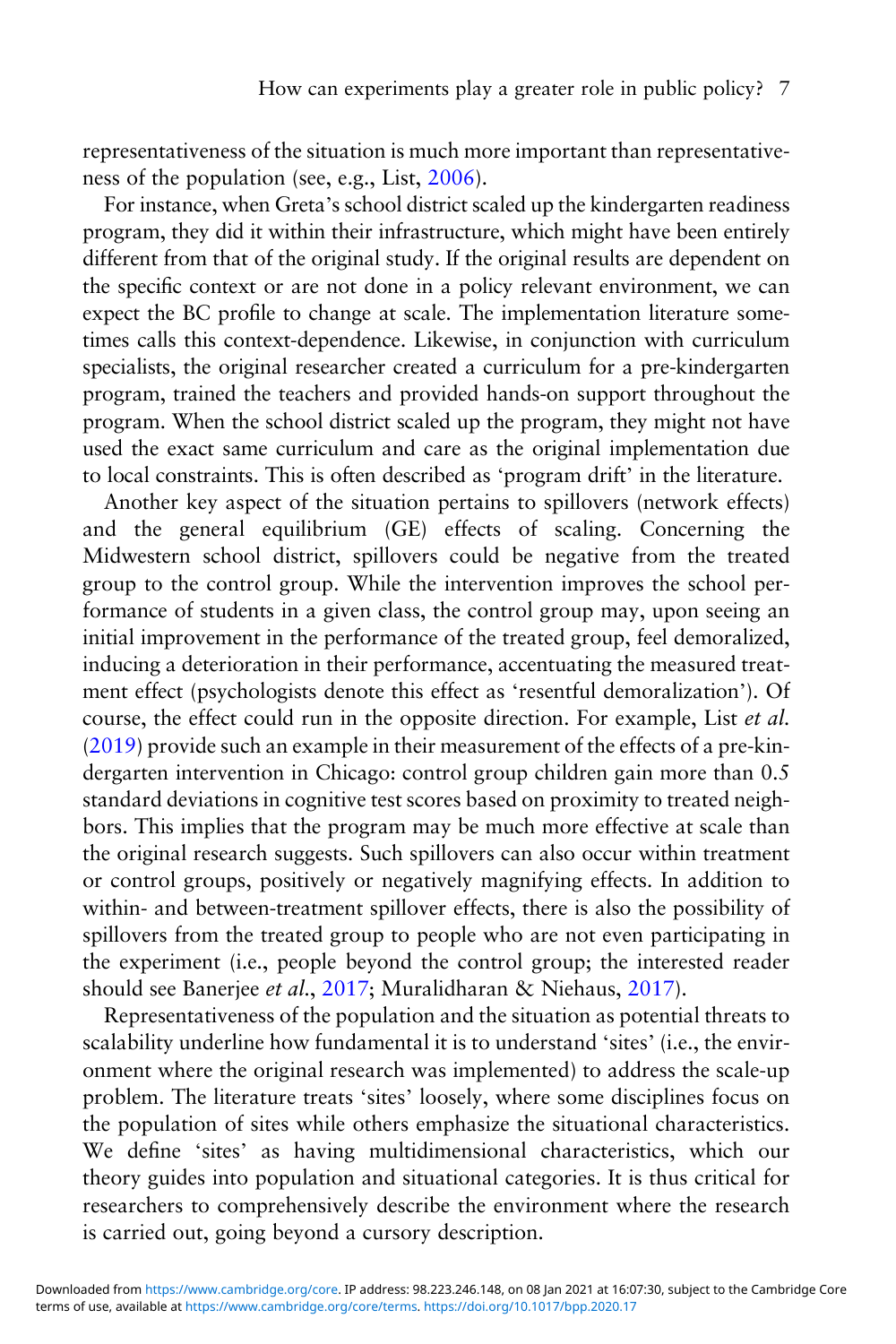representativeness of the situation is much more important than representativeness of the population (see, e.g., List, 2006).

For instance, when Greta's school district scaled up the kindergarten readiness program, they did it within their infrastructure, which might have been entirely different from that of the original study. If the original results are dependent on the specific context or are not done in a policy relevant environment, we can expect the BC profile to change at scale. The implementation literature sometimes calls this context-dependence. Likewise, in conjunction with curriculum specialists, the original researcher created a curriculum for a pre-kindergarten program, trained the teachers and provided hands-on support throughout the program. When the school district scaled up the program, they might not have used the exact same curriculum and care as the original implementation due to local constraints. This is often described as 'program drift' in the literature.

Another key aspect of the situation pertains to spillovers (network effects) and the general equilibrium (GE) effects of scaling. Concerning the Midwestern school district, spillovers could be negative from the treated group to the control group. While the intervention improves the school performance of students in a given class, the control group may, upon seeing an initial improvement in the performance of the treated group, feel demoralized, inducing a deterioration in their performance, accentuating the measured treatment effect (psychologists denote this effect as 'resentful demoralization'). Of course, the effect could run in the opposite direction. For example, List *et al.* (2019) provide such an example in their measurement of the effects of a pre-kindergarten intervention in Chicago: control group children gain more than 0.5 standard deviations in cognitive test scores based on proximity to treated neighbors. This implies that the program may be much more effective at scale than the original research suggests. Such spillovers can also occur within treatment or control groups, positively or negatively magnifying effects. In addition to within- and between-treatment spillover effects, there is also the possibility of spillovers from the treated group to people who are not even participating in the experiment (i.e., people beyond the control group; the interested reader should see Banerjee *et al.*, 2017; Muralidharan & Niehaus, 2017).

Representativeness of the population and the situation as potential threats to scalability underline how fundamental it is to understand 'sites' (i.e., the environment where the original research was implemented) to address the scale-up problem. The literature treats 'sites' loosely, where some disciplines focus on the population of sites while others emphasize the situational characteristics. We define 'sites' as having multidimensional characteristics, which our theory guides into population and situational categories. It is thus critical for researchers to comprehensively describe the environment where the research is carried out, going beyond a cursory description.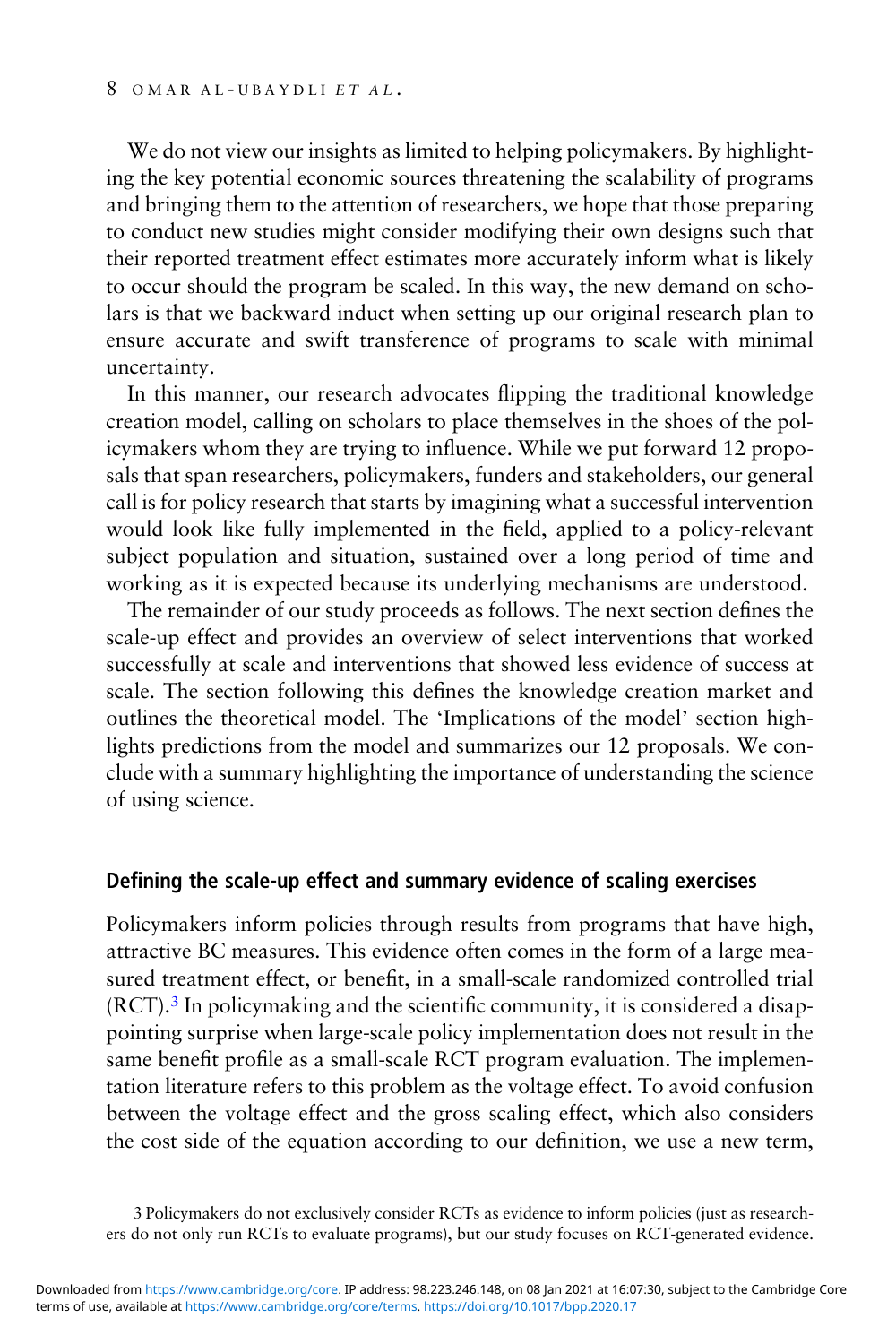We do not view our insights as limited to helping policymakers. By highlighting the key potential economic sources threatening the scalability of programs and bringing them to the attention of researchers, we hope that those preparing to conduct new studies might consider modifying their own designs such that their reported treatment effect estimates more accurately inform what is likely to occur should the program be scaled. In this way, the new demand on scholars is that we backward induct when setting up our original research plan to ensure accurate and swift transference of programs to scale with minimal uncertainty.

In this manner, our research advocates flipping the traditional knowledge creation model, calling on scholars to place themselves in the shoes of the policymakers whom they are trying to influence. While we put forward 12 proposals that span researchers, policymakers, funders and stakeholders, our general call is for policy research that starts by imagining what a successful intervention would look like fully implemented in the field, applied to a policy-relevant subject population and situation, sustained over a long period of time and working as it is expected because its underlying mechanisms are understood.

The remainder of our study proceeds as follows. The next section defines the scale-up effect and provides an overview of select interventions that worked successfully at scale and interventions that showed less evidence of success at scale. The section following this defines the knowledge creation market and outlines the theoretical model. The 'Implications of the model' section highlights predictions from the model and summarizes our 12 proposals. We conclude with a summary highlighting the importance of understanding the science of using science.

## Defining the scale-up effect and summary evidence of scaling exercises

Policymakers inform policies through results from programs that have high, attractive BC measures. This evidence often comes in the form of a large measured treatment effect, or benefit, in a small-scale randomized controlled trial (RCT).[3] In policymaking and the scientific community, it is considered a disappointing surprise when large-scale policy implementation does not result in the same benefit profile as a small-scale RCT program evaluation. The implementation literature refers to this problem as the voltage effect. To avoid confusion between the voltage effect and the gross scaling effect, which also considers the cost side of the equation according to our definition, we use a new term,

3 Policymakers do not exclusively consider RCTs as evidence to inform policies (just as researchers do not only run RCTs to evaluate programs), but our study focuses on RCT-generated evidence.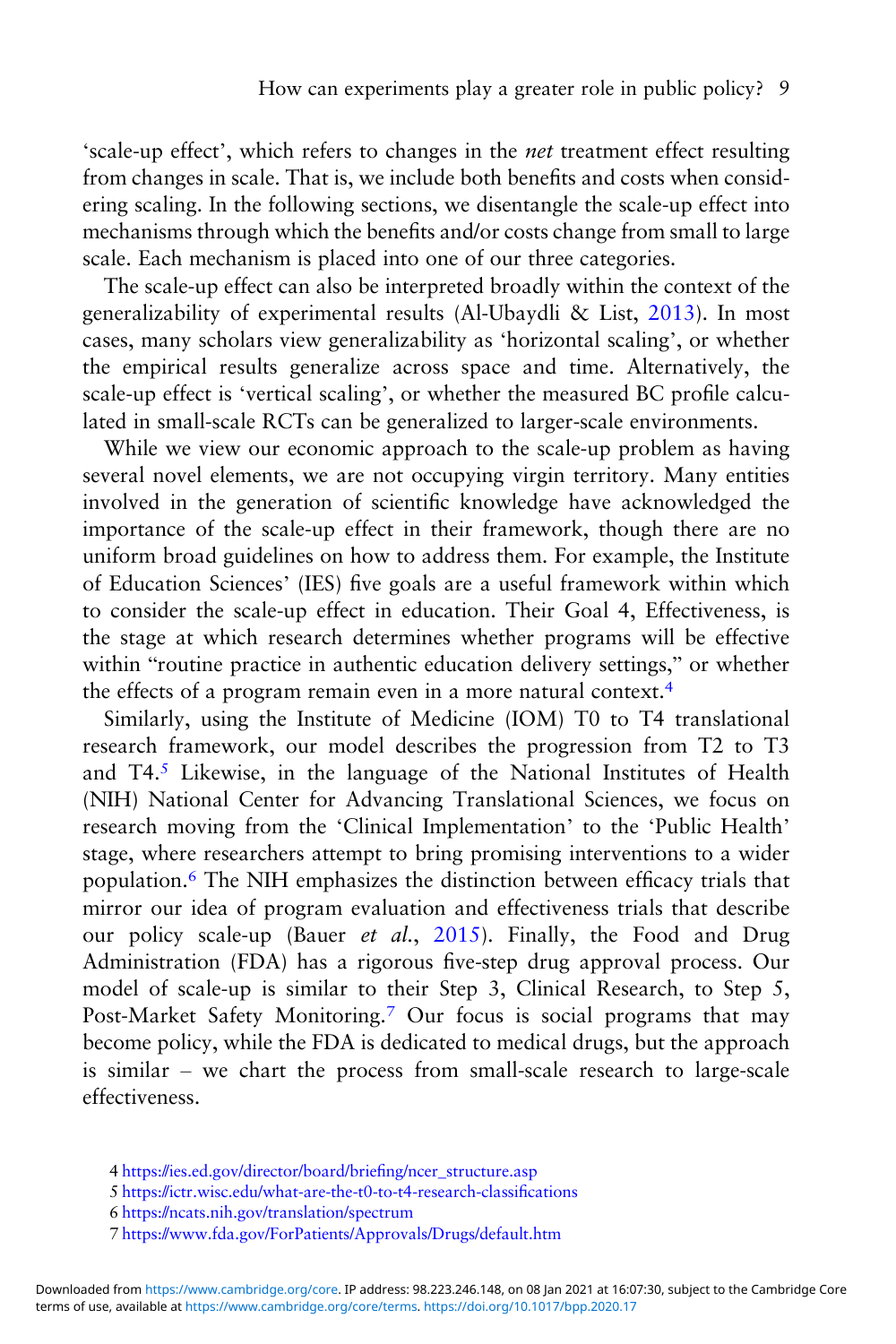'scale-up effect', which refers to changes in the *net* treatment effect resulting from changes in scale. That is, we include both benefits and costs when considering scaling. In the following sections, we disentangle the scale-up effect into mechanisms through which the benefits and/or costs change from small to large scale. Each mechanism is placed into one of our three categories.

The scale-up effect can also be interpreted broadly within the context of the generalizability of experimental results (Al-Ubaydli & List, 2013). In most cases, many scholars view generalizability as 'horizontal scaling', or whether the empirical results generalize across space and time. Alternatively, the scale-up effect is 'vertical scaling', or whether the measured BC profile calculated in small-scale RCTs can be generalized to larger-scale environments.

While we view our economic approach to the scale-up problem as having several novel elements, we are not occupying virgin territory. Many entities involved in the generation of scientific knowledge have acknowledged the importance of the scale-up effect in their framework, though there are no uniform broad guidelines on how to address them. For example, the Institute of Education Sciences' (IES) five goals are a useful framework within which to consider the scale-up effect in education. Their Goal 4, Effectiveness, is the stage at which research determines whether programs will be effective within "routine practice in authentic education delivery settings," or whether the effects of a program remain even in a more natural context.[4]

Similarly, using the Institute of Medicine (IOM) T0 to T4 translational research framework, our model describes the progression from T2 to T3 and T4.[5] Likewise, in the language of the National Institutes of Health (NIH) National Center for Advancing Translational Sciences, we focus on research moving from the 'Clinical Implementation' to the 'Public Health' stage, where researchers attempt to bring promising interventions to a wider population.[6] The NIH emphasizes the distinction between efficacy trials that mirror our idea of program evaluation and effectiveness trials that describe our policy scale-up (Bauer *et al.*, 2015). Finally, the Food and Drug Administration (FDA) has a rigorous five-step drug approval process. Our model of scale-up is similar to their Step 3, Clinical Research, to Step 5, Post-Market Safety Monitoring.[7] Our focus is social programs that may become policy, while the FDA is dedicated to medical drugs, but the approach is similar – we chart the process from small-scale research to large-scale effectiveness.

4 https://ies.ed.gov/director/board/briefing/ncer_structure.asp

5 https://ictr.wisc.edu/what-are-the-t0-to-t4-research-classifications

6 https://ncats.nih.gov/translation/spectrum

7 https://www.fda.gov/ForPatients/Approvals/Drugs/default.htm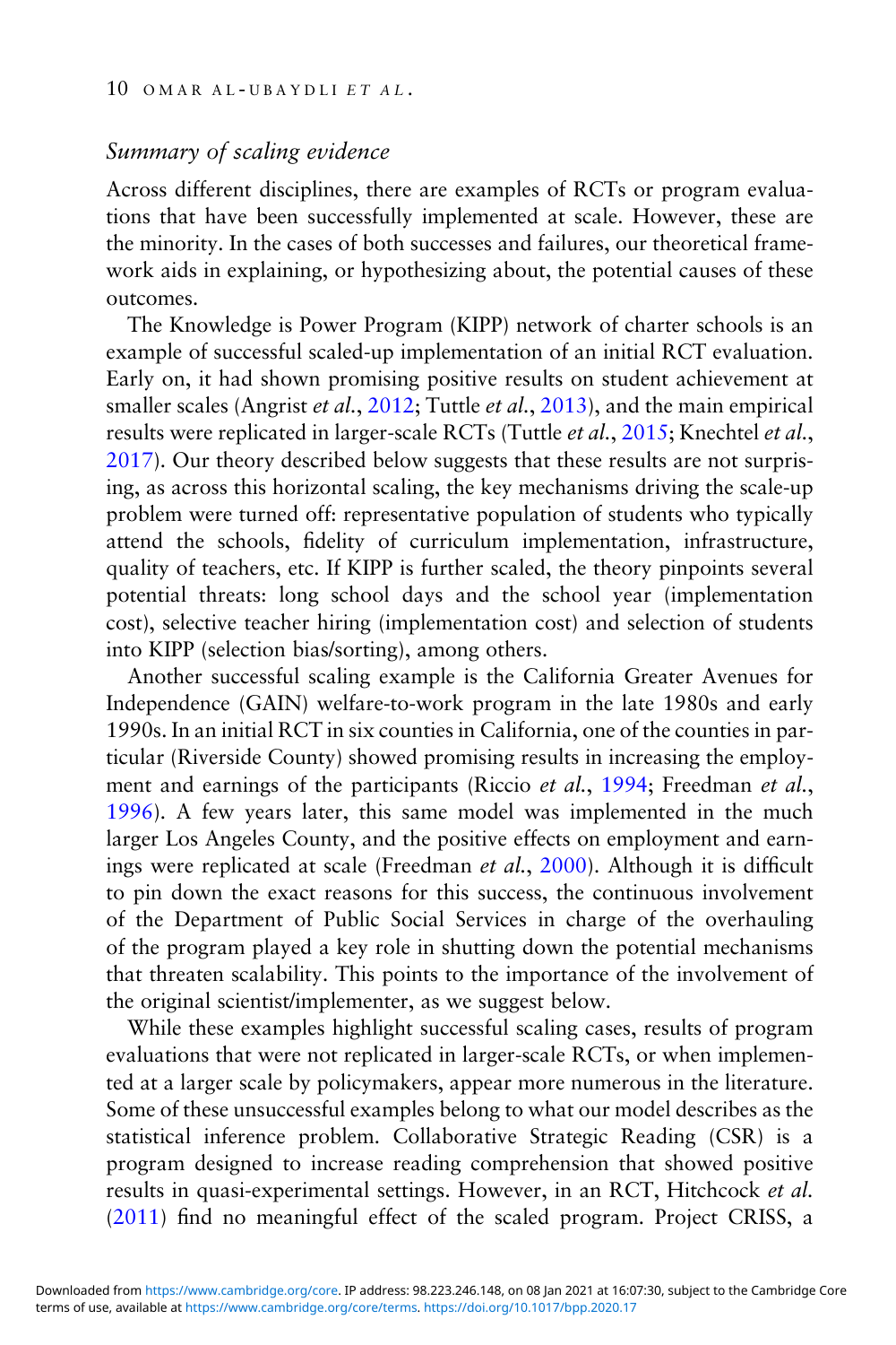### *Summary of scaling evidence*

Across different disciplines, there are examples of RCTs or program evaluations that have been successfully implemented at scale. However, these are the minority. In the cases of both successes and failures, our theoretical framework aids in explaining, or hypothesizing about, the potential causes of these outcomes.

The Knowledge is Power Program (KIPP) network of charter schools is an example of successful scaled-up implementation of an initial RCT evaluation. Early on, it had shown promising positive results on student achievement at smaller scales (Angrist *et al.*, 2012; Tuttle *et al.*, 2013), and the main empirical results were replicated in larger-scale RCTs (Tuttle *et al.*, 2015; Knechtel *et al.*, 2017). Our theory described below suggests that these results are not surprising, as across this horizontal scaling, the key mechanisms driving the scale-up problem were turned off: representative population of students who typically attend the schools, fidelity of curriculum implementation, infrastructure, quality of teachers, etc. If KIPP is further scaled, the theory pinpoints several potential threats: long school days and the school year (implementation cost), selective teacher hiring (implementation cost) and selection of students into KIPP (selection bias/sorting), among others.

Another successful scaling example is the California Greater Avenues for Independence (GAIN) welfare-to-work program in the late 1980s and early 1990s. In an initial RCT in six counties in California, one of the counties in particular (Riverside County) showed promising results in increasing the employment and earnings of the participants (Riccio *et al.*, 1994; Freedman *et al.*, 1996). A few years later, this same model was implemented in the much larger Los Angeles County, and the positive effects on employment and earnings were replicated at scale (Freedman *et al.*, 2000). Although it is difficult to pin down the exact reasons for this success, the continuous involvement of the Department of Public Social Services in charge of the overhauling of the program played a key role in shutting down the potential mechanisms that threaten scalability. This points to the importance of the involvement of the original scientist/implementer, as we suggest below.

While these examples highlight successful scaling cases, results of program evaluations that were not replicated in larger-scale RCTs, or when implemented at a larger scale by policymakers, appear more numerous in the literature. Some of these unsuccessful examples belong to what our model describes as the statistical inference problem. Collaborative Strategic Reading (CSR) is a program designed to increase reading comprehension that showed positive results in quasi-experimental settings. However, in an RCT, Hitchcock *et al.* (2011) find no meaningful effect of the scaled program. Project CRISS, a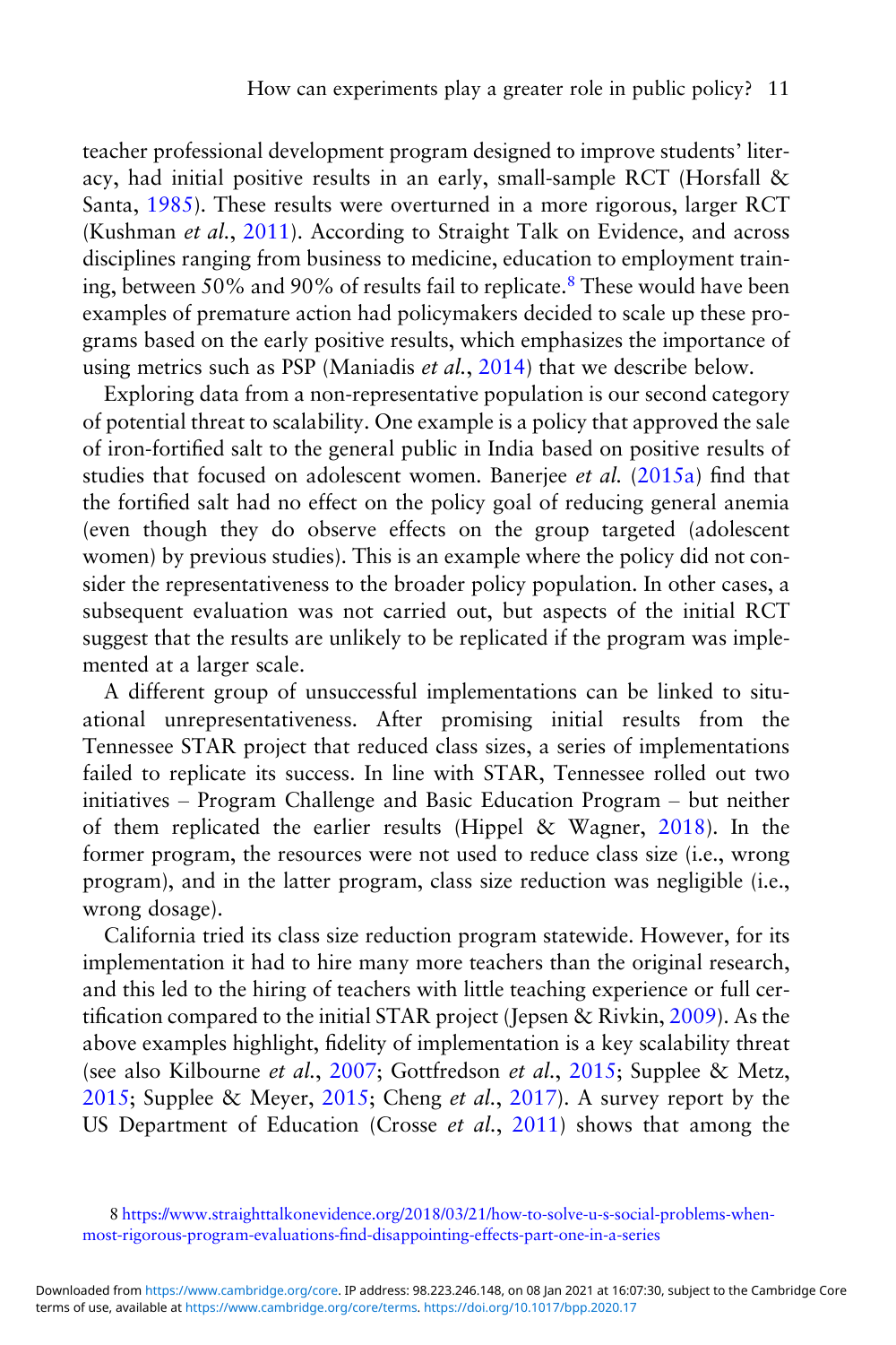teacher professional development program designed to improve students' literacy, had initial positive results in an early, small-sample RCT (Horsfall & Santa, 1985). These results were overturned in a more rigorous, larger RCT (Kushman *et al.*, 2011). According to Straight Talk on Evidence, and across disciplines ranging from business to medicine, education to employment training, between 50% and 90% of results fail to replicate.[8] These would have been examples of premature action had policymakers decided to scale up these programs based on the early positive results, which emphasizes the importance of using metrics such as PSP (Maniadis *et al.*, 2014) that we describe below.

Exploring data from a non-representative population is our second category of potential threat to scalability. One example is a policy that approved the sale of iron-fortified salt to the general public in India based on positive results of studies that focused on adolescent women. Banerjee *et al.* (2015a) find that the fortified salt had no effect on the policy goal of reducing general anemia (even though they do observe effects on the group targeted (adolescent women) by previous studies). This is an example where the policy did not consider the representativeness to the broader policy population. In other cases, a subsequent evaluation was not carried out, but aspects of the initial RCT suggest that the results are unlikely to be replicated if the program was implemented at a larger scale.

A different group of unsuccessful implementations can be linked to situational unrepresentativeness. After promising initial results from the Tennessee STAR project that reduced class sizes, a series of implementations failed to replicate its success. In line with STAR, Tennessee rolled out two initiatives – Program Challenge and Basic Education Program – but neither of them replicated the earlier results (Hippel & Wagner, 2018). In the former program, the resources were not used to reduce class size (i.e., wrong program), and in the latter program, class size reduction was negligible (i.e., wrong dosage).

California tried its class size reduction program statewide. However, for its implementation it had to hire many more teachers than the original research, and this led to the hiring of teachers with little teaching experience or full certification compared to the initial STAR project (Jepsen & Rivkin, 2009). As the above examples highlight, fidelity of implementation is a key scalability threat (see also Kilbourne *et al.*, 2007; Gottfredson *et al.*, 2015; Supplee & Metz, 2015; Supplee & Meyer, 2015; Cheng *et al.*, 2017). A survey report by the US Department of Education (Crosse *et al.*, 2011) shows that among the

8 https://www.straighttalkonevidence.org/2018/03/21/how-to-solve-u-s-social-problems-when-most-rigorous-program-evaluations-find-disappointing-effects-part-one-in-a-series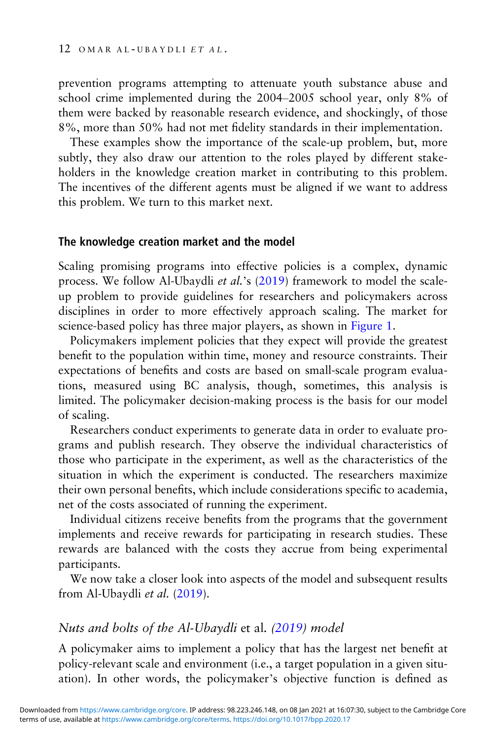prevention programs attempting to attenuate youth substance abuse and school crime implemented during the 2004–2005 school year, only 8% of them were backed by reasonable research evidence, and shockingly, of those 8%, more than 50% had not met fidelity standards in their implementation.

These examples show the importance of the scale-up problem, but, more subtly, they also draw our attention to the roles played by different stakeholders in the knowledge creation market in contributing to this problem. The incentives of the different agents must be aligned if we want to address this problem. We turn to this market next.

## The knowledge creation market and the model

Scaling promising programs into effective policies is a complex, dynamic process. We follow Al-Ubaydli *et al.*'s (2019) framework to model the scale-up problem to provide guidelines for researchers and policymakers across disciplines in order to more effectively approach scaling. The market for science-based policy has three major players, as shown in Figure 1.

Policymakers implement policies that they expect will provide the greatest benefit to the population within time, money and resource constraints. Their expectations of benefits and costs are based on small-scale program evaluations, measured using BC analysis, though, sometimes, this analysis is limited. The policymaker decision-making process is the basis for our model of scaling.

Researchers conduct experiments to generate data in order to evaluate programs and publish research. They observe the individual characteristics of those who participate in the experiment, as well as the characteristics of the situation in which the experiment is conducted. The researchers maximize their own personal benefits, which include considerations specific to academia, net of the costs associated of running the experiment.

Individual citizens receive benefits from the programs that the government implements and receive rewards for participating in research studies. These rewards are balanced with the costs they accrue from being experimental participants.

We now take a closer look into aspects of the model and subsequent results from Al-Ubaydli *et al.* (2019).

### *Nuts and bolts of the Al-Ubaydli* et al. *(2019) model*

A policymaker aims to implement a policy that has the largest net benefit at policy-relevant scale and environment (i.e., a target population in a given situation). In other words, the policymaker's objective function is defined as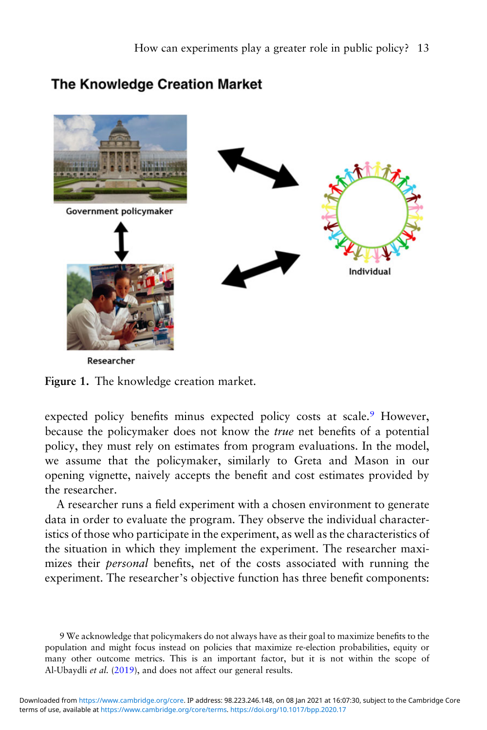Figure 1. The knowledge creation market.

expected policy benefits minus expected policy costs at scale.[9] However, because the policymaker does not know the *true* net benefits of a potential policy, they must rely on estimates from program evaluations. In the model, we assume that the policymaker, similarly to Greta and Mason in our opening vignette, naively accepts the benefit and cost estimates provided by the researcher.

A researcher runs a field experiment with a chosen environment to generate data in order to evaluate the program. They observe the individual characteristics of those who participate in the experiment, as well as the characteristics of the situation in which they implement the experiment. The researcher maximizes their *personal* benefits, net of the costs associated with running the experiment. The researcher's objective function has three benefit components:

9 We acknowledge that policymakers do not always have as their goal to maximize benefits to the population and might focus instead on policies that maximize re-election probabilities, equity or many other outcome metrics. This is an important factor, but it is not within the scope of Al-Ubaydli *et al.* (2019), and does not affect our general results.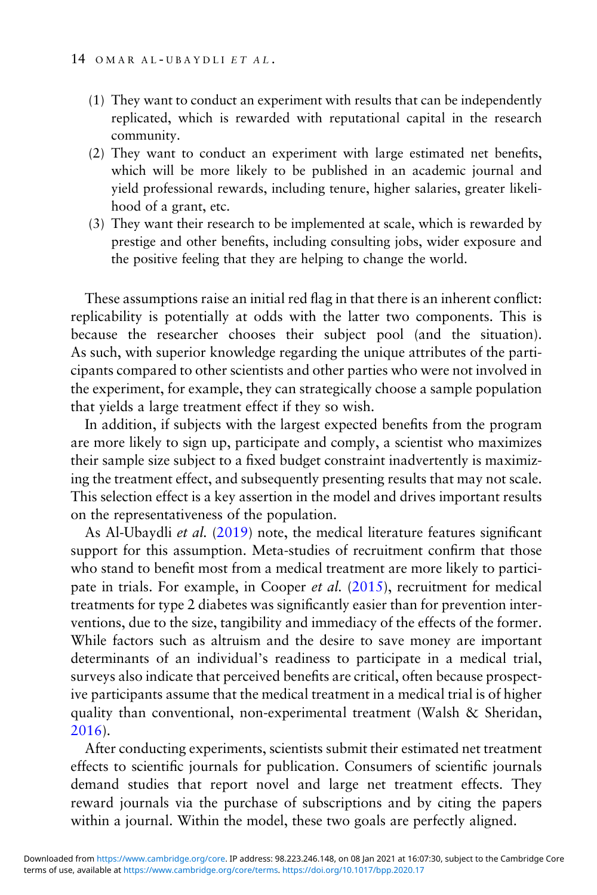(1) They want to conduct an experiment with results that can be independently replicated, which is rewarded with reputational capital in the research community.
(2) They want to conduct an experiment with large estimated net benefits, which will be more likely to be published in an academic journal and yield professional rewards, including tenure, higher salaries, greater likelihood of a grant, etc.
(3) They want their research to be implemented at scale, which is rewarded by prestige and other benefits, including consulting jobs, wider exposure and the positive feeling that they are helping to change the world.

These assumptions raise an initial red flag in that there is an inherent conflict: replicability is potentially at odds with the latter two components. This is because the researcher chooses their subject pool (and the situation). As such, with superior knowledge regarding the unique attributes of the participants compared to other scientists and other parties who were not involved in the experiment, for example, they can strategically choose a sample population that yields a large treatment effect if they so wish.

In addition, if subjects with the largest expected benefits from the program are more likely to sign up, participate and comply, a scientist who maximizes their sample size subject to a fixed budget constraint inadvertently is maximizing the treatment effect, and subsequently presenting results that may not scale. This selection effect is a key assertion in the model and drives important results on the representativeness of the population.

As Al-Ubaydli *et al.* (2019) note, the medical literature features significant support for this assumption. Meta-studies of recruitment confirm that those who stand to benefit most from a medical treatment are more likely to participate in trials. For example, in Cooper *et al.* (2015), recruitment for medical treatments for type 2 diabetes was significantly easier than for prevention interventions, due to the size, tangibility and immediacy of the effects of the former. While factors such as altruism and the desire to save money are important determinants of an individual's readiness to participate in a medical trial, surveys also indicate that perceived benefits are critical, often because prospective participants assume that the medical treatment in a medical trial is of higher quality than conventional, non-experimental treatment (Walsh & Sheridan, 2016).

After conducting experiments, scientists submit their estimated net treatment effects to scientific journals for publication. Consumers of scientific journals demand studies that report novel and large net treatment effects. They reward journals via the purchase of subscriptions and by citing the papers within a journal. Within the model, these two goals are perfectly aligned.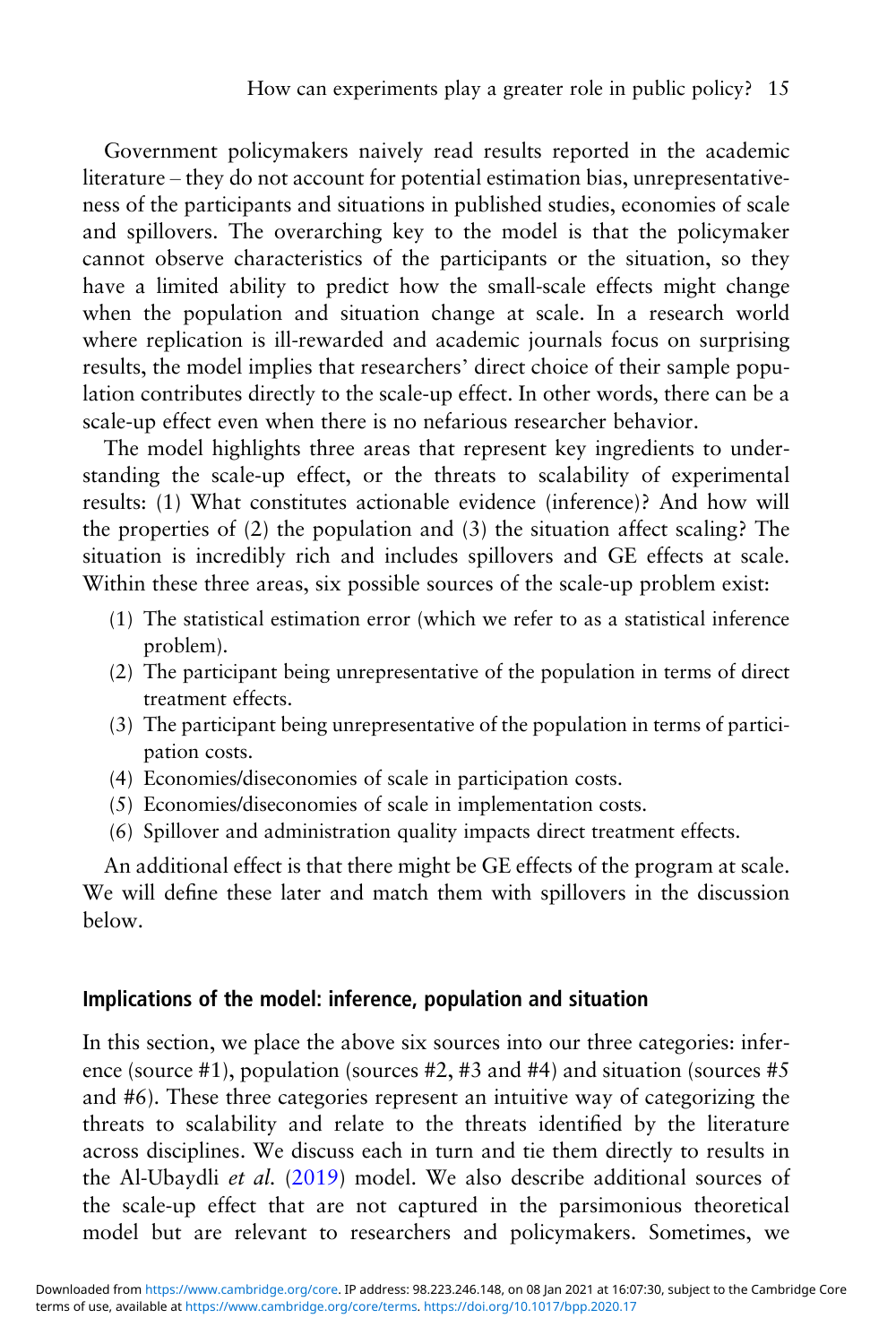Government policymakers naively read results reported in the academic literature – they do not account for potential estimation bias, unrepresentativeness of the participants and situations in published studies, economies of scale and spillovers. The overarching key to the model is that the policymaker cannot observe characteristics of the participants or the situation, so they have a limited ability to predict how the small-scale effects might change when the population and situation change at scale. In a research world where replication is ill-rewarded and academic journals focus on surprising results, the model implies that researchers' direct choice of their sample population contributes directly to the scale-up effect. In other words, there can be a scale-up effect even when there is no nefarious researcher behavior.

The model highlights three areas that represent key ingredients to understanding the scale-up effect, or the threats to scalability of experimental results: (1) What constitutes actionable evidence (inference)? And how will the properties of (2) the population and (3) the situation affect scaling? The situation is incredibly rich and includes spillovers and GE effects at scale. Within these three areas, six possible sources of the scale-up problem exist:

(1) The statistical estimation error (which we refer to as a statistical inference problem).
(2) The participant being unrepresentative of the population in terms of direct treatment effects.
(3) The participant being unrepresentative of the population in terms of participation costs.
(4) Economies/diseconomies of scale in participation costs.
(5) Economies/diseconomies of scale in implementation costs.
(6) Spillover and administration quality impacts direct treatment effects.

An additional effect is that there might be GE effects of the program at scale. We will define these later and match them with spillovers in the discussion below.

## Implications of the model: inference, population and situation

In this section, we place the above six sources into our three categories: inference (source #1), population (sources #2, #3 and #4) and situation (sources #5 and #6). These three categories represent an intuitive way of categorizing the threats to scalability and relate to the threats identified by the literature across disciplines. We discuss each in turn and tie them directly to results in the Al-Ubaydli *et al.* (2019) model. We also describe additional sources of the scale-up effect that are not captured in the parsimonious theoretical model but are relevant to researchers and policymakers. Sometimes, we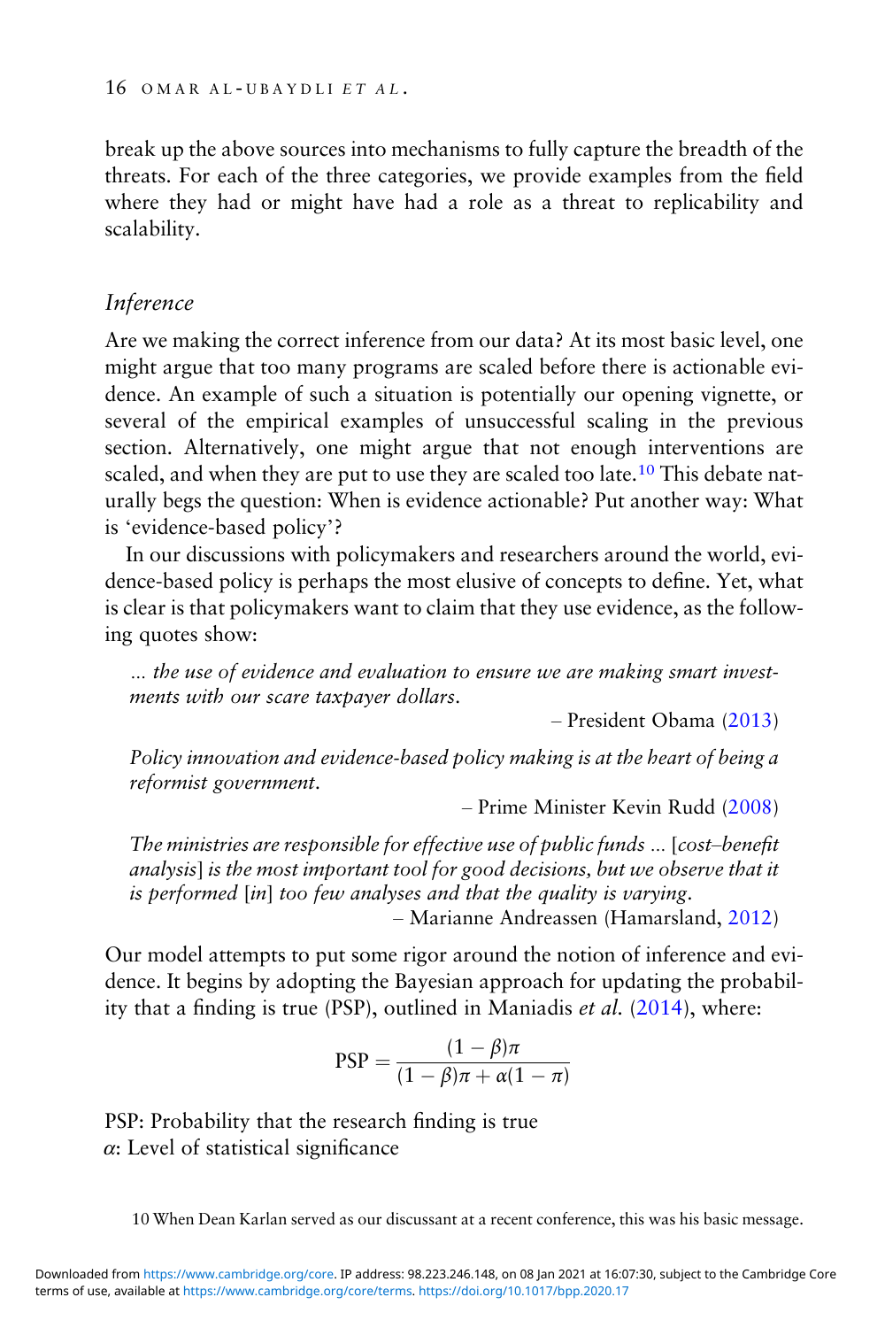break up the above sources into mechanisms to fully capture the breadth of the threats. For each of the three categories, we provide examples from the field where they had or might have had a role as a threat to replicability and scalability.

### *Inference*

Are we making the correct inference from our data? At its most basic level, one might argue that too many programs are scaled before there is actionable evidence. An example of such a situation is potentially our opening vignette, or several of the empirical examples of unsuccessful scaling in the previous section. Alternatively, one might argue that not enough interventions are scaled, and when they are put to use they are scaled too late.[10] This debate naturally begs the question: When is evidence actionable? Put another way: What is 'evidence-based policy'?

In our discussions with policymakers and researchers around the world, evidence-based policy is perhaps the most elusive of concepts to define. Yet, what is clear is that policymakers want to claim that they use evidence, as the following quotes show:

> *... the use of evidence and evaluation to ensure we are making smart investments with our scare taxpayer dollars.*
>
> – President Obama (2013)

> *Policy innovation and evidence-based policy making is at the heart of being a reformist government.*
>
> – Prime Minister Kevin Rudd (2008)

> *The ministries are responsible for effective use of public funds ... [cost–benefit analysis] is the most important tool for good decisions, but we observe that it is performed [in] too few analyses and that the quality is varying.*
>
> – Marianne Andreassen (Hamarsland, 2012)

Our model attempts to put some rigor around the notion of inference and evidence. It begins by adopting the Bayesian approach for updating the probability that a finding is true (PSP), outlined in Maniadis *et al.* (2014), where:

$$\text{PSP} = \frac{(1-\beta)\pi}{(1-\beta)\pi + \alpha(1-\pi)}$$

PSP: Probability that the research finding is true
$\alpha$: Level of statistical significance

10 When Dean Karlan served as our discussant at a recent conference, this was his basic message.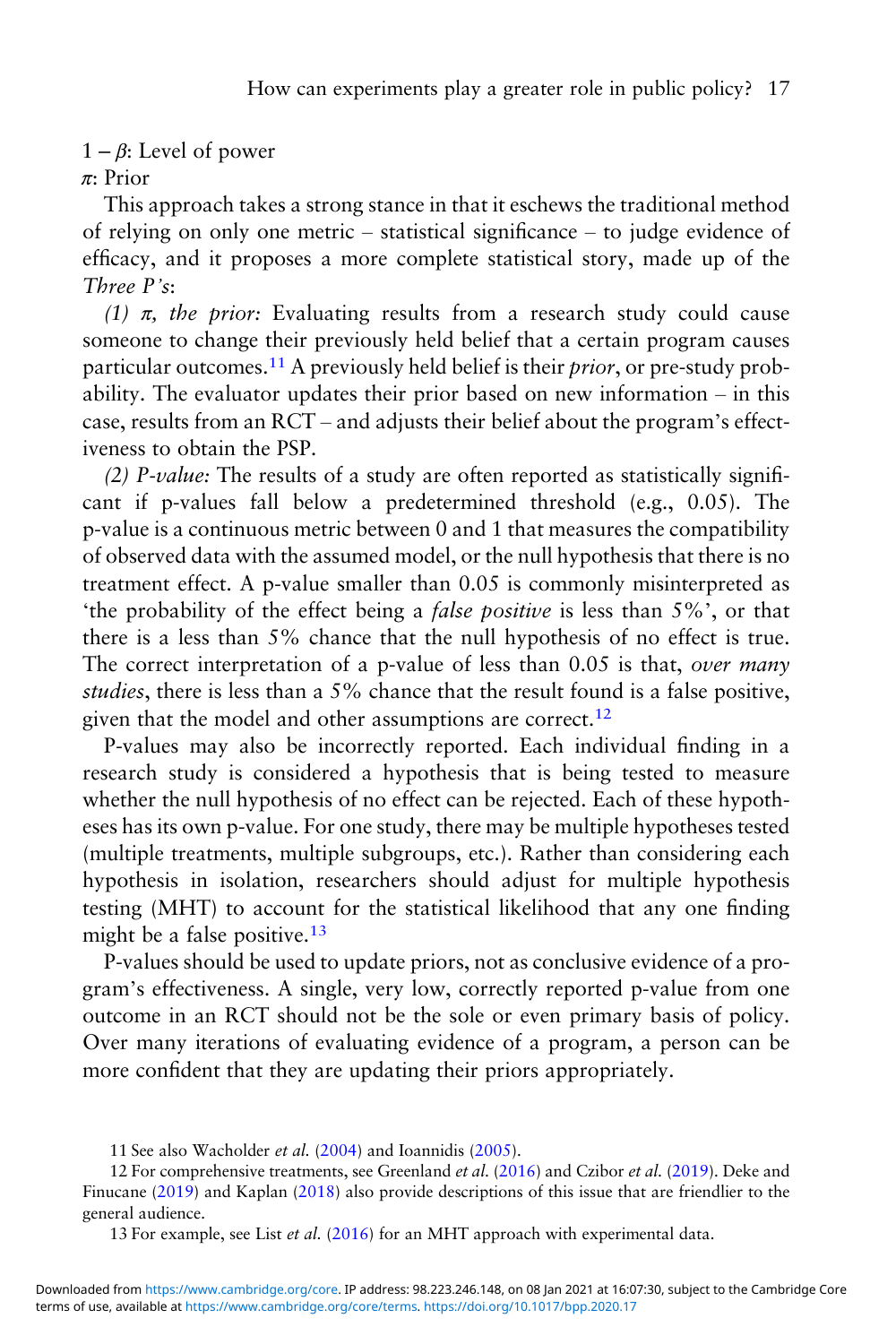$1 - \beta$: Level of power

$\pi$: Prior

This approach takes a strong stance in that it eschews the traditional method of relying on only one metric – statistical significance – to judge evidence of efficacy, and it proposes a more complete statistical story, made up of the *Three P's*:

*(1) $\pi$, the prior:* Evaluating results from a research study could cause someone to change their previously held belief that a certain program causes particular outcomes.[11] A previously held belief is their *prior*, or pre-study probability. The evaluator updates their prior based on new information – in this case, results from an RCT – and adjusts their belief about the program's effectiveness to obtain the PSP.

*(2) P-value:* The results of a study are often reported as statistically significant if p-values fall below a predetermined threshold (e.g., 0.05). The p-value is a continuous metric between 0 and 1 that measures the compatibility of observed data with the assumed model, or the null hypothesis that there is no treatment effect. A p-value smaller than 0.05 is commonly misinterpreted as 'the probability of the effect being a *false positive* is less than 5%', or that there is a less than 5% chance that the null hypothesis of no effect is true. The correct interpretation of a p-value of less than 0.05 is that, *over many studies*, there is less than a 5% chance that the result found is a false positive, given that the model and other assumptions are correct.[12]

P-values may also be incorrectly reported. Each individual finding in a research study is considered a hypothesis that is being tested to measure whether the null hypothesis of no effect can be rejected. Each of these hypotheses has its own p-value. For one study, there may be multiple hypotheses tested (multiple treatments, multiple subgroups, etc.). Rather than considering each hypothesis in isolation, researchers should adjust for multiple hypothesis testing (MHT) to account for the statistical likelihood that any one finding might be a false positive.[13]

P-values should be used to update priors, not as conclusive evidence of a program's effectiveness. A single, very low, correctly reported p-value from one outcome in an RCT should not be the sole or even primary basis of policy. Over many iterations of evaluating evidence of a program, a person can be more confident that they are updating their priors appropriately.

11 See also Wacholder *et al.* (2004) and Ioannidis (2005).

12 For comprehensive treatments, see Greenland *et al.* (2016) and Czibor *et al.* (2019). Deke and Finucane (2019) and Kaplan (2018) also provide descriptions of this issue that are friendlier to the general audience.

13 For example, see List *et al.* (2016) for an MHT approach with experimental data.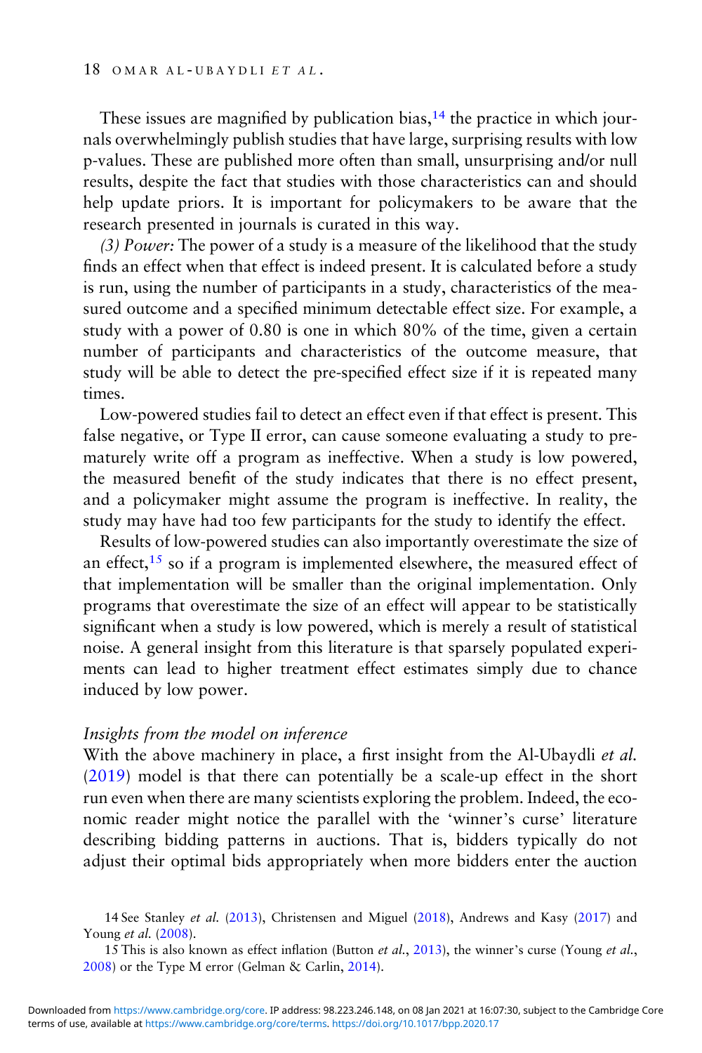These issues are magnified by publication bias,[14] the practice in which journals overwhelmingly publish studies that have large, surprising results with low p-values. These are published more often than small, unsurprising and/or null results, despite the fact that studies with those characteristics can and should help update priors. It is important for policymakers to be aware that the research presented in journals is curated in this way.

*(3) Power:* The power of a study is a measure of the likelihood that the study finds an effect when that effect is indeed present. It is calculated before a study is run, using the number of participants in a study, characteristics of the measured outcome and a specified minimum detectable effect size. For example, a study with a power of 0.80 is one in which 80% of the time, given a certain number of participants and characteristics of the outcome measure, that study will be able to detect the pre-specified effect size if it is repeated many times.

Low-powered studies fail to detect an effect even if that effect is present. This false negative, or Type II error, can cause someone evaluating a study to prematurely write off a program as ineffective. When a study is low powered, the measured benefit of the study indicates that there is no effect present, and a policymaker might assume the program is ineffective. In reality, the study may have had too few participants for the study to identify the effect.

Results of low-powered studies can also importantly overestimate the size of an effect,[15] so if a program is implemented elsewhere, the measured effect of that implementation will be smaller than the original implementation. Only programs that overestimate the size of an effect will appear to be statistically significant when a study is low powered, which is merely a result of statistical noise. A general insight from this literature is that sparsely populated experiments can lead to higher treatment effect estimates simply due to chance induced by low power.

### *Insights from the model on inference*

With the above machinery in place, a first insight from the Al-Ubaydli *et al.* (2019) model is that there can potentially be a scale-up effect in the short run even when there are many scientists exploring the problem. Indeed, the economic reader might notice the parallel with the 'winner's curse' literature describing bidding patterns in auctions. That is, bidders typically do not adjust their optimal bids appropriately when more bidders enter the auction

14 See Stanley *et al.* (2013), Christensen and Miguel (2018), Andrews and Kasy (2017) and Young *et al.* (2008).

15 This is also known as effect inflation (Button *et al.*, 2013), the winner's curse (Young *et al.*, 2008) or the Type M error (Gelman & Carlin, 2014).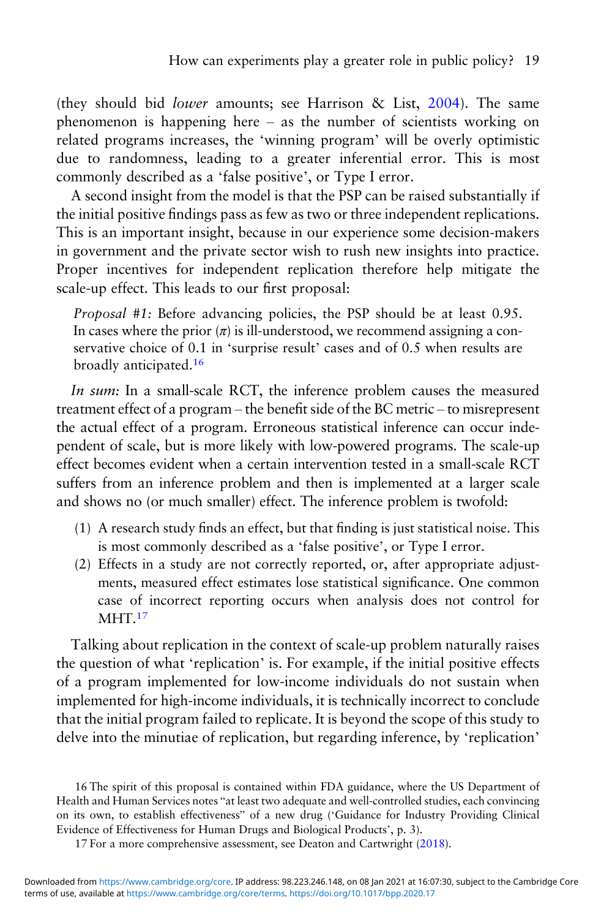(they should bid *lower* amounts; see Harrison & List, 2004). The same phenomenon is happening here – as the number of scientists working on related programs increases, the 'winning program' will be overly optimistic due to randomness, leading to a greater inferential error. This is most commonly described as a 'false positive', or Type I error.

A second insight from the model is that the PSP can be raised substantially if the initial positive findings pass as few as two or three independent replications. This is an important insight, because in our experience some decision-makers in government and the private sector wish to rush new insights into practice. Proper incentives for independent replication therefore help mitigate the scale-up effect. This leads to our first proposal:

> *Proposal #1:* Before advancing policies, the PSP should be at least 0.95. In cases where the prior ($\pi$) is ill-understood, we recommend assigning a conservative choice of 0.1 in 'surprise result' cases and of 0.5 when results are broadly anticipated.[16]

*In sum:* In a small-scale RCT, the inference problem causes the measured treatment effect of a program – the benefit side of the BC metric – to misrepresent the actual effect of a program. Erroneous statistical inference can occur independent of scale, but is more likely with low-powered programs. The scale-up effect becomes evident when a certain intervention tested in a small-scale RCT suffers from an inference problem and then is implemented at a larger scale and shows no (or much smaller) effect. The inference problem is twofold:

1. A research study finds an effect, but that finding is just statistical noise. This is most commonly described as a 'false positive', or Type I error.
2. Effects in a study are not correctly reported, or, after appropriate adjustments, measured effect estimates lose statistical significance. One common case of incorrect reporting occurs when analysis does not control for MHT.[17]

Talking about replication in the context of scale-up problem naturally raises the question of what 'replication' is. For example, if the initial positive effects of a program implemented for low-income individuals do not sustain when implemented for high-income individuals, it is technically incorrect to conclude that the initial program failed to replicate. It is beyond the scope of this study to delve into the minutiae of replication, but regarding inference, by 'replication'

---

16 The spirit of this proposal is contained within FDA guidance, where the US Department of Health and Human Services notes "at least two adequate and well-controlled studies, each convincing on its own, to establish effectiveness" of a new drug ('Guidance for Industry Providing Clinical Evidence of Effectiveness for Human Drugs and Biological Products', p. 3).

17 For a more comprehensive assessment, see Deaton and Cartwright (2018).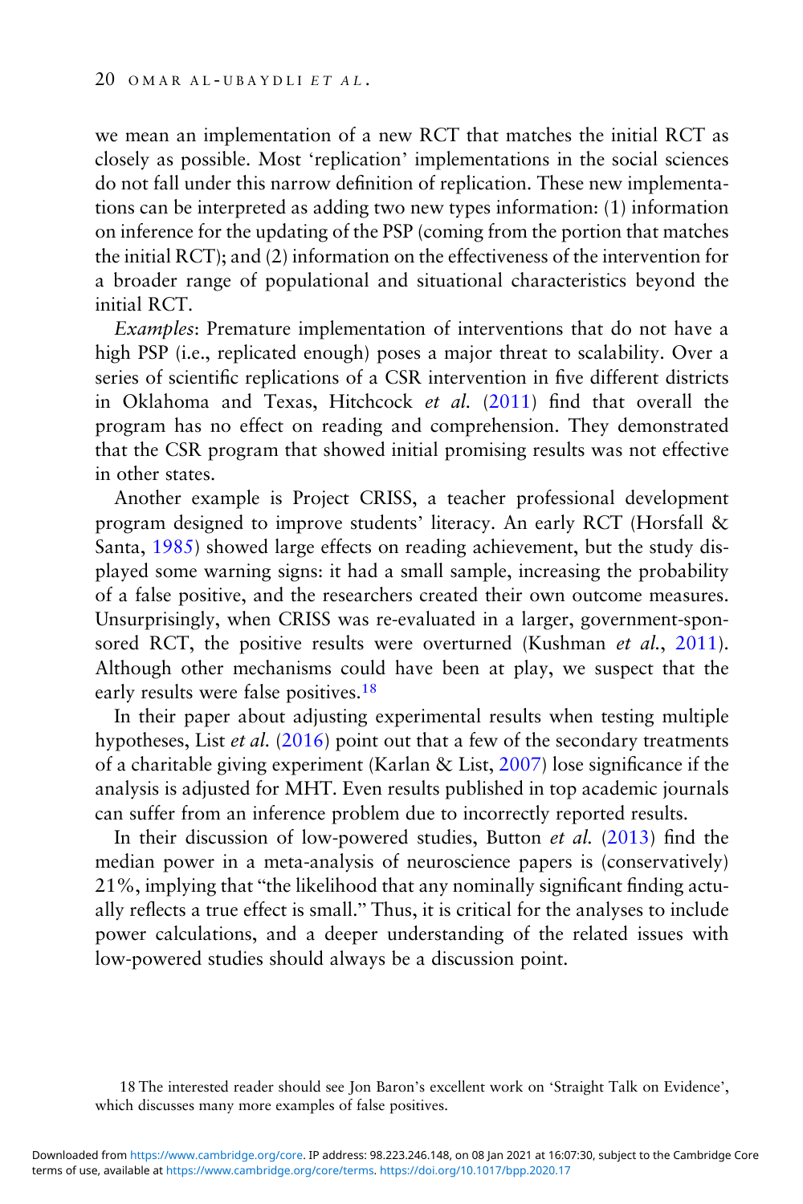we mean an implementation of a new RCT that matches the initial RCT as closely as possible. Most 'replication' implementations in the social sciences do not fall under this narrow definition of replication. These new implementations can be interpreted as adding two new types information: (1) information on inference for the updating of the PSP (coming from the portion that matches the initial RCT); and (2) information on the effectiveness of the intervention for a broader range of populational and situational characteristics beyond the initial RCT.

*Examples*: Premature implementation of interventions that do not have a high PSP (i.e., replicated enough) poses a major threat to scalability. Over a series of scientific replications of a CSR intervention in five different districts in Oklahoma and Texas, Hitchcock *et al.* (2011) find that overall the program has no effect on reading and comprehension. They demonstrated that the CSR program that showed initial promising results was not effective in other states.

Another example is Project CRISS, a teacher professional development program designed to improve students' literacy. An early RCT (Horsfall & Santa, 1985) showed large effects on reading achievement, but the study displayed some warning signs: it had a small sample, increasing the probability of a false positive, and the researchers created their own outcome measures. Unsurprisingly, when CRISS was re-evaluated in a larger, government-sponsored RCT, the positive results were overturned (Kushman *et al.*, 2011). Although other mechanisms could have been at play, we suspect that the early results were false positives.[18]

In their paper about adjusting experimental results when testing multiple hypotheses, List *et al.* (2016) point out that a few of the secondary treatments of a charitable giving experiment (Karlan & List, 2007) lose significance if the analysis is adjusted for MHT. Even results published in top academic journals can suffer from an inference problem due to incorrectly reported results.

In their discussion of low-powered studies, Button *et al.* (2013) find the median power in a meta-analysis of neuroscience papers is (conservatively) 21%, implying that "the likelihood that any nominally significant finding actually reflects a true effect is small." Thus, it is critical for the analyses to include power calculations, and a deeper understanding of the related issues with low-powered studies should always be a discussion point.

18 The interested reader should see Jon Baron's excellent work on 'Straight Talk on Evidence', which discusses many more examples of false positives.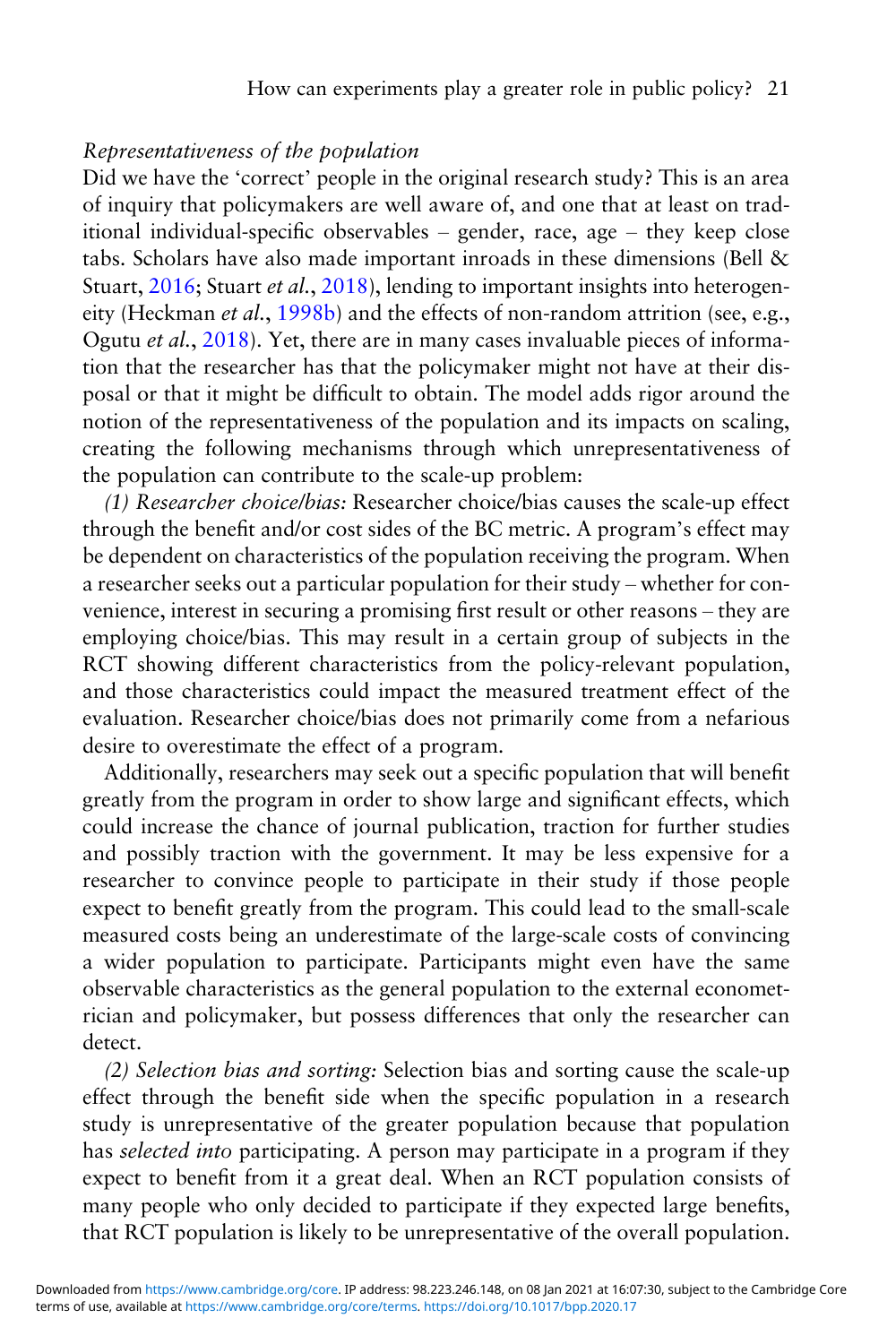*Representativeness of the population*

Did we have the 'correct' people in the original research study? This is an area of inquiry that policymakers are well aware of, and one that at least on traditional individual-specific observables – gender, race, age – they keep close tabs. Scholars have also made important inroads in these dimensions (Bell & Stuart, 2016; Stuart *et al*., 2018), lending to important insights into heterogeneity (Heckman *et al*., 1998b) and the effects of non-random attrition (see, e.g., Ogutu *et al*., 2018). Yet, there are in many cases invaluable pieces of information that the researcher has that the policymaker might not have at their disposal or that it might be difficult to obtain. The model adds rigor around the notion of the representativeness of the population and its impacts on scaling, creating the following mechanisms through which unrepresentativeness of the population can contribute to the scale-up problem:

*(1) Researcher choice/bias:* Researcher choice/bias causes the scale-up effect through the benefit and/or cost sides of the BC metric. A program's effect may be dependent on characteristics of the population receiving the program. When a researcher seeks out a particular population for their study – whether for convenience, interest in securing a promising first result or other reasons – they are employing choice/bias. This may result in a certain group of subjects in the RCT showing different characteristics from the policy-relevant population, and those characteristics could impact the measured treatment effect of the evaluation. Researcher choice/bias does not primarily come from a nefarious desire to overestimate the effect of a program.

Additionally, researchers may seek out a specific population that will benefit greatly from the program in order to show large and significant effects, which could increase the chance of journal publication, traction for further studies and possibly traction with the government. It may be less expensive for a researcher to convince people to participate in their study if those people expect to benefit greatly from the program. This could lead to the small-scale measured costs being an underestimate of the large-scale costs of convincing a wider population to participate. Participants might even have the same observable characteristics as the general population to the external econometrician and policymaker, but possess differences that only the researcher can detect.

*(2) Selection bias and sorting:* Selection bias and sorting cause the scale-up effect through the benefit side when the specific population in a research study is unrepresentative of the greater population because that population has *selected into* participating. A person may participate in a program if they expect to benefit from it a great deal. When an RCT population consists of many people who only decided to participate if they expected large benefits, that RCT population is likely to be unrepresentative of the overall population.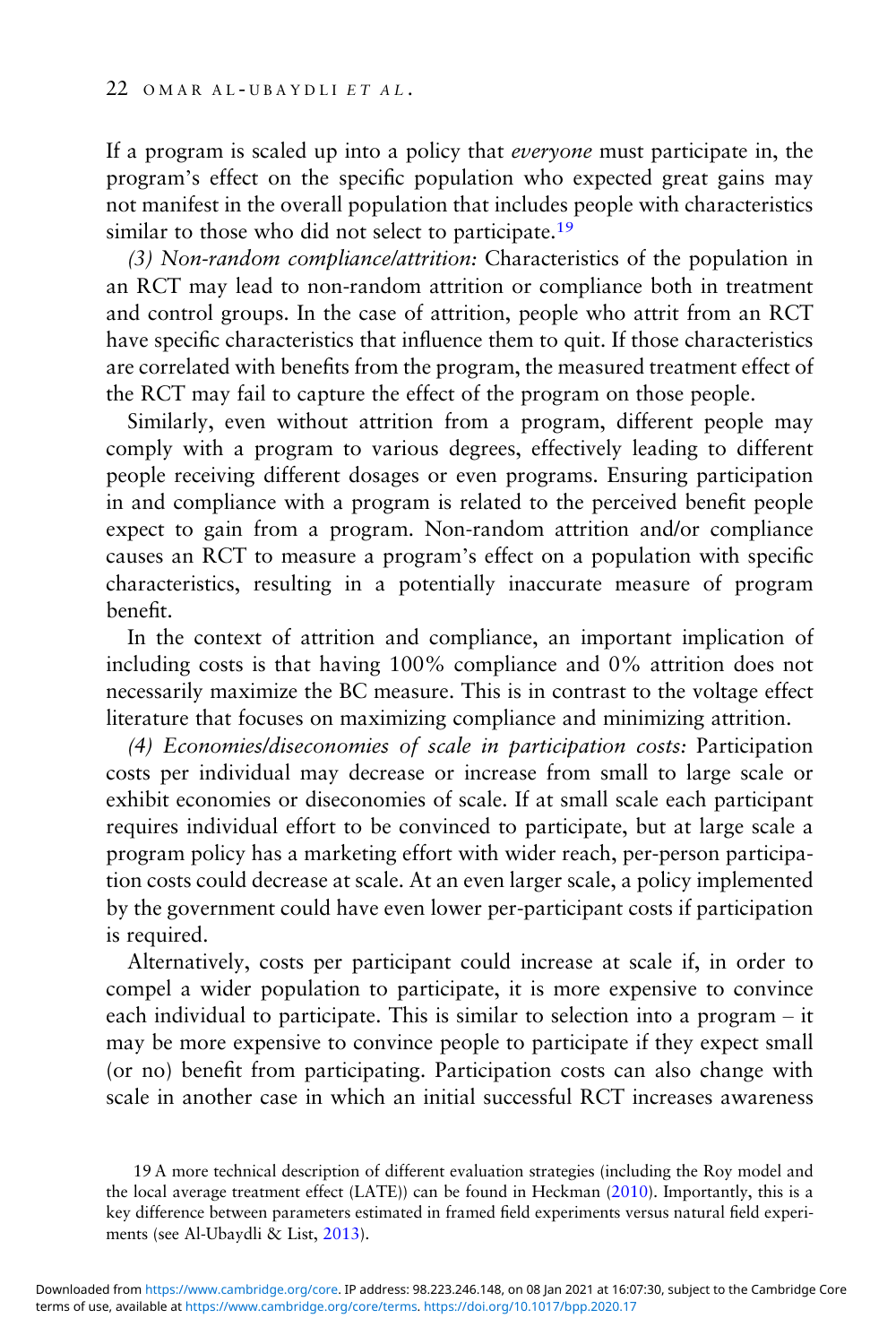If a program is scaled up into a policy that *everyone* must participate in, the program's effect on the specific population who expected great gains may not manifest in the overall population that includes people with characteristics similar to those who did not select to participate.[19]

*(3) Non-random compliance/attrition:* Characteristics of the population in an RCT may lead to non-random attrition or compliance both in treatment and control groups. In the case of attrition, people who attrit from an RCT have specific characteristics that influence them to quit. If those characteristics are correlated with benefits from the program, the measured treatment effect of the RCT may fail to capture the effect of the program on those people.

Similarly, even without attrition from a program, different people may comply with a program to various degrees, effectively leading to different people receiving different dosages or even programs. Ensuring participation in and compliance with a program is related to the perceived benefit people expect to gain from a program. Non-random attrition and/or compliance causes an RCT to measure a program's effect on a population with specific characteristics, resulting in a potentially inaccurate measure of program benefit.

In the context of attrition and compliance, an important implication of including costs is that having 100% compliance and 0% attrition does not necessarily maximize the BC measure. This is in contrast to the voltage effect literature that focuses on maximizing compliance and minimizing attrition.

*(4) Economies/diseconomies of scale in participation costs:* Participation costs per individual may decrease or increase from small to large scale or exhibit economies or diseconomies of scale. If at small scale each participant requires individual effort to be convinced to participate, but at large scale a program policy has a marketing effort with wider reach, per-person participation costs could decrease at scale. At an even larger scale, a policy implemented by the government could have even lower per-participant costs if participation is required.

Alternatively, costs per participant could increase at scale if, in order to compel a wider population to participate, it is more expensive to convince each individual to participate. This is similar to selection into a program – it may be more expensive to convince people to participate if they expect small (or no) benefit from participating. Participation costs can also change with scale in another case in which an initial successful RCT increases awareness

19 A more technical description of different evaluation strategies (including the Roy model and the local average treatment effect (LATE)) can be found in Heckman (2010). Importantly, this is a key difference between parameters estimated in framed field experiments versus natural field experiments (see Al-Ubaydli & List, 2013).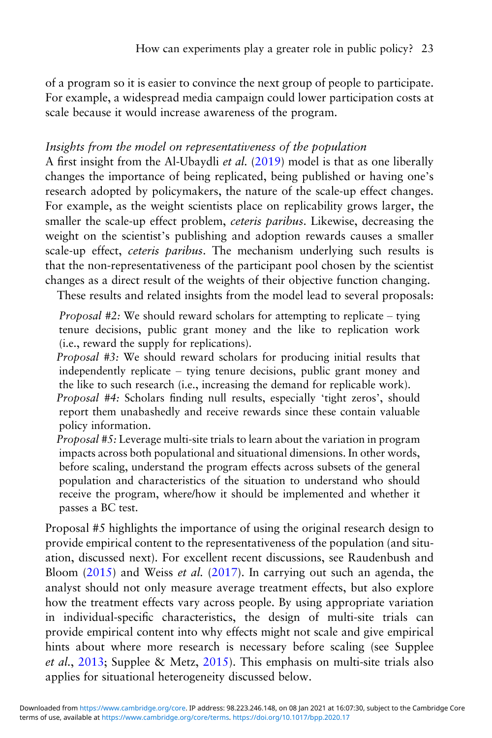of a program so it is easier to convince the next group of people to participate. For example, a widespread media campaign could lower participation costs at scale because it would increase awareness of the program.

*Insights from the model on representativeness of the population*

A first insight from the Al-Ubaydli *et al.* (2019) model is that as one liberally changes the importance of being replicated, being published or having one's research adopted by policymakers, the nature of the scale-up effect changes. For example, as the weight scientists place on replicability grows larger, the smaller the scale-up effect problem, *ceteris paribus*. Likewise, decreasing the weight on the scientist's publishing and adoption rewards causes a smaller scale-up effect, *ceteris paribus*. The mechanism underlying such results is that the non-representativeness of the participant pool chosen by the scientist changes as a direct result of the weights of their objective function changing.

These results and related insights from the model lead to several proposals:

*Proposal #2:* We should reward scholars for attempting to replicate – tying tenure decisions, public grant money and the like to replication work (i.e., reward the supply for replications).

*Proposal #3:* We should reward scholars for producing initial results that independently replicate – tying tenure decisions, public grant money and the like to such research (i.e., increasing the demand for replicable work).

*Proposal #4:* Scholars finding null results, especially 'tight zeros', should report them unabashedly and receive rewards since these contain valuable policy information.

*Proposal #5:* Leverage multi-site trials to learn about the variation in program impacts across both populational and situational dimensions. In other words, before scaling, understand the program effects across subsets of the general population and characteristics of the situation to understand who should receive the program, where/how it should be implemented and whether it passes a BC test.

Proposal #5 highlights the importance of using the original research design to provide empirical content to the representativeness of the population (and situation, discussed next). For excellent recent discussions, see Raudenbush and Bloom (2015) and Weiss *et al.* (2017). In carrying out such an agenda, the analyst should not only measure average treatment effects, but also explore how the treatment effects vary across people. By using appropriate variation in individual-specific characteristics, the design of multi-site trials can provide empirical content into why effects might not scale and give empirical hints about where more research is necessary before scaling (see Supplee *et al.*, 2013; Supplee & Metz, 2015). This emphasis on multi-site trials also applies for situational heterogeneity discussed below.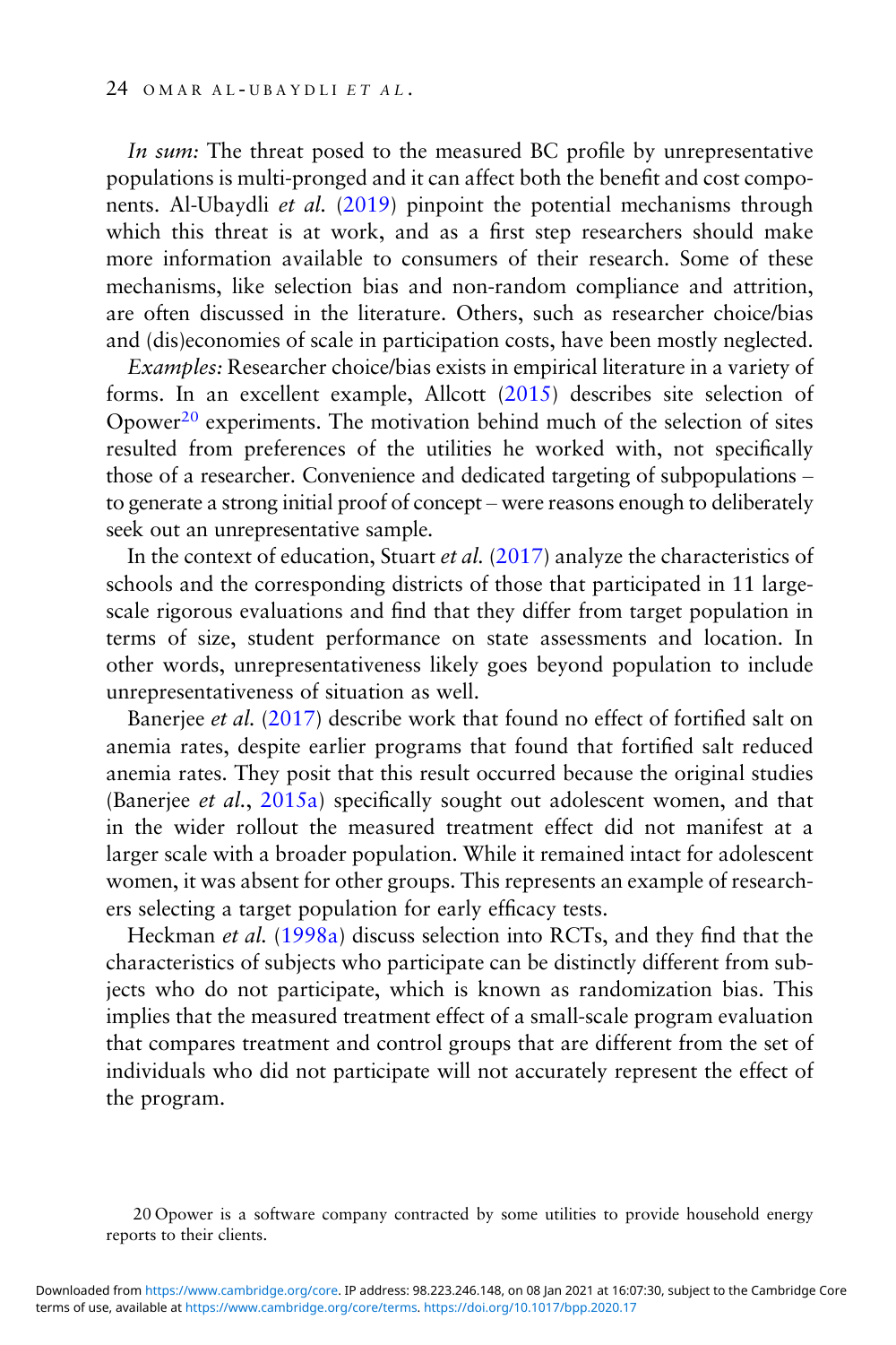*In sum:* The threat posed to the measured BC profile by unrepresentative populations is multi-pronged and it can affect both the benefit and cost components. Al-Ubaydli *et al.* (2019) pinpoint the potential mechanisms through which this threat is at work, and as a first step researchers should make more information available to consumers of their research. Some of these mechanisms, like selection bias and non-random compliance and attrition, are often discussed in the literature. Others, such as researcher choice/bias and (dis)economies of scale in participation costs, have been mostly neglected.

*Examples:* Researcher choice/bias exists in empirical literature in a variety of forms. In an excellent example, Allcott (2015) describes site selection of Opower[20] experiments. The motivation behind much of the selection of sites resulted from preferences of the utilities he worked with, not specifically those of a researcher. Convenience and dedicated targeting of subpopulations – to generate a strong initial proof of concept – were reasons enough to deliberately seek out an unrepresentative sample.

In the context of education, Stuart *et al.* (2017) analyze the characteristics of schools and the corresponding districts of those that participated in 11 large-scale rigorous evaluations and find that they differ from target population in terms of size, student performance on state assessments and location. In other words, unrepresentativeness likely goes beyond population to include unrepresentativeness of situation as well.

Banerjee *et al.* (2017) describe work that found no effect of fortified salt on anemia rates, despite earlier programs that found that fortified salt reduced anemia rates. They posit that this result occurred because the original studies (Banerjee *et al.*, 2015a) specifically sought out adolescent women, and that in the wider rollout the measured treatment effect did not manifest at a larger scale with a broader population. While it remained intact for adolescent women, it was absent for other groups. This represents an example of researchers selecting a target population for early efficacy tests.

Heckman *et al.* (1998a) discuss selection into RCTs, and they find that the characteristics of subjects who participate can be distinctly different from subjects who do not participate, which is known as randomization bias. This implies that the measured treatment effect of a small-scale program evaluation that compares treatment and control groups that are different from the set of individuals who did not participate will not accurately represent the effect of the program.

[20] Opower is a software company contracted by some utilities to provide household energy reports to their clients.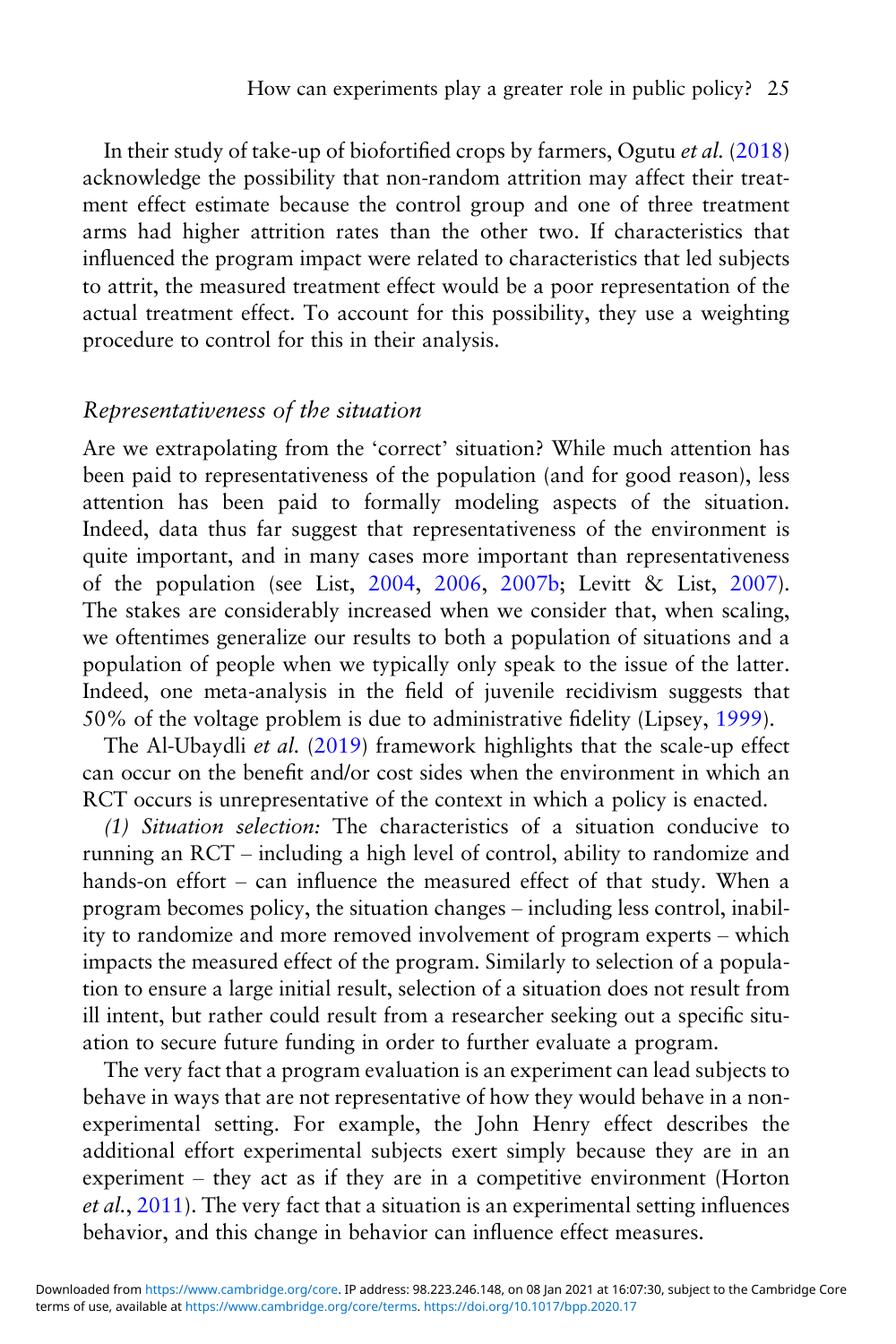In their study of take-up of biofortified crops by farmers, Ogutu *et al.* (2018) acknowledge the possibility that non-random attrition may affect their treatment effect estimate because the control group and one of three treatment arms had higher attrition rates than the other two. If characteristics that influenced the program impact were related to characteristics that led subjects to attrit, the measured treatment effect would be a poor representation of the actual treatment effect. To account for this possibility, they use a weighting procedure to control for this in their analysis.

### *Representativeness of the situation*

Are we extrapolating from the 'correct' situation? While much attention has been paid to representativeness of the population (and for good reason), less attention has been paid to formally modeling aspects of the situation. Indeed, data thus far suggest that representativeness of the environment is quite important, and in many cases more important than representativeness of the population (see List, 2004, 2006, 2007b; Levitt & List, 2007). The stakes are considerably increased when we consider that, when scaling, we oftentimes generalize our results to both a population of situations and a population of people when we typically only speak to the issue of the latter. Indeed, one meta-analysis in the field of juvenile recidivism suggests that 50% of the voltage problem is due to administrative fidelity (Lipsey, 1999).

The Al-Ubaydli *et al.* (2019) framework highlights that the scale-up effect can occur on the benefit and/or cost sides when the environment in which an RCT occurs is unrepresentative of the context in which a policy is enacted.

*(1) Situation selection:* The characteristics of a situation conducive to running an RCT – including a high level of control, ability to randomize and hands-on effort – can influence the measured effect of that study. When a program becomes policy, the situation changes – including less control, inability to randomize and more removed involvement of program experts – which impacts the measured effect of the program. Similarly to selection of a population to ensure a large initial result, selection of a situation does not result from ill intent, but rather could result from a researcher seeking out a specific situation to secure future funding in order to further evaluate a program.

The very fact that a program evaluation is an experiment can lead subjects to behave in ways that are not representative of how they would behave in a non-experimental setting. For example, the John Henry effect describes the additional effort experimental subjects exert simply because they are in an experiment – they act as if they are in a competitive environment (Horton *et al.*, 2011). The very fact that a situation is an experimental setting influences behavior, and this change in behavior can influence effect measures.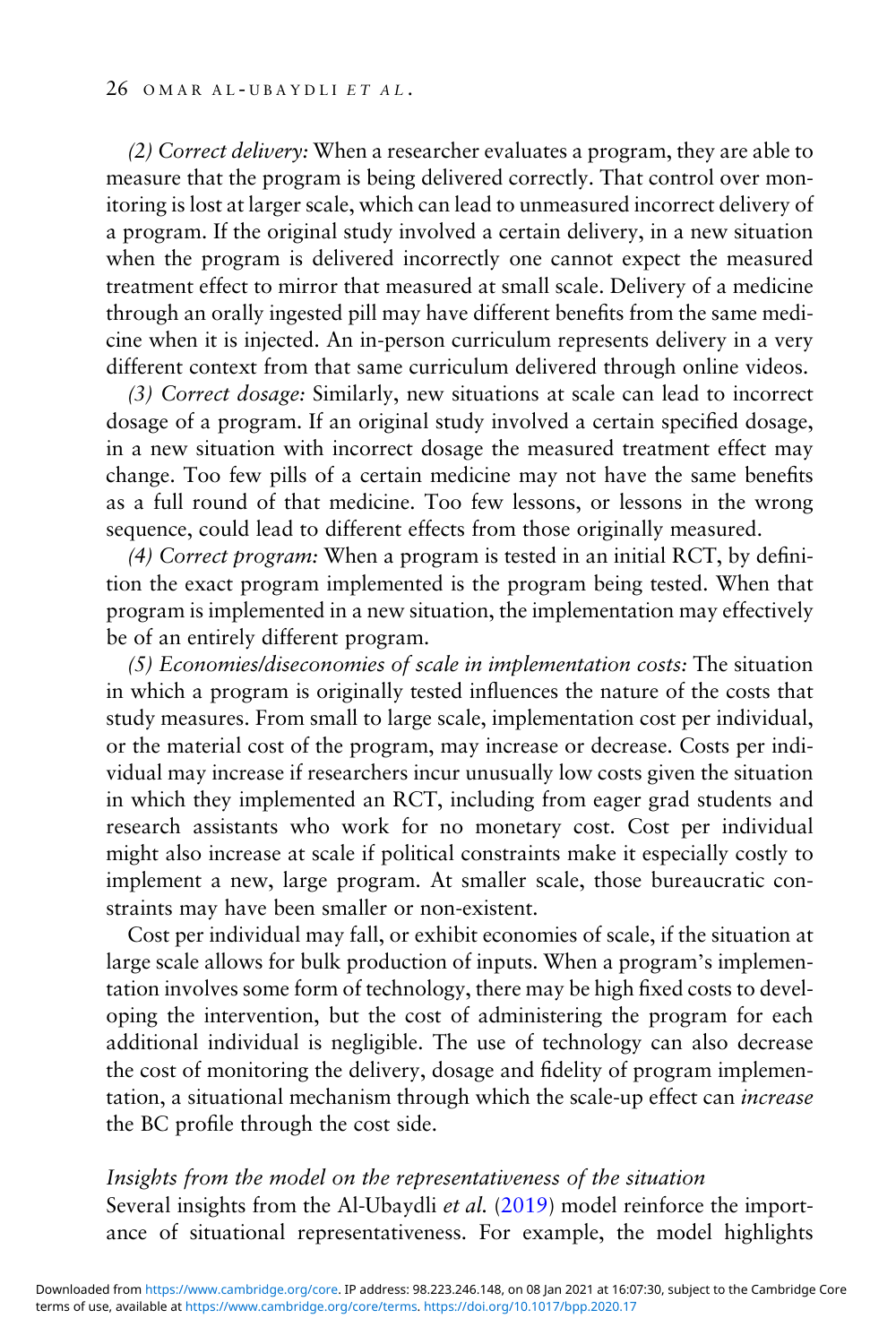*(2) Correct delivery:* When a researcher evaluates a program, they are able to measure that the program is being delivered correctly. That control over monitoring is lost at larger scale, which can lead to unmeasured incorrect delivery of a program. If the original study involved a certain delivery, in a new situation when the program is delivered incorrectly one cannot expect the measured treatment effect to mirror that measured at small scale. Delivery of a medicine through an orally ingested pill may have different benefits from the same medicine when it is injected. An in-person curriculum represents delivery in a very different context from that same curriculum delivered through online videos.

*(3) Correct dosage:* Similarly, new situations at scale can lead to incorrect dosage of a program. If an original study involved a certain specified dosage, in a new situation with incorrect dosage the measured treatment effect may change. Too few pills of a certain medicine may not have the same benefits as a full round of that medicine. Too few lessons, or lessons in the wrong sequence, could lead to different effects from those originally measured.

*(4) Correct program:* When a program is tested in an initial RCT, by definition the exact program implemented is the program being tested. When that program is implemented in a new situation, the implementation may effectively be of an entirely different program.

*(5) Economies/diseconomies of scale in implementation costs:* The situation in which a program is originally tested influences the nature of the costs that study measures. From small to large scale, implementation cost per individual, or the material cost of the program, may increase or decrease. Costs per individual may increase if researchers incur unusually low costs given the situation in which they implemented an RCT, including from eager grad students and research assistants who work for no monetary cost. Cost per individual might also increase at scale if political constraints make it especially costly to implement a new, large program. At smaller scale, those bureaucratic constraints may have been smaller or non-existent.

Cost per individual may fall, or exhibit economies of scale, if the situation at large scale allows for bulk production of inputs. When a program's implementation involves some form of technology, there may be high fixed costs to developing the intervention, but the cost of administering the program for each additional individual is negligible. The use of technology can also decrease the cost of monitoring the delivery, dosage and fidelity of program implementation, a situational mechanism through which the scale-up effect can *increase* the BC profile through the cost side.

### *Insights from the model on the representativeness of the situation*

Several insights from the Al-Ubaydli *et al.* (2019) model reinforce the importance of situational representativeness. For example, the model highlights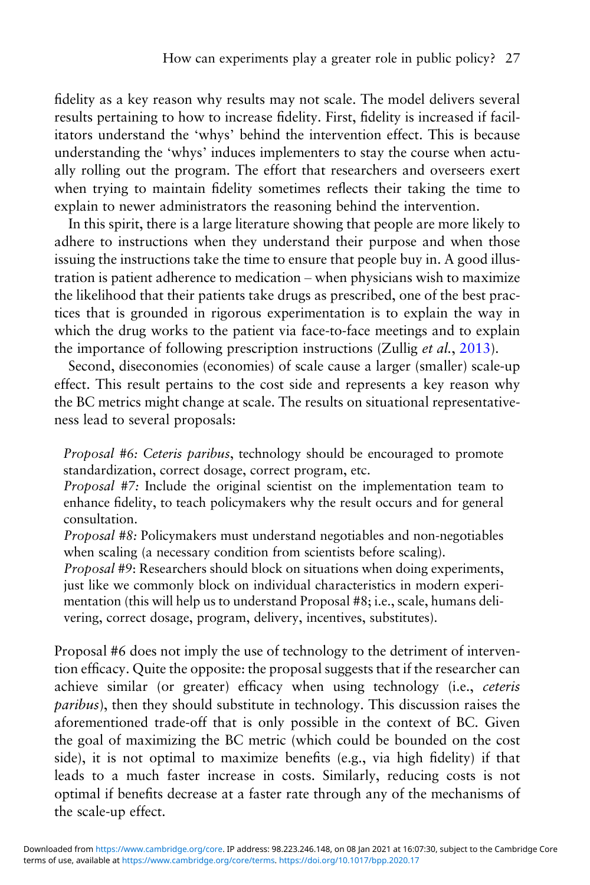fidelity as a key reason why results may not scale. The model delivers several results pertaining to how to increase fidelity. First, fidelity is increased if facilitators understand the 'whys' behind the intervention effect. This is because understanding the 'whys' induces implementers to stay the course when actually rolling out the program. The effort that researchers and overseers exert when trying to maintain fidelity sometimes reflects their taking the time to explain to newer administrators the reasoning behind the intervention.

In this spirit, there is a large literature showing that people are more likely to adhere to instructions when they understand their purpose and when those issuing the instructions take the time to ensure that people buy in. A good illustration is patient adherence to medication – when physicians wish to maximize the likelihood that their patients take drugs as prescribed, one of the best practices that is grounded in rigorous experimentation is to explain the way in which the drug works to the patient via face-to-face meetings and to explain the importance of following prescription instructions (Zullig *et al.*, 2013).

Second, diseconomies (economies) of scale cause a larger (smaller) scale-up effect. This result pertains to the cost side and represents a key reason why the BC metrics might change at scale. The results on situational representativeness lead to several proposals:

> *Proposal #6: Ceteris paribus*, technology should be encouraged to promote standardization, correct dosage, correct program, etc.
> *Proposal #7:* Include the original scientist on the implementation team to enhance fidelity, to teach policymakers why the result occurs and for general consultation.
> *Proposal #8:* Policymakers must understand negotiables and non-negotiables when scaling (a necessary condition from scientists before scaling).
> *Proposal #9*: Researchers should block on situations when doing experiments, just like we commonly block on individual characteristics in modern experimentation (this will help us to understand Proposal #8; i.e., scale, humans delivering, correct dosage, program, delivery, incentives, substitutes).

Proposal #6 does not imply the use of technology to the detriment of intervention efficacy. Quite the opposite: the proposal suggests that if the researcher can achieve similar (or greater) efficacy when using technology (i.e., *ceteris paribus*), then they should substitute in technology. This discussion raises the aforementioned trade-off that is only possible in the context of BC. Given the goal of maximizing the BC metric (which could be bounded on the cost side), it is not optimal to maximize benefits (e.g., via high fidelity) if that leads to a much faster increase in costs. Similarly, reducing costs is not optimal if benefits decrease at a faster rate through any of the mechanisms of the scale-up effect.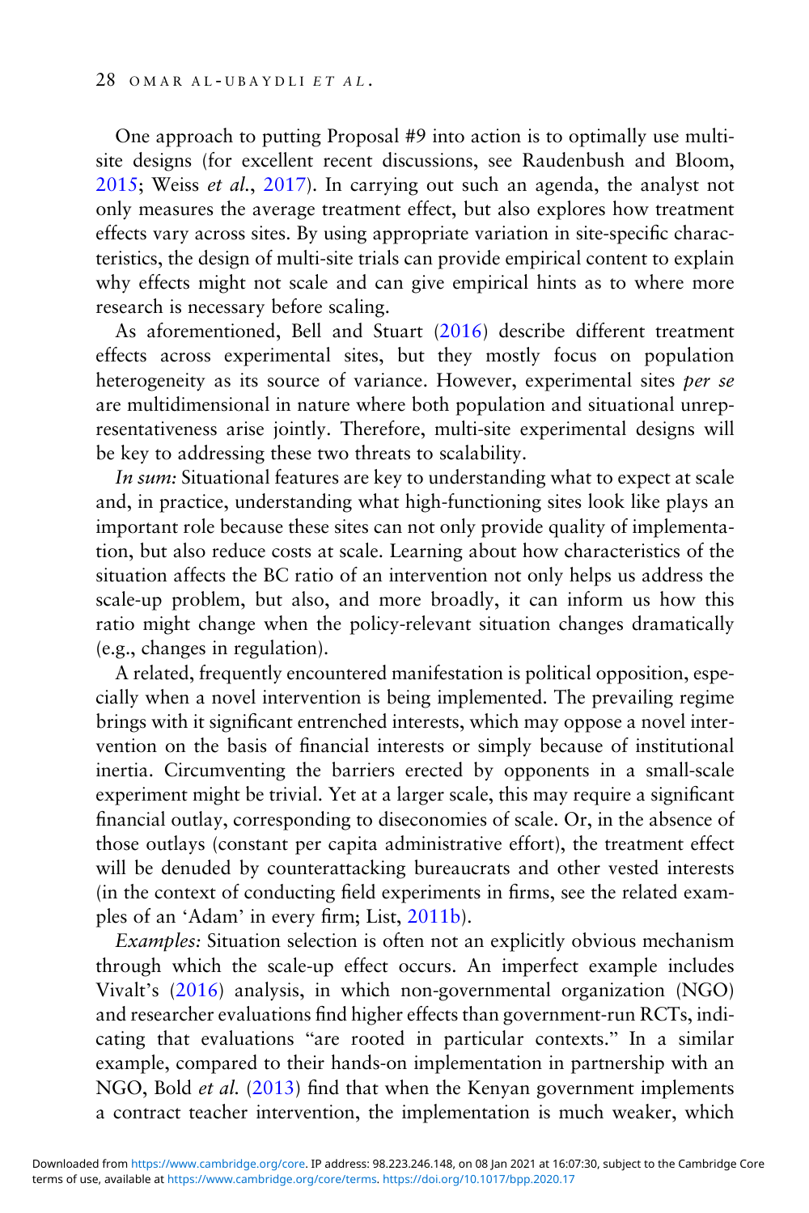One approach to putting Proposal #9 into action is to optimally use multi-site designs (for excellent recent discussions, see Raudenbush and Bloom, 2015; Weiss *et al.*, 2017). In carrying out such an agenda, the analyst not only measures the average treatment effect, but also explores how treatment effects vary across sites. By using appropriate variation in site-specific characteristics, the design of multi-site trials can provide empirical content to explain why effects might not scale and can give empirical hints as to where more research is necessary before scaling.

As aforementioned, Bell and Stuart (2016) describe different treatment effects across experimental sites, but they mostly focus on population heterogeneity as its source of variance. However, experimental sites *per se* are multidimensional in nature where both population and situational unrepresentativeness arise jointly. Therefore, multi-site experimental designs will be key to addressing these two threats to scalability.

*In sum:* Situational features are key to understanding what to expect at scale and, in practice, understanding what high-functioning sites look like plays an important role because these sites can not only provide quality of implementation, but also reduce costs at scale. Learning about how characteristics of the situation affects the BC ratio of an intervention not only helps us address the scale-up problem, but also, and more broadly, it can inform us how this ratio might change when the policy-relevant situation changes dramatically (e.g., changes in regulation).

A related, frequently encountered manifestation is political opposition, especially when a novel intervention is being implemented. The prevailing regime brings with it significant entrenched interests, which may oppose a novel intervention on the basis of financial interests or simply because of institutional inertia. Circumventing the barriers erected by opponents in a small-scale experiment might be trivial. Yet at a larger scale, this may require a significant financial outlay, corresponding to diseconomies of scale. Or, in the absence of those outlays (constant per capita administrative effort), the treatment effect will be denuded by counterattacking bureaucrats and other vested interests (in the context of conducting field experiments in firms, see the related examples of an 'Adam' in every firm; List, 2011b).

*Examples:* Situation selection is often not an explicitly obvious mechanism through which the scale-up effect occurs. An imperfect example includes Vivalt's (2016) analysis, in which non-governmental organization (NGO) and researcher evaluations find higher effects than government-run RCTs, indicating that evaluations "are rooted in particular contexts." In a similar example, compared to their hands-on implementation in partnership with an NGO, Bold *et al.* (2013) find that when the Kenyan government implements a contract teacher intervention, the implementation is much weaker, which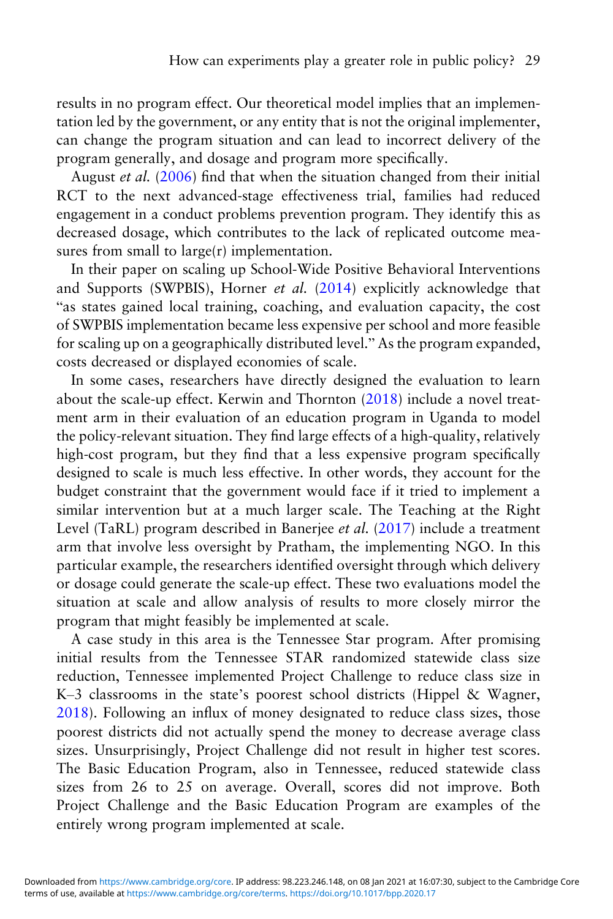results in no program effect. Our theoretical model implies that an implementation led by the government, or any entity that is not the original implementer, can change the program situation and can lead to incorrect delivery of the program generally, and dosage and program more specifically.

August *et al.* (2006) find that when the situation changed from their initial RCT to the next advanced-stage effectiveness trial, families had reduced engagement in a conduct problems prevention program. They identify this as decreased dosage, which contributes to the lack of replicated outcome measures from small to large(r) implementation.

In their paper on scaling up School-Wide Positive Behavioral Interventions and Supports (SWPBIS), Horner *et al.* (2014) explicitly acknowledge that "as states gained local training, coaching, and evaluation capacity, the cost of SWPBIS implementation became less expensive per school and more feasible for scaling up on a geographically distributed level." As the program expanded, costs decreased or displayed economies of scale.

In some cases, researchers have directly designed the evaluation to learn about the scale-up effect. Kerwin and Thornton (2018) include a novel treatment arm in their evaluation of an education program in Uganda to model the policy-relevant situation. They find large effects of a high-quality, relatively high-cost program, but they find that a less expensive program specifically designed to scale is much less effective. In other words, they account for the budget constraint that the government would face if it tried to implement a similar intervention but at a much larger scale. The Teaching at the Right Level (TaRL) program described in Banerjee *et al.* (2017) include a treatment arm that involve less oversight by Pratham, the implementing NGO. In this particular example, the researchers identified oversight through which delivery or dosage could generate the scale-up effect. These two evaluations model the situation at scale and allow analysis of results to more closely mirror the program that might feasibly be implemented at scale.

A case study in this area is the Tennessee Star program. After promising initial results from the Tennessee STAR randomized statewide class size reduction, Tennessee implemented Project Challenge to reduce class size in K–3 classrooms in the state's poorest school districts (Hippel & Wagner, 2018). Following an influx of money designated to reduce class sizes, those poorest districts did not actually spend the money to decrease average class sizes. Unsurprisingly, Project Challenge did not result in higher test scores. The Basic Education Program, also in Tennessee, reduced statewide class sizes from 26 to 25 on average. Overall, scores did not improve. Both Project Challenge and the Basic Education Program are examples of the entirely wrong program implemented at scale.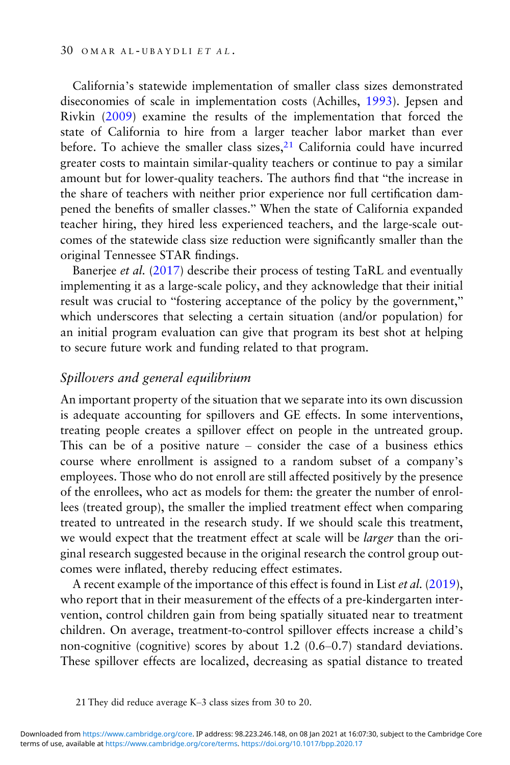California's statewide implementation of smaller class sizes demonstrated diseconomies of scale in implementation costs (Achilles, 1993). Jepsen and Rivkin (2009) examine the results of the implementation that forced the state of California to hire from a larger teacher labor market than ever before. To achieve the smaller class sizes,[21] California could have incurred greater costs to maintain similar-quality teachers or continue to pay a similar amount but for lower-quality teachers. The authors find that "the increase in the share of teachers with neither prior experience nor full certification dampened the benefits of smaller classes." When the state of California expanded teacher hiring, they hired less experienced teachers, and the large-scale outcomes of the statewide class size reduction were significantly smaller than the original Tennessee STAR findings.

Banerjee *et al.* (2017) describe their process of testing TaRL and eventually implementing it as a large-scale policy, and they acknowledge that their initial result was crucial to "fostering acceptance of the policy by the government," which underscores that selecting a certain situation (and/or population) for an initial program evaluation can give that program its best shot at helping to secure future work and funding related to that program.

### *Spillovers and general equilibrium*

An important property of the situation that we separate into its own discussion is adequate accounting for spillovers and GE effects. In some interventions, treating people creates a spillover effect on people in the untreated group. This can be of a positive nature – consider the case of a business ethics course where enrollment is assigned to a random subset of a company's employees. Those who do not enroll are still affected positively by the presence of the enrollees, who act as models for them: the greater the number of enrollees (treated group), the smaller the implied treatment effect when comparing treated to untreated in the research study. If we should scale this treatment, we would expect that the treatment effect at scale will be *larger* than the original research suggested because in the original research the control group outcomes were inflated, thereby reducing effect estimates.

A recent example of the importance of this effect is found in List *et al.* (2019), who report that in their measurement of the effects of a pre-kindergarten intervention, control children gain from being spatially situated near to treatment children. On average, treatment-to-control spillover effects increase a child's non-cognitive (cognitive) scores by about 1.2 (0.6–0.7) standard deviations. These spillover effects are localized, decreasing as spatial distance to treated

21 They did reduce average K–3 class sizes from 30 to 20.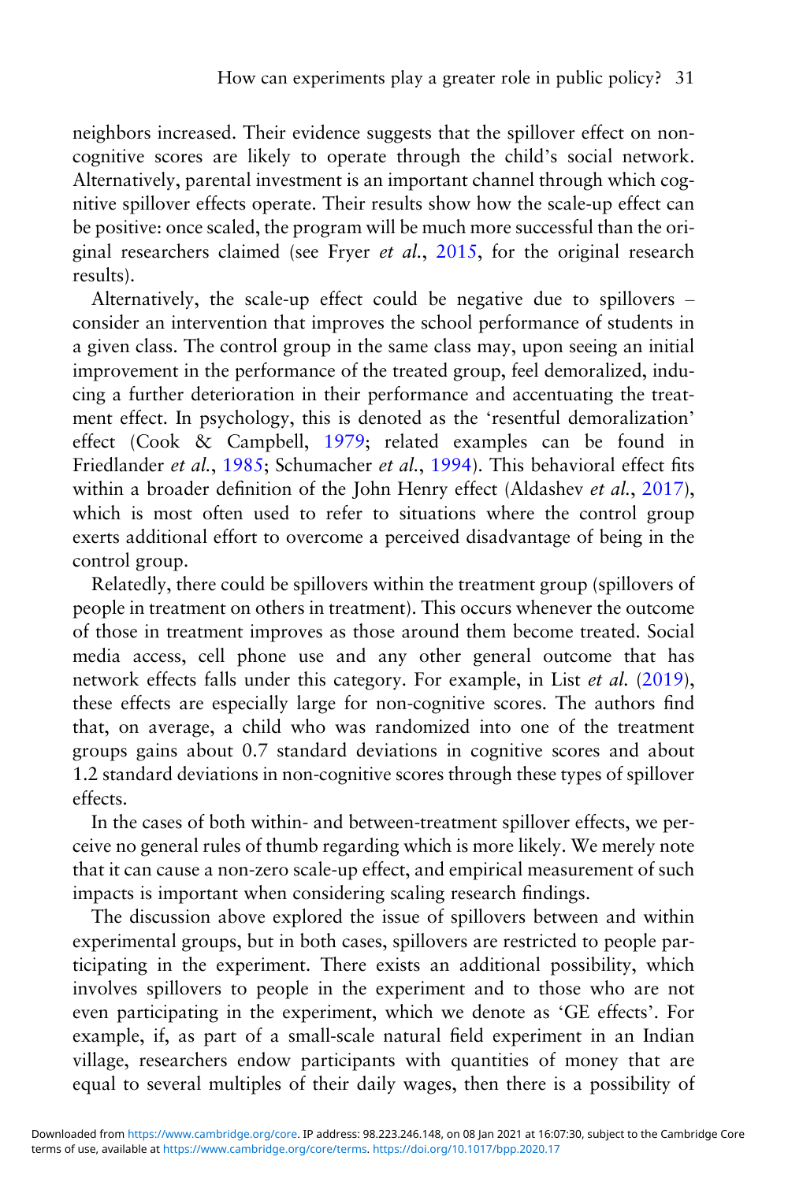neighbors increased. Their evidence suggests that the spillover effect on non-cognitive scores are likely to operate through the child's social network. Alternatively, parental investment is an important channel through which cognitive spillover effects operate. Their results show how the scale-up effect can be positive: once scaled, the program will be much more successful than the original researchers claimed (see Fryer *et al.*, 2015, for the original research results).

Alternatively, the scale-up effect could be negative due to spillovers – consider an intervention that improves the school performance of students in a given class. The control group in the same class may, upon seeing an initial improvement in the performance of the treated group, feel demoralized, inducing a further deterioration in their performance and accentuating the treatment effect. In psychology, this is denoted as the 'resentful demoralization' effect (Cook & Campbell, 1979; related examples can be found in Friedlander *et al.*, 1985; Schumacher *et al.*, 1994). This behavioral effect fits within a broader definition of the John Henry effect (Aldashev *et al.*, 2017), which is most often used to refer to situations where the control group exerts additional effort to overcome a perceived disadvantage of being in the control group.

Relatedly, there could be spillovers within the treatment group (spillovers of people in treatment on others in treatment). This occurs whenever the outcome of those in treatment improves as those around them become treated. Social media access, cell phone use and any other general outcome that has network effects falls under this category. For example, in List *et al.* (2019), these effects are especially large for non-cognitive scores. The authors find that, on average, a child who was randomized into one of the treatment groups gains about 0.7 standard deviations in cognitive scores and about 1.2 standard deviations in non-cognitive scores through these types of spillover effects.

In the cases of both within- and between-treatment spillover effects, we perceive no general rules of thumb regarding which is more likely. We merely note that it can cause a non-zero scale-up effect, and empirical measurement of such impacts is important when considering scaling research findings.

The discussion above explored the issue of spillovers between and within experimental groups, but in both cases, spillovers are restricted to people participating in the experiment. There exists an additional possibility, which involves spillovers to people in the experiment and to those who are not even participating in the experiment, which we denote as 'GE effects'. For example, if, as part of a small-scale natural field experiment in an Indian village, researchers endow participants with quantities of money that are equal to several multiples of their daily wages, then there is a possibility of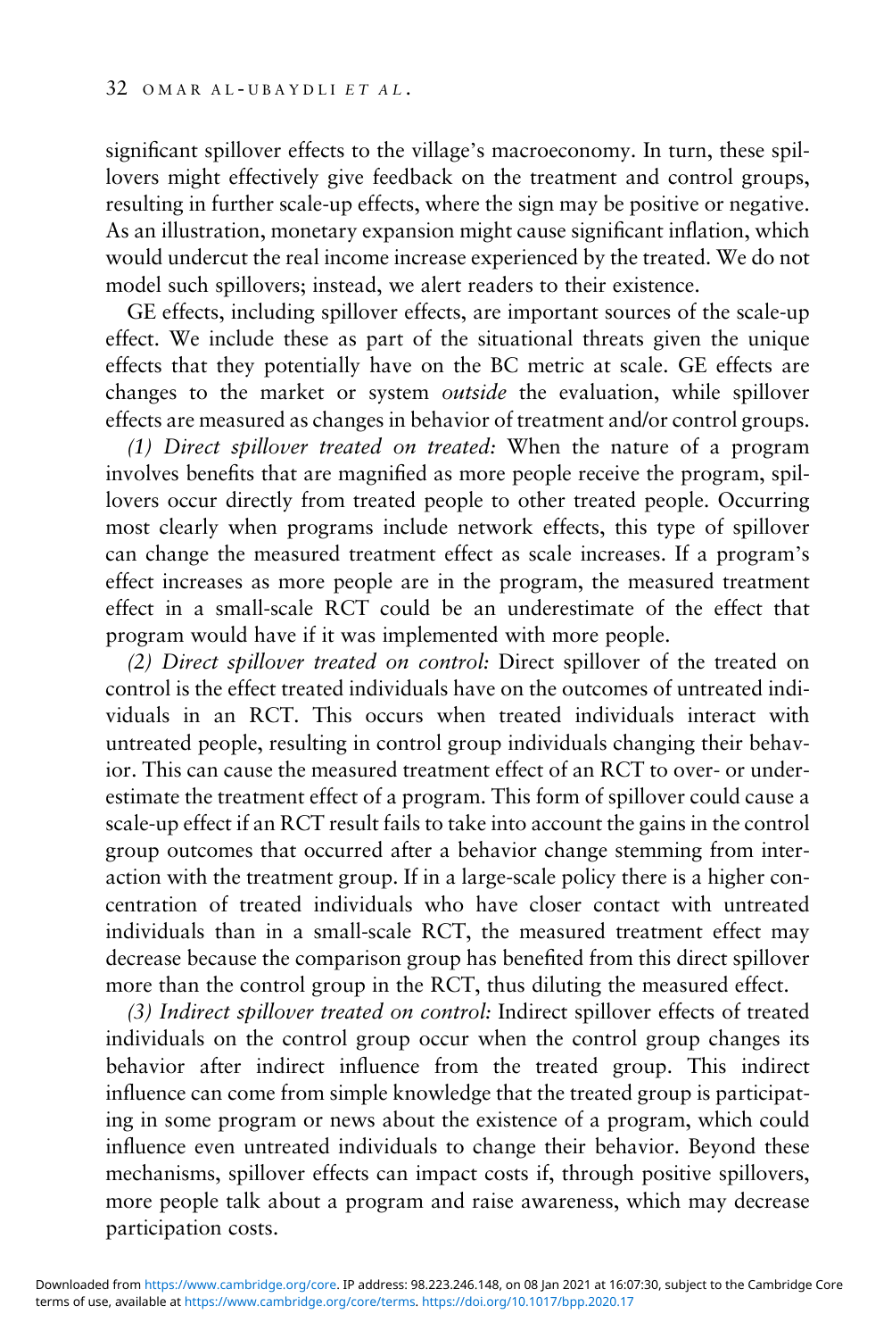significant spillover effects to the village's macroeconomy. In turn, these spillovers might effectively give feedback on the treatment and control groups, resulting in further scale-up effects, where the sign may be positive or negative. As an illustration, monetary expansion might cause significant inflation, which would undercut the real income increase experienced by the treated. We do not model such spillovers; instead, we alert readers to their existence.

GE effects, including spillover effects, are important sources of the scale-up effect. We include these as part of the situational threats given the unique effects that they potentially have on the BC metric at scale. GE effects are changes to the market or system *outside* the evaluation, while spillover effects are measured as changes in behavior of treatment and/or control groups.

*(1) Direct spillover treated on treated:* When the nature of a program involves benefits that are magnified as more people receive the program, spillovers occur directly from treated people to other treated people. Occurring most clearly when programs include network effects, this type of spillover can change the measured treatment effect as scale increases. If a program's effect increases as more people are in the program, the measured treatment effect in a small-scale RCT could be an underestimate of the effect that program would have if it was implemented with more people.

*(2) Direct spillover treated on control:* Direct spillover of the treated on control is the effect treated individuals have on the outcomes of untreated individuals in an RCT. This occurs when treated individuals interact with untreated people, resulting in control group individuals changing their behavior. This can cause the measured treatment effect of an RCT to over- or underestimate the treatment effect of a program. This form of spillover could cause a scale-up effect if an RCT result fails to take into account the gains in the control group outcomes that occurred after a behavior change stemming from interaction with the treatment group. If in a large-scale policy there is a higher concentration of treated individuals who have closer contact with untreated individuals than in a small-scale RCT, the measured treatment effect may decrease because the comparison group has benefited from this direct spillover more than the control group in the RCT, thus diluting the measured effect.

*(3) Indirect spillover treated on control:* Indirect spillover effects of treated individuals on the control group occur when the control group changes its behavior after indirect influence from the treated group. This indirect influence can come from simple knowledge that the treated group is participating in some program or news about the existence of a program, which could influence even untreated individuals to change their behavior. Beyond these mechanisms, spillover effects can impact costs if, through positive spillovers, more people talk about a program and raise awareness, which may decrease participation costs.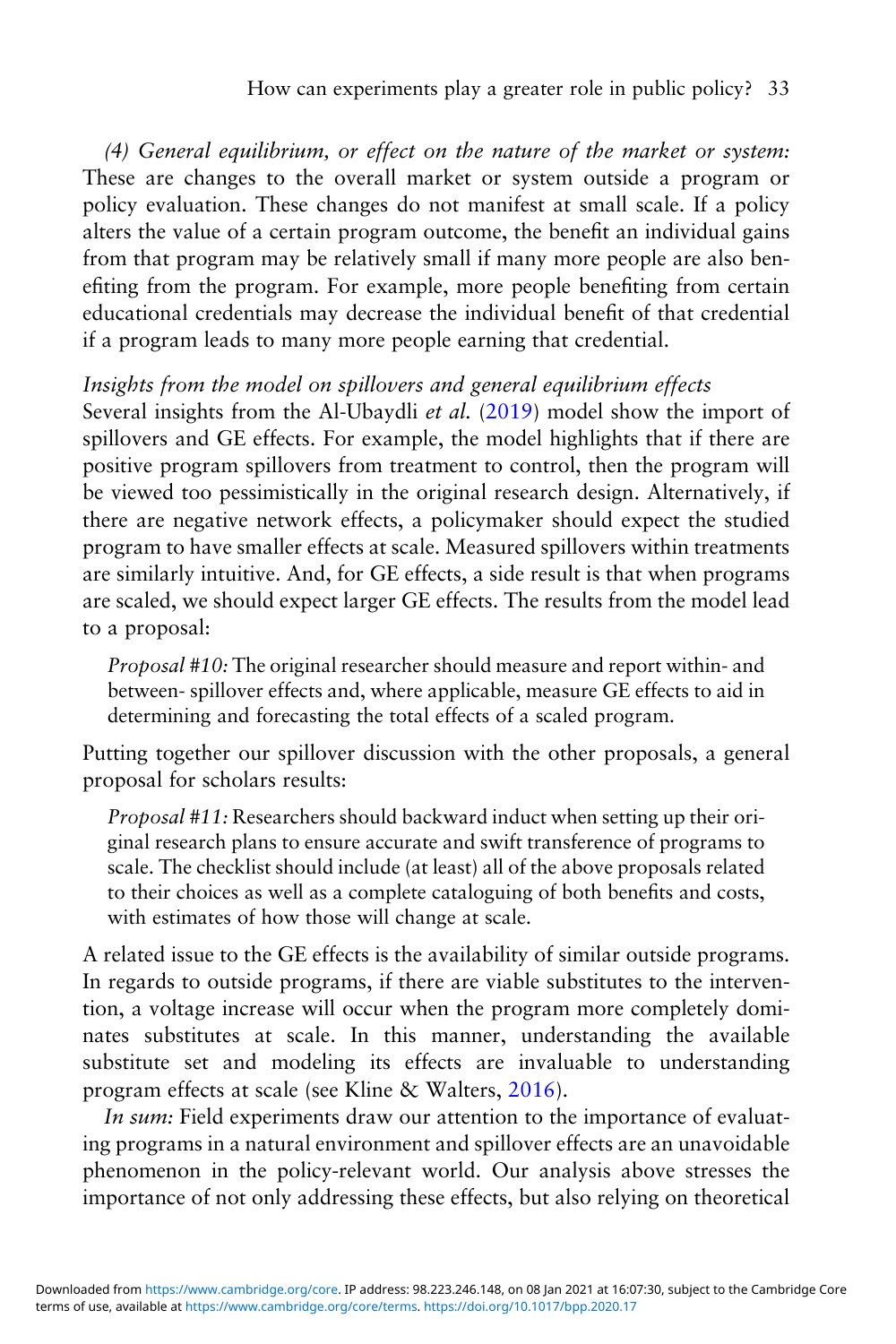*(4) General equilibrium, or effect on the nature of the market or system:* These are changes to the overall market or system outside a program or policy evaluation. These changes do not manifest at small scale. If a policy alters the value of a certain program outcome, the benefit an individual gains from that program may be relatively small if many more people are also benefiting from the program. For example, more people benefiting from certain educational credentials may decrease the individual benefit of that credential if a program leads to many more people earning that credential.

*Insights from the model on spillovers and general equilibrium effects*

Several insights from the Al-Ubaydli *et al.* (2019) model show the import of spillovers and GE effects. For example, the model highlights that if there are positive program spillovers from treatment to control, then the program will be viewed too pessimistically in the original research design. Alternatively, if there are negative network effects, a policymaker should expect the studied program to have smaller effects at scale. Measured spillovers within treatments are similarly intuitive. And, for GE effects, a side result is that when programs are scaled, we should expect larger GE effects. The results from the model lead to a proposal:

> *Proposal #10:* The original researcher should measure and report within- and between- spillover effects and, where applicable, measure GE effects to aid in determining and forecasting the total effects of a scaled program.

Putting together our spillover discussion with the other proposals, a general proposal for scholars results:

> *Proposal #11:* Researchers should backward induct when setting up their original research plans to ensure accurate and swift transference of programs to scale. The checklist should include (at least) all of the above proposals related to their choices as well as a complete cataloguing of both benefits and costs, with estimates of how those will change at scale.

A related issue to the GE effects is the availability of similar outside programs. In regards to outside programs, if there are viable substitutes to the intervention, a voltage increase will occur when the program more completely dominates substitutes at scale. In this manner, understanding the available substitute set and modeling its effects are invaluable to understanding program effects at scale (see Kline & Walters, 2016).

*In sum:* Field experiments draw our attention to the importance of evaluating programs in a natural environment and spillover effects are an unavoidable phenomenon in the policy-relevant world. Our analysis above stresses the importance of not only addressing these effects, but also relying on theoretical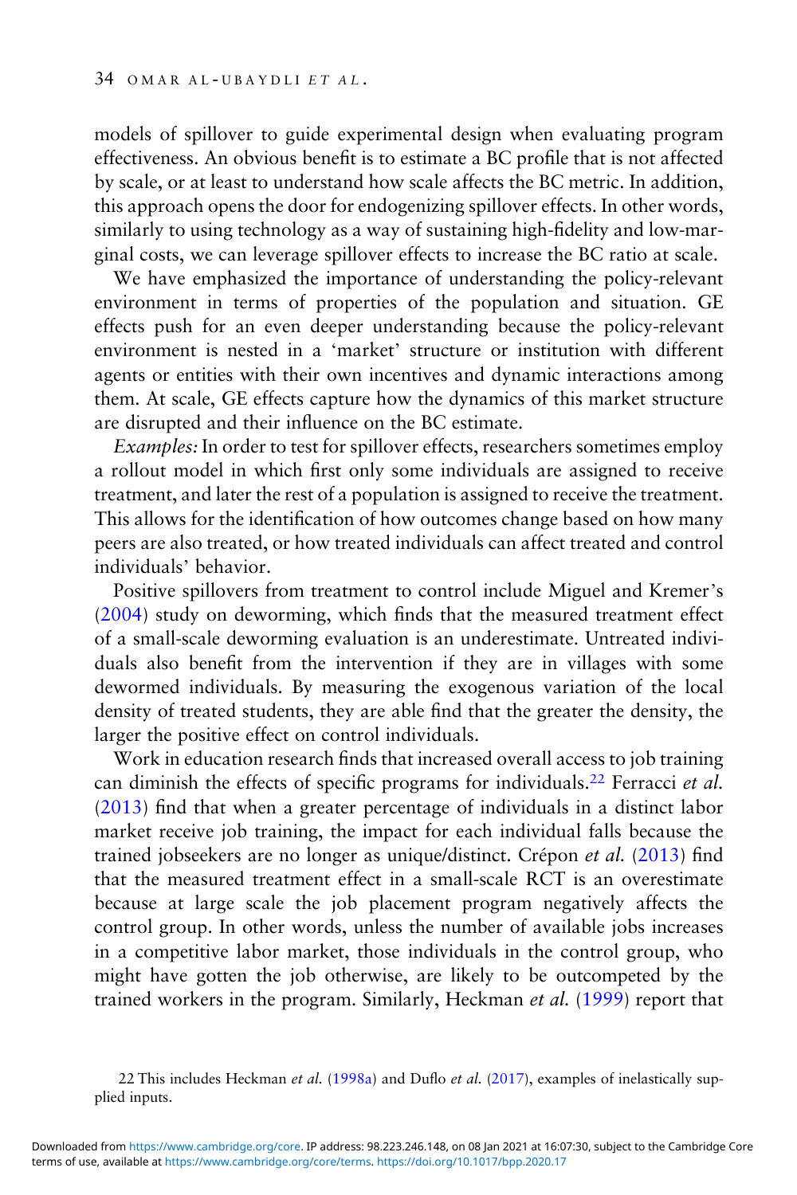models of spillover to guide experimental design when evaluating program effectiveness. An obvious benefit is to estimate a BC profile that is not affected by scale, or at least to understand how scale affects the BC metric. In addition, this approach opens the door for endogenizing spillover effects. In other words, similarly to using technology as a way of sustaining high-fidelity and low-marginal costs, we can leverage spillover effects to increase the BC ratio at scale.

We have emphasized the importance of understanding the policy-relevant environment in terms of properties of the population and situation. GE effects push for an even deeper understanding because the policy-relevant environment is nested in a 'market' structure or institution with different agents or entities with their own incentives and dynamic interactions among them. At scale, GE effects capture how the dynamics of this market structure are disrupted and their influence on the BC estimate.

*Examples:* In order to test for spillover effects, researchers sometimes employ a rollout model in which first only some individuals are assigned to receive treatment, and later the rest of a population is assigned to receive the treatment. This allows for the identification of how outcomes change based on how many peers are also treated, or how treated individuals can affect treated and control individuals' behavior.

Positive spillovers from treatment to control include Miguel and Kremer's (2004) study on deworming, which finds that the measured treatment effect of a small-scale deworming evaluation is an underestimate. Untreated individuals also benefit from the intervention if they are in villages with some dewormed individuals. By measuring the exogenous variation of the local density of treated students, they are able find that the greater the density, the larger the positive effect on control individuals.

Work in education research finds that increased overall access to job training can diminish the effects of specific programs for individuals.[22] Ferracci *et al.* (2013) find that when a greater percentage of individuals in a distinct labor market receive job training, the impact for each individual falls because the trained jobseekers are no longer as unique/distinct. Crépon *et al.* (2013) find that the measured treatment effect in a small-scale RCT is an overestimate because at large scale the job placement program negatively affects the control group. In other words, unless the number of available jobs increases in a competitive labor market, those individuals in the control group, who might have gotten the job otherwise, are likely to be outcompeted by the trained workers in the program. Similarly, Heckman *et al.* (1999) report that

22 This includes Heckman *et al.* (1998a) and Duflo *et al.* (2017), examples of inelastically supplied inputs.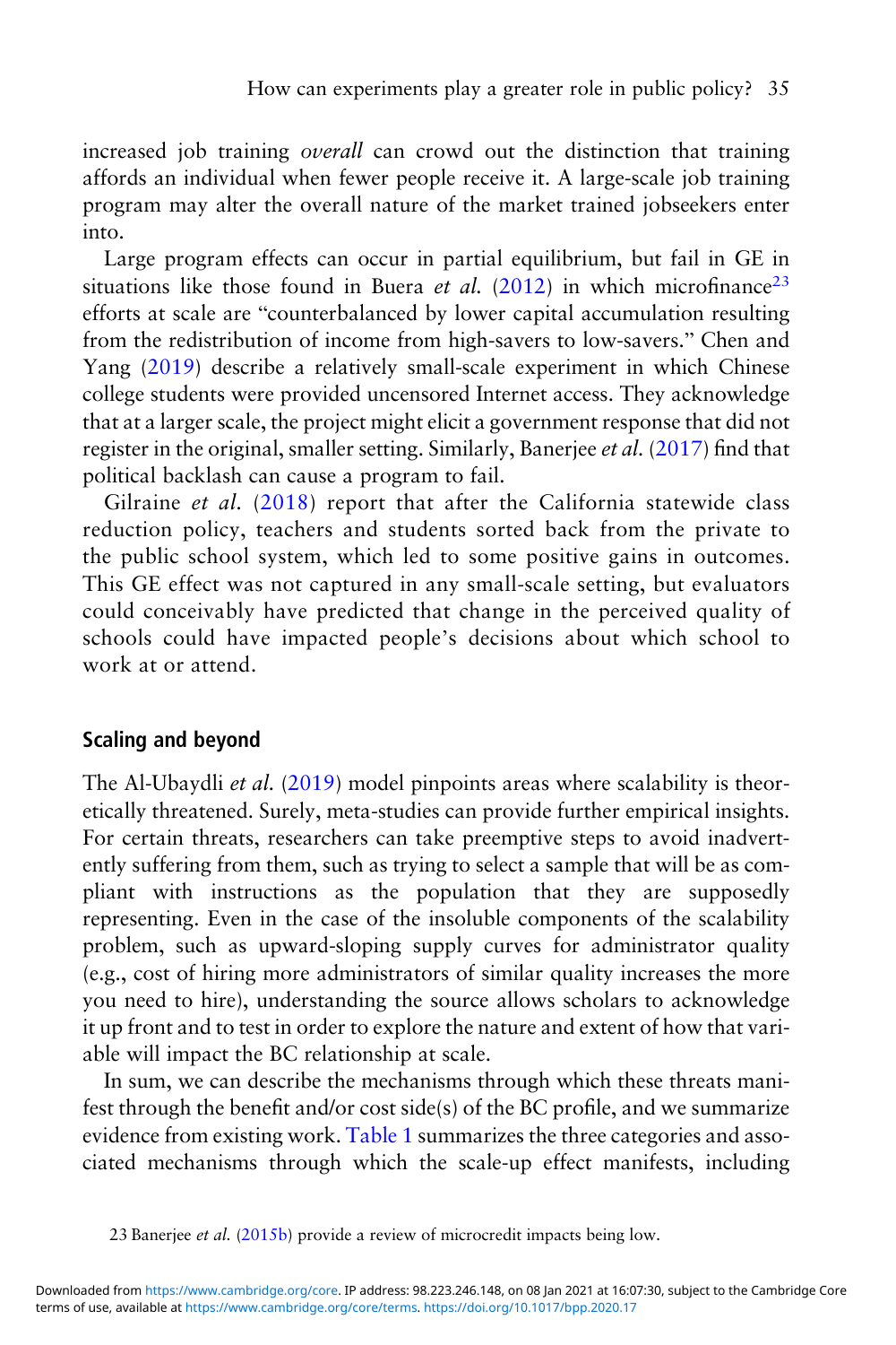increased job training *overall* can crowd out the distinction that training affords an individual when fewer people receive it. A large-scale job training program may alter the overall nature of the market trained jobseekers enter into.

Large program effects can occur in partial equilibrium, but fail in GE in situations like those found in Buera *et al.* (2012) in which microfinance[23] efforts at scale are "counterbalanced by lower capital accumulation resulting from the redistribution of income from high-savers to low-savers." Chen and Yang (2019) describe a relatively small-scale experiment in which Chinese college students were provided uncensored Internet access. They acknowledge that at a larger scale, the project might elicit a government response that did not register in the original, smaller setting. Similarly, Banerjee *et al.* (2017) find that political backlash can cause a program to fail.

Gilraine *et al.* (2018) report that after the California statewide class reduction policy, teachers and students sorted back from the private to the public school system, which led to some positive gains in outcomes. This GE effect was not captured in any small-scale setting, but evaluators could conceivably have predicted that change in the perceived quality of schools could have impacted people's decisions about which school to work at or attend.

## Scaling and beyond

The Al-Ubaydli *et al.* (2019) model pinpoints areas where scalability is theoretically threatened. Surely, meta-studies can provide further empirical insights. For certain threats, researchers can take preemptive steps to avoid inadvertently suffering from them, such as trying to select a sample that will be as compliant with instructions as the population that they are supposedly representing. Even in the case of the insoluble components of the scalability problem, such as upward-sloping supply curves for administrator quality (e.g., cost of hiring more administrators of similar quality increases the more you need to hire), understanding the source allows scholars to acknowledge it up front and to test in order to explore the nature and extent of how that variable will impact the BC relationship at scale.

In sum, we can describe the mechanisms through which these threats manifest through the benefit and/or cost side(s) of the BC profile, and we summarize evidence from existing work. Table 1 summarizes the three categories and associated mechanisms through which the scale-up effect manifests, including

23 Banerjee *et al.* (2015b) provide a review of microcredit impacts being low.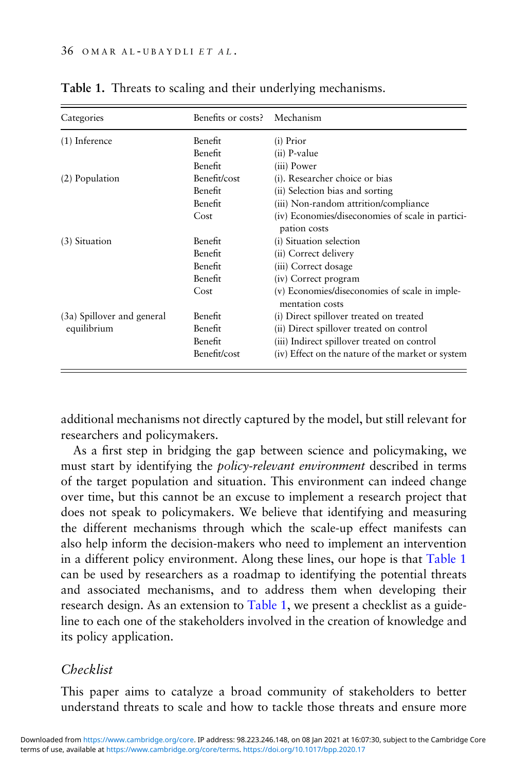**Table 1.** Threats to scaling and their underlying mechanisms.

| Categories | Benefits or costs? | Mechanism |
|---|---|---|
| (1) Inference | Benefit | (i) Prior |
| | Benefit | (ii) P-value |
| | Benefit | (iii) Power |
| (2) Population | Benefit/cost | (i). Researcher choice or bias |
| | Benefit | (ii) Selection bias and sorting |
| | Benefit | (iii) Non-random attrition/compliance |
| | Cost | (iv) Economies/diseconomies of scale in participation costs |
| (3) Situation | Benefit | (i) Situation selection |
| | Benefit | (ii) Correct delivery |
| | Benefit | (iii) Correct dosage |
| | Benefit | (iv) Correct program |
| | Cost | (v) Economies/diseconomies of scale in implementation costs |
| (3a) Spillover and general equilibrium | Benefit | (i) Direct spillover treated on treated |
| | Benefit | (ii) Direct spillover treated on control |
| | Benefit | (iii) Indirect spillover treated on control |
| | Benefit/cost | (iv) Effect on the nature of the market or system |

additional mechanisms not directly captured by the model, but still relevant for researchers and policymakers.

As a first step in bridging the gap between science and policymaking, we must start by identifying the *policy-relevant environment* described in terms of the target population and situation. This environment can indeed change over time, but this cannot be an excuse to implement a research project that does not speak to policymakers. We believe that identifying and measuring the different mechanisms through which the scale-up effect manifests can also help inform the decision-makers who need to implement an intervention in a different policy environment. Along these lines, our hope is that Table 1 can be used by researchers as a roadmap to identifying the potential threats and associated mechanisms, and to address them when developing their research design. As an extension to Table 1, we present a checklist as a guideline to each one of the stakeholders involved in the creation of knowledge and its policy application.

### *Checklist*

This paper aims to catalyze a broad community of stakeholders to better understand threats to scale and how to tackle those threats and ensure more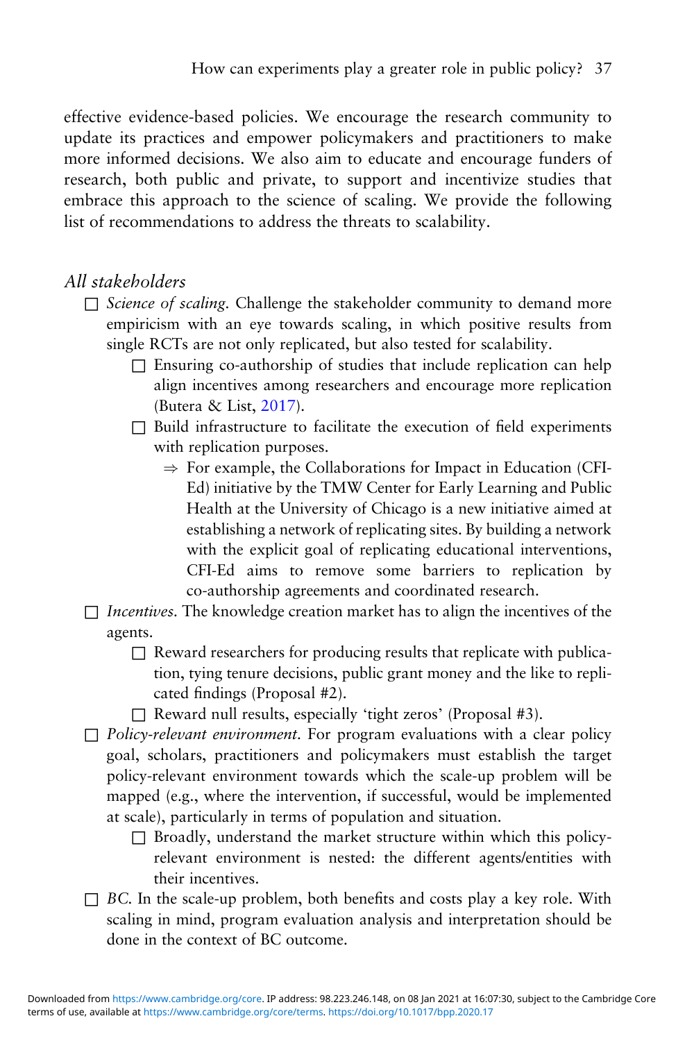effective evidence-based policies. We encourage the research community to update its practices and empower policymakers and practitioners to make more informed decisions. We also aim to educate and encourage funders of research, both public and private, to support and incentivize studies that embrace this approach to the science of scaling. We provide the following list of recommendations to address the threats to scalability.

*All stakeholders*

- ☐ *Science of scaling.* Challenge the stakeholder community to demand more empiricism with an eye towards scaling, in which positive results from single RCTs are not only replicated, but also tested for scalability.
  - ☐ Ensuring co-authorship of studies that include replication can help align incentives among researchers and encourage more replication (Butera & List, 2017).
  - ☐ Build infrastructure to facilitate the execution of field experiments with replication purposes.
    - ⇒ For example, the Collaborations for Impact in Education (CFI-Ed) initiative by the TMW Center for Early Learning and Public Health at the University of Chicago is a new initiative aimed at establishing a network of replicating sites. By building a network with the explicit goal of replicating educational interventions, CFI-Ed aims to remove some barriers to replication by co-authorship agreements and coordinated research.
- ☐ *Incentives.* The knowledge creation market has to align the incentives of the agents.
  - ☐ Reward researchers for producing results that replicate with publication, tying tenure decisions, public grant money and the like to replicated findings (Proposal #2).
  - ☐ Reward null results, especially 'tight zeros' (Proposal #3).
- ☐ *Policy-relevant environment.* For program evaluations with a clear policy goal, scholars, practitioners and policymakers must establish the target policy-relevant environment towards which the scale-up problem will be mapped (e.g., where the intervention, if successful, would be implemented at scale), particularly in terms of population and situation.
  - ☐ Broadly, understand the market structure within which this policy-relevant environment is nested: the different agents/entities with their incentives.
- ☐ *BC.* In the scale-up problem, both benefits and costs play a key role. With scaling in mind, program evaluation analysis and interpretation should be done in the context of BC outcome.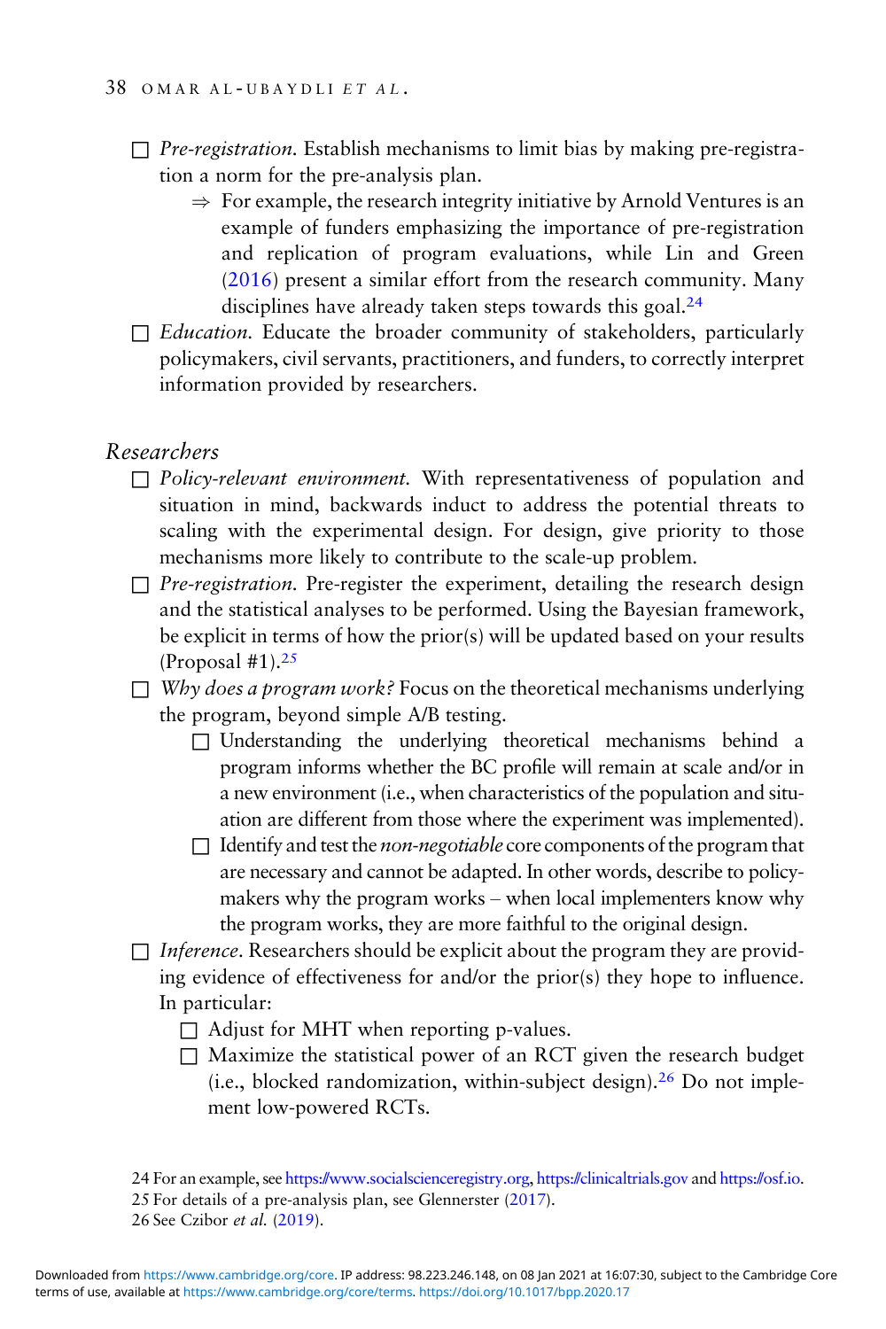- ☐ *Pre-registration.* Establish mechanisms to limit bias by making pre-registration a norm for the pre-analysis plan.
  - ⇒ For example, the research integrity initiative by Arnold Ventures is an example of funders emphasizing the importance of pre-registration and replication of program evaluations, while Lin and Green (2016) present a similar effort from the research community. Many disciplines have already taken steps towards this goal.[24]
- ☐ *Education.* Educate the broader community of stakeholders, particularly policymakers, civil servants, practitioners, and funders, to correctly interpret information provided by researchers.

## *Researchers*

- ☐ *Policy-relevant environment.* With representativeness of population and situation in mind, backwards induct to address the potential threats to scaling with the experimental design. For design, give priority to those mechanisms more likely to contribute to the scale-up problem.
- ☐ *Pre-registration.* Pre-register the experiment, detailing the research design and the statistical analyses to be performed. Using the Bayesian framework, be explicit in terms of how the prior(s) will be updated based on your results (Proposal #1).[25]
- ☐ *Why does a program work?* Focus on the theoretical mechanisms underlying the program, beyond simple A/B testing.
  - ☐ Understanding the underlying theoretical mechanisms behind a program informs whether the BC profile will remain at scale and/or in a new environment (i.e., when characteristics of the population and situation are different from those where the experiment was implemented).
  - ☐ Identify and test the *non-negotiable* core components of the program that are necessary and cannot be adapted. In other words, describe to policymakers why the program works – when local implementers know why the program works, they are more faithful to the original design.
- ☐ *Inference.* Researchers should be explicit about the program they are providing evidence of effectiveness for and/or the prior(s) they hope to influence. In particular:
  - ☐ Adjust for MHT when reporting p-values.
  - ☐ Maximize the statistical power of an RCT given the research budget (i.e., blocked randomization, within-subject design).[26] Do not implement low-powered RCTs.

24 For an example, see https://www.socialscienceregistry.org, https://clinicaltrials.gov and https://osf.io.

25 For details of a pre-analysis plan, see Glennerster (2017).

26 See Czibor *et al.* (2019).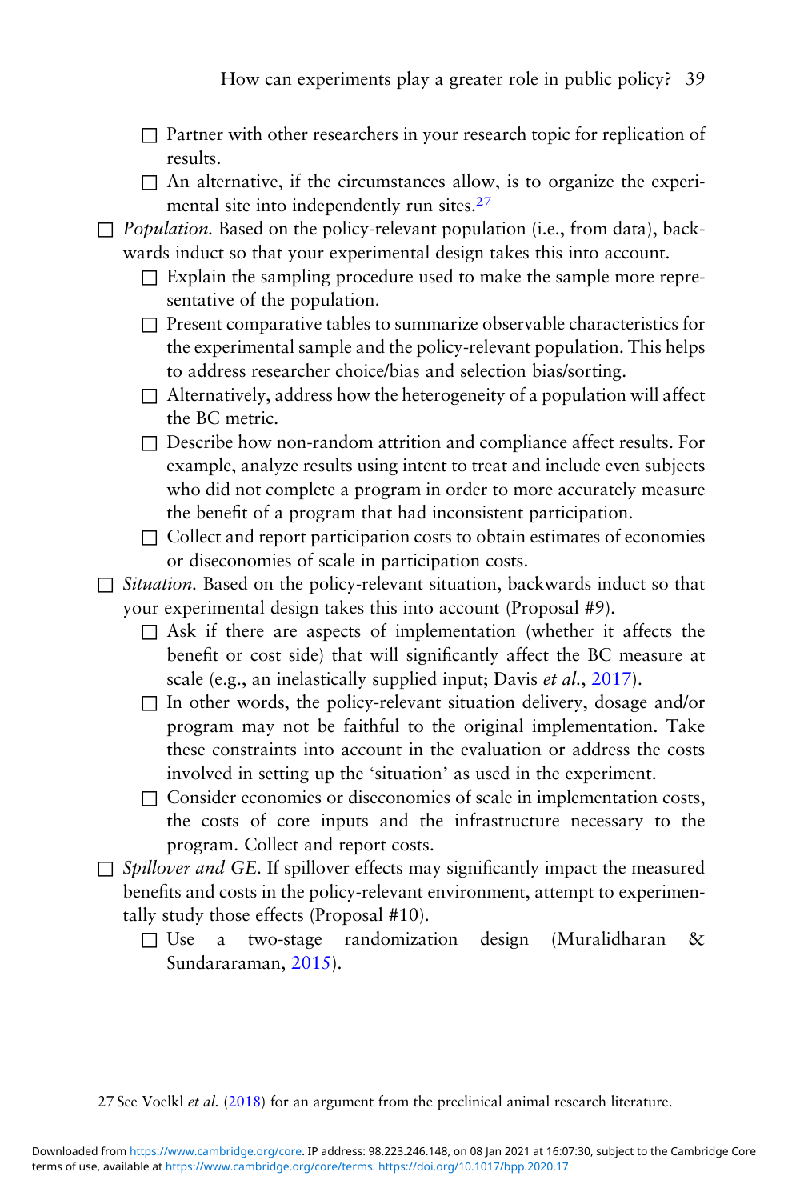- [ ] Partner with other researchers in your research topic for replication of results.
- [ ] An alternative, if the circumstances allow, is to organize the experimental site into independently run sites.[27]

- [ ] *Population.* Based on the policy-relevant population (i.e., from data), backwards induct so that your experimental design takes this into account.
  - [ ] Explain the sampling procedure used to make the sample more representative of the population.
  - [ ] Present comparative tables to summarize observable characteristics for the experimental sample and the policy-relevant population. This helps to address researcher choice/bias and selection bias/sorting.
  - [ ] Alternatively, address how the heterogeneity of a population will affect the BC metric.
  - [ ] Describe how non-random attrition and compliance affect results. For example, analyze results using intent to treat and include even subjects who did not complete a program in order to more accurately measure the benefit of a program that had inconsistent participation.
  - [ ] Collect and report participation costs to obtain estimates of economies or diseconomies of scale in participation costs.
- [ ] *Situation.* Based on the policy-relevant situation, backwards induct so that your experimental design takes this into account (Proposal #9).
  - [ ] Ask if there are aspects of implementation (whether it affects the benefit or cost side) that will significantly affect the BC measure at scale (e.g., an inelastically supplied input; Davis *et al.*, 2017).
  - [ ] In other words, the policy-relevant situation delivery, dosage and/or program may not be faithful to the original implementation. Take these constraints into account in the evaluation or address the costs involved in setting up the 'situation' as used in the experiment.
  - [ ] Consider economies or diseconomies of scale in implementation costs, the costs of core inputs and the infrastructure necessary to the program. Collect and report costs.
- [ ] *Spillover and GE.* If spillover effects may significantly impact the measured benefits and costs in the policy-relevant environment, attempt to experimentally study those effects (Proposal #10).
  - [ ] Use a two-stage randomization design (Muralidharan & Sundararaman, 2015).

27 See Voelkl *et al.* (2018) for an argument from the preclinical animal research literature.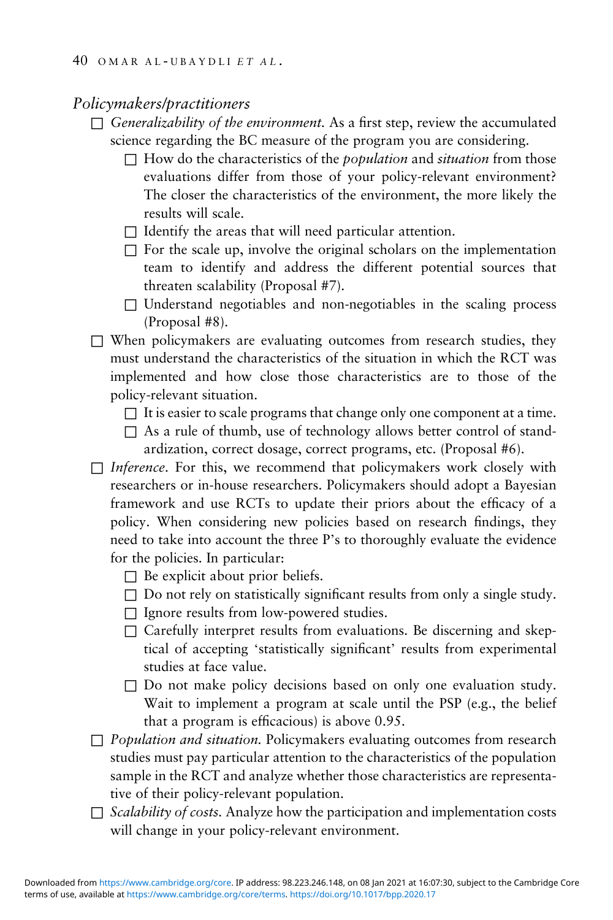*Policymakers/practitioners*

- ☐ *Generalizability of the environment.* As a first step, review the accumulated science regarding the BC measure of the program you are considering.
    - ☐ How do the characteristics of the *population* and *situation* from those evaluations differ from those of your policy-relevant environment? The closer the characteristics of the environment, the more likely the results will scale.
    - ☐ Identify the areas that will need particular attention.
    - ☐ For the scale up, involve the original scholars on the implementation team to identify and address the different potential sources that threaten scalability (Proposal #7).
    - ☐ Understand negotiables and non-negotiables in the scaling process (Proposal #8).
- ☐ When policymakers are evaluating outcomes from research studies, they must understand the characteristics of the situation in which the RCT was implemented and how close those characteristics are to those of the policy-relevant situation.
    - ☐ It is easier to scale programs that change only one component at a time.
    - ☐ As a rule of thumb, use of technology allows better control of standardization, correct dosage, correct programs, etc. (Proposal #6).
- ☐ *Inference.* For this, we recommend that policymakers work closely with researchers or in-house researchers. Policymakers should adopt a Bayesian framework and use RCTs to update their priors about the efficacy of a policy. When considering new policies based on research findings, they need to take into account the three P's to thoroughly evaluate the evidence for the policies. In particular:
    - ☐ Be explicit about prior beliefs.
    - ☐ Do not rely on statistically significant results from only a single study.
    - ☐ Ignore results from low-powered studies.
    - ☐ Carefully interpret results from evaluations. Be discerning and skeptical of accepting 'statistically significant' results from experimental studies at face value.
    - ☐ Do not make policy decisions based on only one evaluation study. Wait to implement a program at scale until the PSP (e.g., the belief that a program is efficacious) is above 0.95.
- ☐ *Population and situation.* Policymakers evaluating outcomes from research studies must pay particular attention to the characteristics of the population sample in the RCT and analyze whether those characteristics are representative of their policy-relevant population.
- ☐ *Scalability of costs.* Analyze how the participation and implementation costs will change in your policy-relevant environment.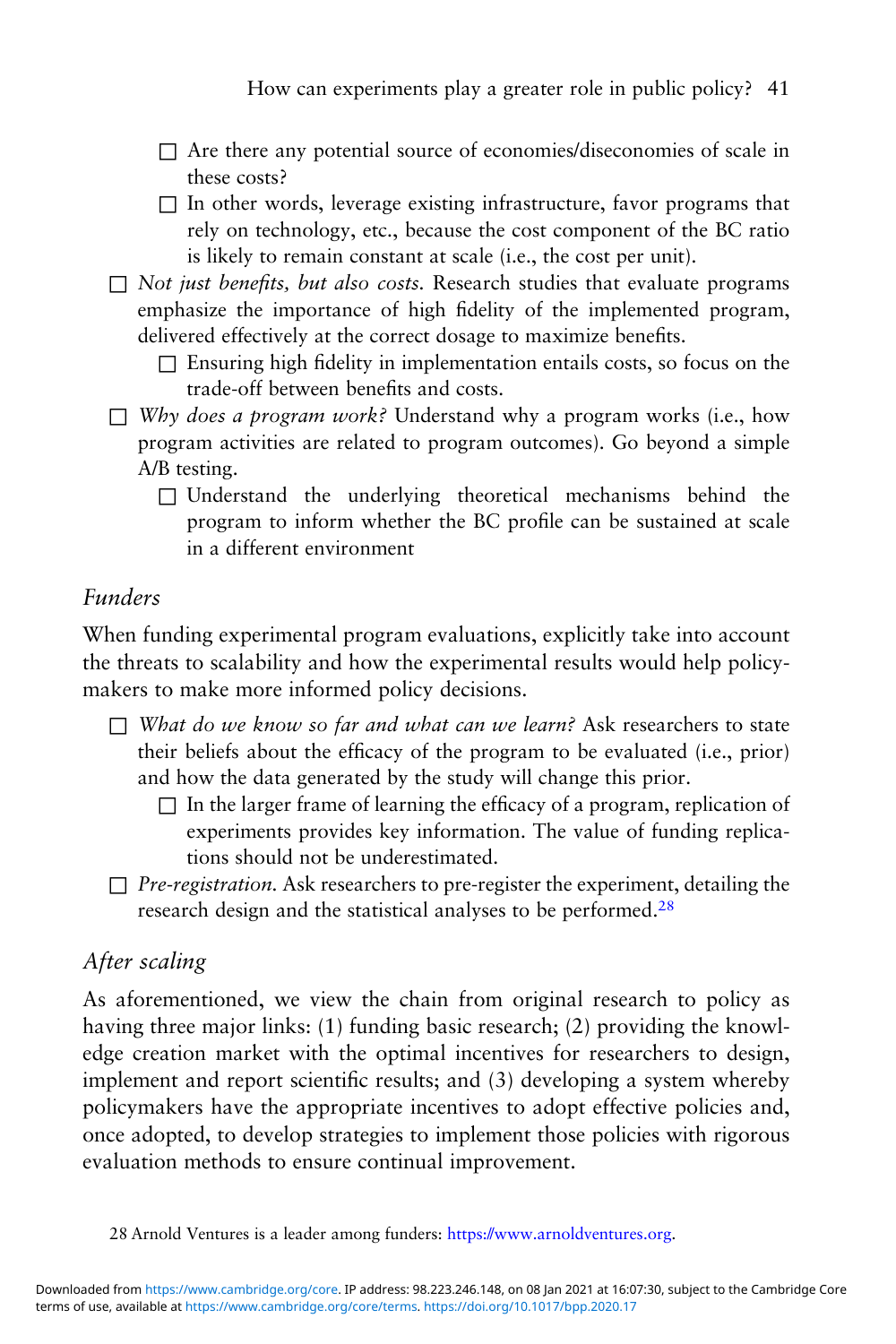- ☐ Are there any potential source of economies/diseconomies of scale in these costs?
- ☐ In other words, leverage existing infrastructure, favor programs that rely on technology, etc., because the cost component of the BC ratio is likely to remain constant at scale (i.e., the cost per unit).

☐ *Not just benefits, but also costs.* Research studies that evaluate programs emphasize the importance of high fidelity of the implemented program, delivered effectively at the correct dosage to maximize benefits.

- ☐ Ensuring high fidelity in implementation entails costs, so focus on the trade-off between benefits and costs.

☐ *Why does a program work?* Understand why a program works (i.e., how program activities are related to program outcomes). Go beyond a simple A/B testing.

- ☐ Understand the underlying theoretical mechanisms behind the program to inform whether the BC profile can be sustained at scale in a different environment

### *Funders*

When funding experimental program evaluations, explicitly take into account the threats to scalability and how the experimental results would help policymakers to make more informed policy decisions.

☐ *What do we know so far and what can we learn?* Ask researchers to state their beliefs about the efficacy of the program to be evaluated (i.e., prior) and how the data generated by the study will change this prior.

- ☐ In the larger frame of learning the efficacy of a program, replication of experiments provides key information. The value of funding replications should not be underestimated.

☐ *Pre-registration.* Ask researchers to pre-register the experiment, detailing the research design and the statistical analyses to be performed.[28]

### *After scaling*

As aforementioned, we view the chain from original research to policy as having three major links: (1) funding basic research; (2) providing the knowledge creation market with the optimal incentives for researchers to design, implement and report scientific results; and (3) developing a system whereby policymakers have the appropriate incentives to adopt effective policies and, once adopted, to develop strategies to implement those policies with rigorous evaluation methods to ensure continual improvement.

28 Arnold Ventures is a leader among funders: https://www.arnoldventures.org.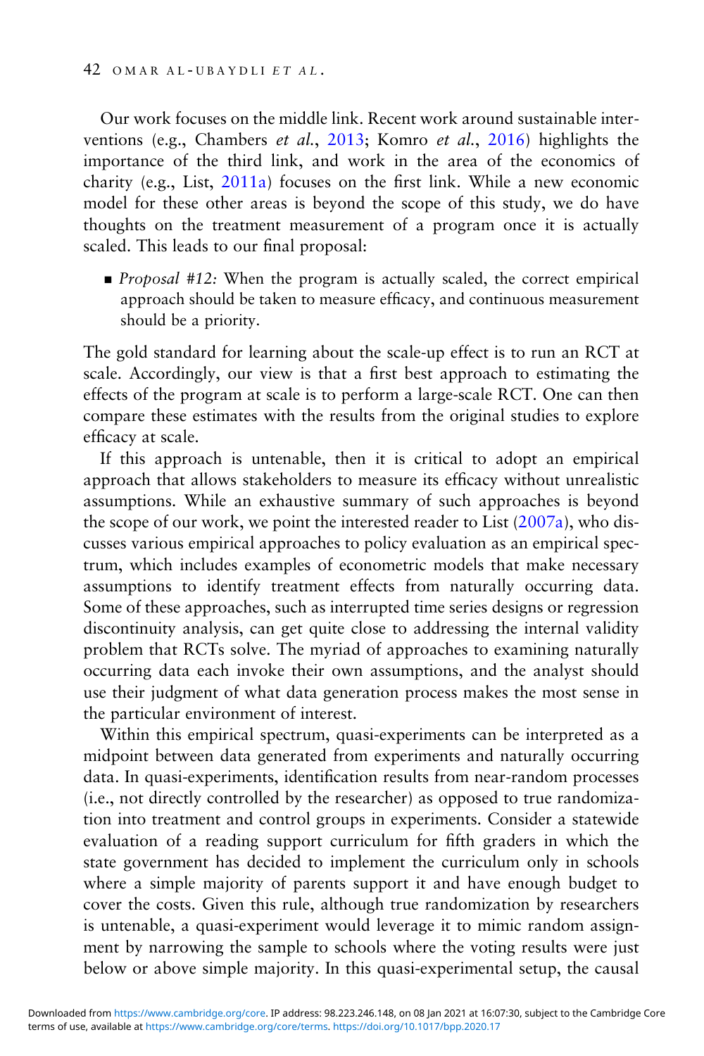Our work focuses on the middle link. Recent work around sustainable interventions (e.g., Chambers *et al.*, 2013; Komro *et al.*, 2016) highlights the importance of the third link, and work in the area of the economics of charity (e.g., List, 2011a) focuses on the first link. While a new economic model for these other areas is beyond the scope of this study, we do have thoughts on the treatment measurement of a program once it is actually scaled. This leads to our final proposal:

- *Proposal #12:* When the program is actually scaled, the correct empirical approach should be taken to measure efficacy, and continuous measurement should be a priority.

The gold standard for learning about the scale-up effect is to run an RCT at scale. Accordingly, our view is that a first best approach to estimating the effects of the program at scale is to perform a large-scale RCT. One can then compare these estimates with the results from the original studies to explore efficacy at scale.

If this approach is untenable, then it is critical to adopt an empirical approach that allows stakeholders to measure its efficacy without unrealistic assumptions. While an exhaustive summary of such approaches is beyond the scope of our work, we point the interested reader to List (2007a), who discusses various empirical approaches to policy evaluation as an empirical spectrum, which includes examples of econometric models that make necessary assumptions to identify treatment effects from naturally occurring data. Some of these approaches, such as interrupted time series designs or regression discontinuity analysis, can get quite close to addressing the internal validity problem that RCTs solve. The myriad of approaches to examining naturally occurring data each invoke their own assumptions, and the analyst should use their judgment of what data generation process makes the most sense in the particular environment of interest.

Within this empirical spectrum, quasi-experiments can be interpreted as a midpoint between data generated from experiments and naturally occurring data. In quasi-experiments, identification results from near-random processes (i.e., not directly controlled by the researcher) as opposed to true randomization into treatment and control groups in experiments. Consider a statewide evaluation of a reading support curriculum for fifth graders in which the state government has decided to implement the curriculum only in schools where a simple majority of parents support it and have enough budget to cover the costs. Given this rule, although true randomization by researchers is untenable, a quasi-experiment would leverage it to mimic random assignment by narrowing the sample to schools where the voting results were just below or above simple majority. In this quasi-experimental setup, the causal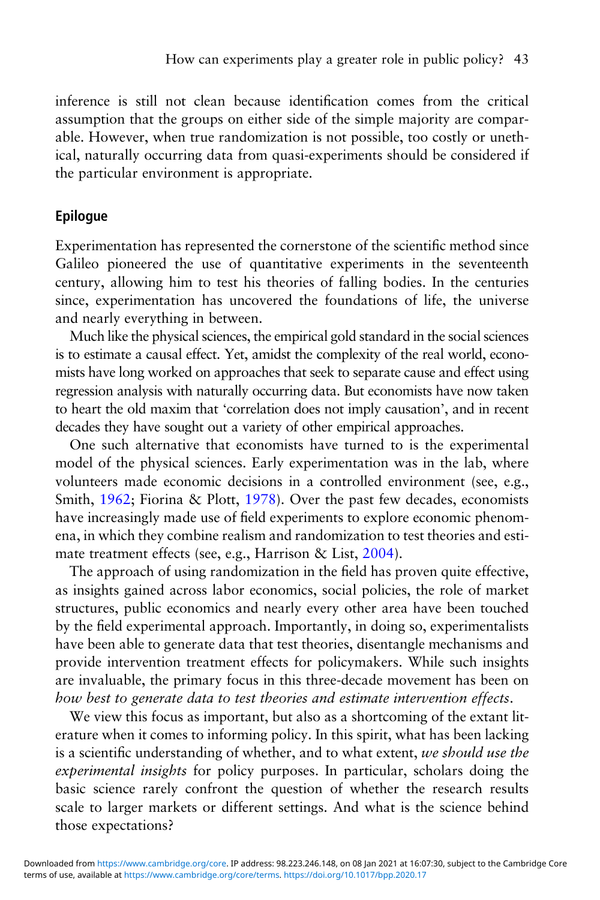inference is still not clean because identification comes from the critical assumption that the groups on either side of the simple majority are comparable. However, when true randomization is not possible, too costly or unethical, naturally occurring data from quasi-experiments should be considered if the particular environment is appropriate.

## Epilogue

Experimentation has represented the cornerstone of the scientific method since Galileo pioneered the use of quantitative experiments in the seventeenth century, allowing him to test his theories of falling bodies. In the centuries since, experimentation has uncovered the foundations of life, the universe and nearly everything in between.

Much like the physical sciences, the empirical gold standard in the social sciences is to estimate a causal effect. Yet, amidst the complexity of the real world, economists have long worked on approaches that seek to separate cause and effect using regression analysis with naturally occurring data. But economists have now taken to heart the old maxim that 'correlation does not imply causation', and in recent decades they have sought out a variety of other empirical approaches.

One such alternative that economists have turned to is the experimental model of the physical sciences. Early experimentation was in the lab, where volunteers made economic decisions in a controlled environment (see, e.g., Smith, 1962; Fiorina & Plott, 1978). Over the past few decades, economists have increasingly made use of field experiments to explore economic phenomena, in which they combine realism and randomization to test theories and estimate treatment effects (see, e.g., Harrison & List, 2004).

The approach of using randomization in the field has proven quite effective, as insights gained across labor economics, social policies, the role of market structures, public economics and nearly every other area have been touched by the field experimental approach. Importantly, in doing so, experimentalists have been able to generate data that test theories, disentangle mechanisms and provide intervention treatment effects for policymakers. While such insights are invaluable, the primary focus in this three-decade movement has been on *how best to generate data to test theories and estimate intervention effects*.

We view this focus as important, but also as a shortcoming of the extant literature when it comes to informing policy. In this spirit, what has been lacking is a scientific understanding of whether, and to what extent, *we should use the experimental insights* for policy purposes. In particular, scholars doing the basic science rarely confront the question of whether the research results scale to larger markets or different settings. And what is the science behind those expectations?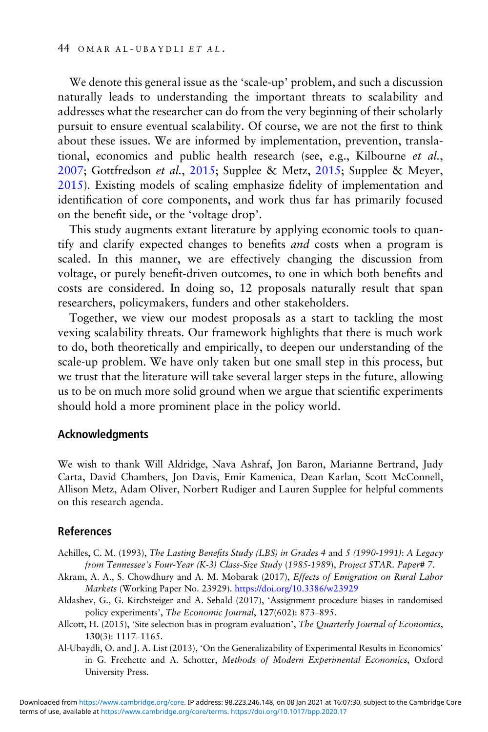We denote this general issue as the 'scale-up' problem, and such a discussion naturally leads to understanding the important threats to scalability and addresses what the researcher can do from the very beginning of their scholarly pursuit to ensure eventual scalability. Of course, we are not the first to think about these issues. We are informed by implementation, prevention, translational, economics and public health research (see, e.g., Kilbourne *et al.*, 2007; Gottfredson *et al.*, 2015; Supplee & Metz, 2015; Supplee & Meyer, 2015). Existing models of scaling emphasize fidelity of implementation and identification of core components, and work thus far has primarily focused on the benefit side, or the 'voltage drop'.

This study augments extant literature by applying economic tools to quantify and clarify expected changes to benefits *and* costs when a program is scaled. In this manner, we are effectively changing the discussion from voltage, or purely benefit-driven outcomes, to one in which both benefits and costs are considered. In doing so, 12 proposals naturally result that span researchers, policymakers, funders and other stakeholders.

Together, we view our modest proposals as a start to tackling the most vexing scalability threats. Our framework highlights that there is much work to do, both theoretically and empirically, to deepen our understanding of the scale-up problem. We have only taken but one small step in this process, but we trust that the literature will take several larger steps in the future, allowing us to be on much more solid ground when we argue that scientific experiments should hold a more prominent place in the policy world.

## Acknowledgments

We wish to thank Will Aldridge, Nava Ashraf, Jon Baron, Marianne Bertrand, Judy Carta, David Chambers, Jon Davis, Emir Kamenica, Dean Karlan, Scott McConnell, Allison Metz, Adam Oliver, Norbert Rudiger and Lauren Supplee for helpful comments on this research agenda.

## References

Achilles, C. M. (1993), *The Lasting Benefits Study (LBS) in Grades 4* and *5 (1990-1991)*: *A Legacy from Tennessee's Four-Year (K-3) Class-Size Study* (*1985-1989*), *Project STAR. Paper# 7*.

Akram, A. A., S. Chowdhury and A. M. Mobarak (2017), *Effects of Emigration on Rural Labor Markets* (Working Paper No. 23929). https://doi.org/10.3386/w23929

Aldashev, G., G. Kirchsteiger and A. Sebald (2017), 'Assignment procedure biases in randomised policy experiments', *The Economic Journal*, **127**(602): 873–895.

Allcott, H. (2015), 'Site selection bias in program evaluation', *The Quarterly Journal of Economics*, **130**(3): 1117–1165.

Al-Ubaydli, O. and J. A. List (2013), 'On the Generalizability of Experimental Results in Economics' in G. Frechette and A. Schotter, *Methods of Modern Experimental Economics*, Oxford University Press.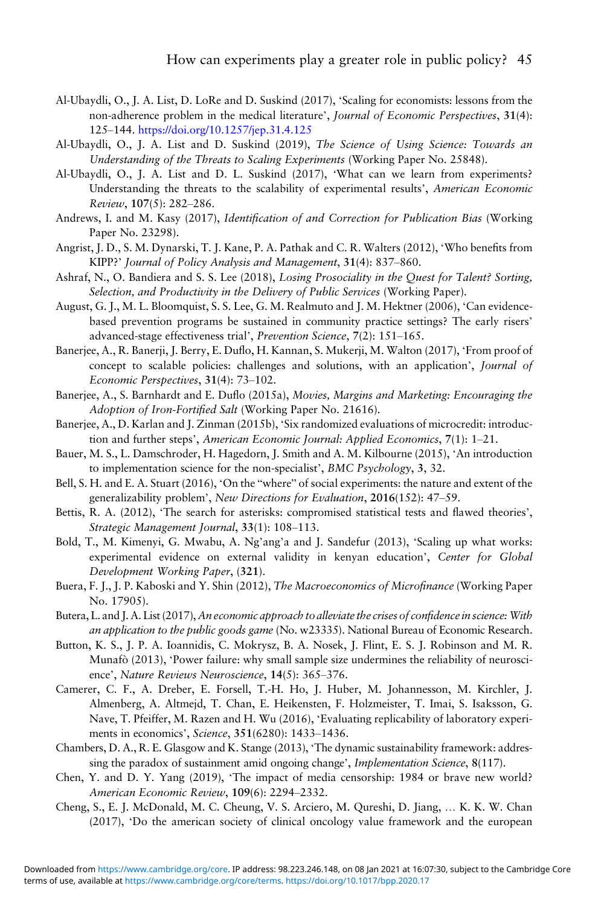Al-Ubaydli, O., J. A. List, D. LoRe and D. Suskind (2017), 'Scaling for economists: lessons from the non-adherence problem in the medical literature', *Journal of Economic Perspectives*, **31**(4): 125–144. https://doi.org/10.1257/jep.31.4.125

Al-Ubaydli, O., J. A. List and D. Suskind (2019), *The Science of Using Science: Towards an Understanding of the Threats to Scaling Experiments* (Working Paper No. 25848).

Al-Ubaydli, O., J. A. List and D. L. Suskind (2017), 'What can we learn from experiments? Understanding the threats to the scalability of experimental results', *American Economic Review*, **107**(5): 282–286.

Andrews, I. and M. Kasy (2017), *Identification of and Correction for Publication Bias* (Working Paper No. 23298).

Angrist, J. D., S. M. Dynarski, T. J. Kane, P. A. Pathak and C. R. Walters (2012), 'Who benefits from KIPP?' *Journal of Policy Analysis and Management*, **31**(4): 837–860.

Ashraf, N., O. Bandiera and S. S. Lee (2018), *Losing Prosociality in the Quest for Talent? Sorting, Selection, and Productivity in the Delivery of Public Services* (Working Paper).

August, G. J., M. L. Bloomquist, S. S. Lee, G. M. Realmuto and J. M. Hektner (2006), 'Can evidence-based prevention programs be sustained in community practice settings? The early risers' advanced-stage effectiveness trial', *Prevention Science*, **7**(2): 151–165.

Banerjee, A., R. Banerji, J. Berry, E. Duflo, H. Kannan, S. Mukerji, M. Walton (2017), 'From proof of concept to scalable policies: challenges and solutions, with an application', *Journal of Economic Perspectives*, **31**(4): 73–102.

Banerjee, A., S. Barnhardt and E. Duflo (2015a), *Movies, Margins and Marketing: Encouraging the Adoption of Iron-Fortified Salt* (Working Paper No. 21616).

Banerjee, A., D. Karlan and J. Zinman (2015b), 'Six randomized evaluations of microcredit: introduction and further steps', *American Economic Journal: Applied Economics*, **7**(1): 1–21.

Bauer, M. S., L. Damschroder, H. Hagedorn, J. Smith and A. M. Kilbourne (2015), 'An introduction to implementation science for the non-specialist', *BMC Psychology*, **3**, 32.

Bell, S. H. and E. A. Stuart (2016), 'On the "where" of social experiments: the nature and extent of the generalizability problem', *New Directions for Evaluation*, **2016**(152): 47–59.

Bettis, R. A. (2012), 'The search for asterisks: compromised statistical tests and flawed theories', *Strategic Management Journal*, **33**(1): 108–113.

Bold, T., M. Kimenyi, G. Mwabu, A. Ng'ang'a and J. Sandefur (2013), 'Scaling up what works: experimental evidence on external validity in kenyan education', *Center for Global Development Working Paper*, (**321**).

Buera, F. J., J. P. Kaboski and Y. Shin (2012), *The Macroeconomics of Microfinance* (Working Paper No. 17905).

Butera, L. and J. A. List (2017), *An economic approach to alleviate the crises of confidence in science: With an application to the public goods game* (No. w23335). National Bureau of Economic Research.

Button, K. S., J. P. A. Ioannidis, C. Mokrysz, B. A. Nosek, J. Flint, E. S. J. Robinson and M. R. Munafò (2013), 'Power failure: why small sample size undermines the reliability of neuroscience', *Nature Reviews Neuroscience*, **14**(5): 365–376.

Camerer, C. F., A. Dreber, E. Forsell, T.-H. Ho, J. Huber, M. Johannesson, M. Kirchler, J. Almenberg, A. Altmejd, T. Chan, E. Heikensten, F. Holzmeister, T. Imai, S. Isaksson, G. Nave, T. Pfeiffer, M. Razen and H. Wu (2016), 'Evaluating replicability of laboratory experiments in economics', *Science*, **351**(6280): 1433–1436.

Chambers, D. A., R. E. Glasgow and K. Stange (2013), 'The dynamic sustainability framework: addressing the paradox of sustainment amid ongoing change', *Implementation Science*, **8**(117).

Chen, Y. and D. Y. Yang (2019), 'The impact of media censorship: 1984 or brave new world? *American Economic Review*, **109**(6): 2294–2332.

Cheng, S., E. J. McDonald, M. C. Cheung, V. S. Arciero, M. Qureshi, D. Jiang, … K. K. W. Chan (2017), 'Do the american society of clinical oncology value framework and the european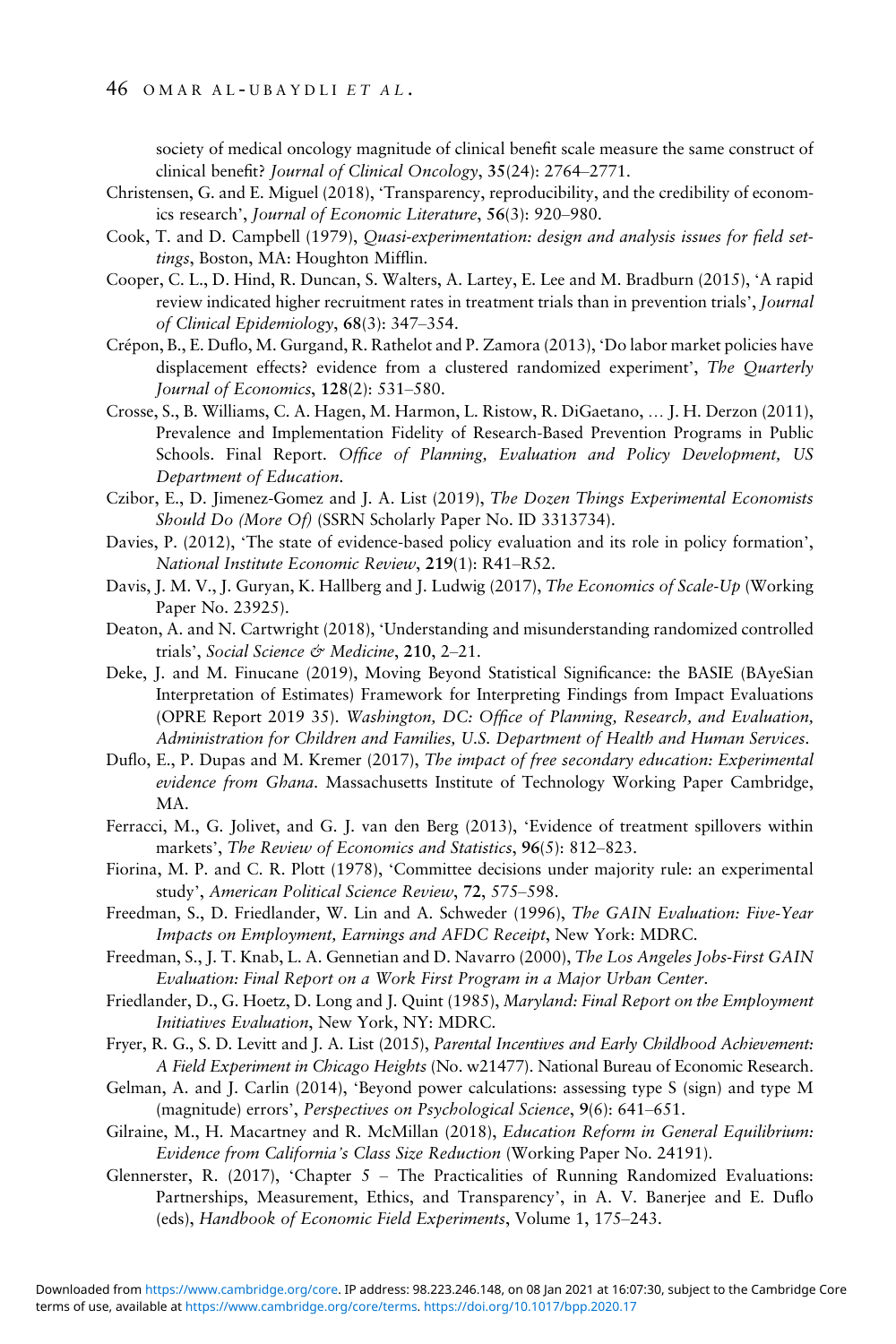society of medical oncology magnitude of clinical benefit scale measure the same construct of clinical benefit? *Journal of Clinical Oncology*, **35**(24): 2764–2771.

Christensen, G. and E. Miguel (2018), 'Transparency, reproducibility, and the credibility of economics research', *Journal of Economic Literature*, **56**(3): 920–980.

Cook, T. and D. Campbell (1979), *Quasi-experimentation: design and analysis issues for field settings*, Boston, MA: Houghton Mifflin.

Cooper, C. L., D. Hind, R. Duncan, S. Walters, A. Lartey, E. Lee and M. Bradburn (2015), 'A rapid review indicated higher recruitment rates in treatment trials than in prevention trials', *Journal of Clinical Epidemiology*, **68**(3): 347–354.

Crépon, B., E. Duflo, M. Gurgand, R. Rathelot and P. Zamora (2013), 'Do labor market policies have displacement effects? evidence from a clustered randomized experiment', *The Quarterly Journal of Economics*, **128**(2): 531–580.

Crosse, S., B. Williams, C. A. Hagen, M. Harmon, L. Ristow, R. DiGaetano, … J. H. Derzon (2011), Prevalence and Implementation Fidelity of Research-Based Prevention Programs in Public Schools. Final Report. *Office of Planning, Evaluation and Policy Development, US Department of Education*.

Czibor, E., D. Jimenez-Gomez and J. A. List (2019), *The Dozen Things Experimental Economists Should Do (More Of)* (SSRN Scholarly Paper No. ID 3313734).

Davies, P. (2012), 'The state of evidence-based policy evaluation and its role in policy formation', *National Institute Economic Review*, **219**(1): R41–R52.

Davis, J. M. V., J. Guryan, K. Hallberg and J. Ludwig (2017), *The Economics of Scale-Up* (Working Paper No. 23925).

Deaton, A. and N. Cartwright (2018), 'Understanding and misunderstanding randomized controlled trials', *Social Science & Medicine*, **210**, 2–21.

Deke, J. and M. Finucane (2019), Moving Beyond Statistical Significance: the BASIE (BAyeSian Interpretation of Estimates) Framework for Interpreting Findings from Impact Evaluations (OPRE Report 2019 35). *Washington, DC: Office of Planning, Research, and Evaluation, Administration for Children and Families, U.S. Department of Health and Human Services*.

Duflo, E., P. Dupas and M. Kremer (2017), *The impact of free secondary education: Experimental evidence from Ghana*. Massachusetts Institute of Technology Working Paper Cambridge, MA.

Ferracci, M., G. Jolivet, and G. J. van den Berg (2013), 'Evidence of treatment spillovers within markets', *The Review of Economics and Statistics*, **96**(5): 812–823.

Fiorina, M. P. and C. R. Plott (1978), 'Committee decisions under majority rule: an experimental study', *American Political Science Review*, **72**, 575–598.

Freedman, S., D. Friedlander, W. Lin and A. Schweder (1996), *The GAIN Evaluation: Five-Year Impacts on Employment, Earnings and AFDC Receipt*, New York: MDRC.

Freedman, S., J. T. Knab, L. A. Gennetian and D. Navarro (2000), *The Los Angeles Jobs-First GAIN Evaluation: Final Report on a Work First Program in a Major Urban Center*.

Friedlander, D., G. Hoetz, D. Long and J. Quint (1985), *Maryland: Final Report on the Employment Initiatives Evaluation*, New York, NY: MDRC.

Fryer, R. G., S. D. Levitt and J. A. List (2015), *Parental Incentives and Early Childhood Achievement: A Field Experiment in Chicago Heights* (No. w21477). National Bureau of Economic Research.

Gelman, A. and J. Carlin (2014), 'Beyond power calculations: assessing type S (sign) and type M (magnitude) errors', *Perspectives on Psychological Science*, **9**(6): 641–651.

Gilraine, M., H. Macartney and R. McMillan (2018), *Education Reform in General Equilibrium: Evidence from California's Class Size Reduction* (Working Paper No. 24191).

Glennerster, R. (2017), 'Chapter 5 – The Practicalities of Running Randomized Evaluations: Partnerships, Measurement, Ethics, and Transparency', in A. V. Banerjee and E. Duflo (eds), *Handbook of Economic Field Experiments*, Volume 1, 175–243.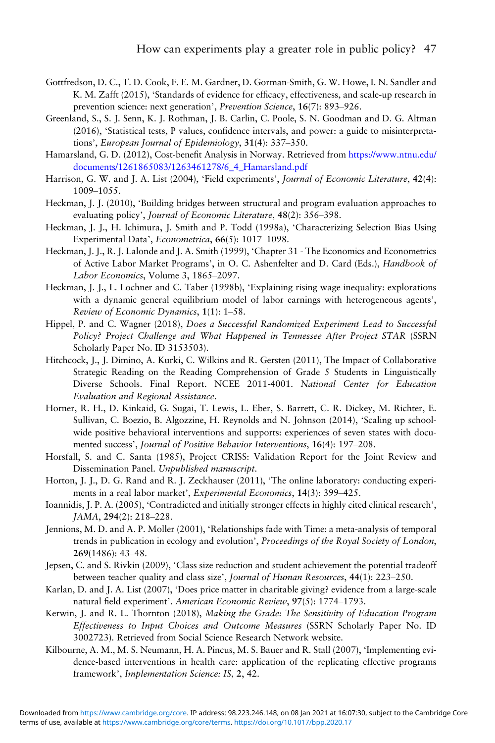Gottfredson, D. C., T. D. Cook, F. E. M. Gardner, D. Gorman-Smith, G. W. Howe, I. N. Sandler and K. M. Zafft (2015), 'Standards of evidence for efficacy, effectiveness, and scale-up research in prevention science: next generation', *Prevention Science*, **16**(7): 893–926.

Greenland, S., S. J. Senn, K. J. Rothman, J. B. Carlin, C. Poole, S. N. Goodman and D. G. Altman (2016), 'Statistical tests, P values, confidence intervals, and power: a guide to misinterpretations', *European Journal of Epidemiology*, **31**(4): 337–350.

Hamarsland, G. D. (2012), Cost-benefit Analysis in Norway. Retrieved from https://www.ntnu.edu/documents/1261865083/1263461278/6_4_Hamarsland.pdf

Harrison, G. W. and J. A. List (2004), 'Field experiments', *Journal of Economic Literature*, **42**(4): 1009–1055.

Heckman, J. J. (2010), 'Building bridges between structural and program evaluation approaches to evaluating policy', *Journal of Economic Literature*, **48**(2): 356–398.

Heckman, J. J., H. Ichimura, J. Smith and P. Todd (1998a), 'Characterizing Selection Bias Using Experimental Data', *Econometrica*, **66**(5): 1017–1098.

Heckman, J. J., R. J. Lalonde and J. A. Smith (1999), 'Chapter 31 - The Economics and Econometrics of Active Labor Market Programs', in O. C. Ashenfelter and D. Card (Eds.), *Handbook of Labor Economics*, Volume 3, 1865–2097.

Heckman, J. J., L. Lochner and C. Taber (1998b), 'Explaining rising wage inequality: explorations with a dynamic general equilibrium model of labor earnings with heterogeneous agents', *Review of Economic Dynamics*, **1**(1): 1–58.

Hippel, P. and C. Wagner (2018), *Does a Successful Randomized Experiment Lead to Successful Policy? Project Challenge and What Happened in Tennessee After Project STAR* (SSRN Scholarly Paper No. ID 3153503).

Hitchcock, J., J. Dimino, A. Kurki, C. Wilkins and R. Gersten (2011), The Impact of Collaborative Strategic Reading on the Reading Comprehension of Grade 5 Students in Linguistically Diverse Schools. Final Report. NCEE 2011-4001. *National Center for Education Evaluation and Regional Assistance*.

Horner, R. H., D. Kinkaid, G. Sugai, T. Lewis, L. Eber, S. Barrett, C. R. Dickey, M. Richter, E. Sullivan, C. Boezio, B. Algozzine, H. Reynolds and N. Johnson (2014), 'Scaling up school-wide positive behavioral interventions and supports: experiences of seven states with documented success', *Journal of Positive Behavior Interventions*, **16**(4): 197–208.

Horsfall, S. and C. Santa (1985), Project CRISS: Validation Report for the Joint Review and Dissemination Panel. *Unpublished manuscript*.

Horton, J. J., D. G. Rand and R. J. Zeckhauser (2011), 'The online laboratory: conducting experiments in a real labor market', *Experimental Economics*, **14**(3): 399–425.

Ioannidis, J. P. A. (2005), 'Contradicted and initially stronger effects in highly cited clinical research', *JAMA*, **294**(2): 218–228.

Jennions, M. D. and A. P. Moller (2001), 'Relationships fade with Time: a meta-analysis of temporal trends in publication in ecology and evolution', *Proceedings of the Royal Society of London*, **269**(1486): 43–48.

Jepsen, C. and S. Rivkin (2009), 'Class size reduction and student achievement the potential tradeoff between teacher quality and class size', *Journal of Human Resources*, **44**(1): 223–250.

Karlan, D. and J. A. List (2007), 'Does price matter in charitable giving? evidence from a large-scale natural field experiment'. *American Economic Review*, **97**(5): 1774–1793.

Kerwin, J. and R. L. Thornton (2018), *Making the Grade: The Sensitivity of Education Program Effectiveness to Input Choices and Outcome Measures* (SSRN Scholarly Paper No. ID 3002723). Retrieved from Social Science Research Network website.

Kilbourne, A. M., M. S. Neumann, H. A. Pincus, M. S. Bauer and R. Stall (2007), 'Implementing evidence-based interventions in health care: application of the replicating effective programs framework', *Implementation Science: IS*, **2**, 42.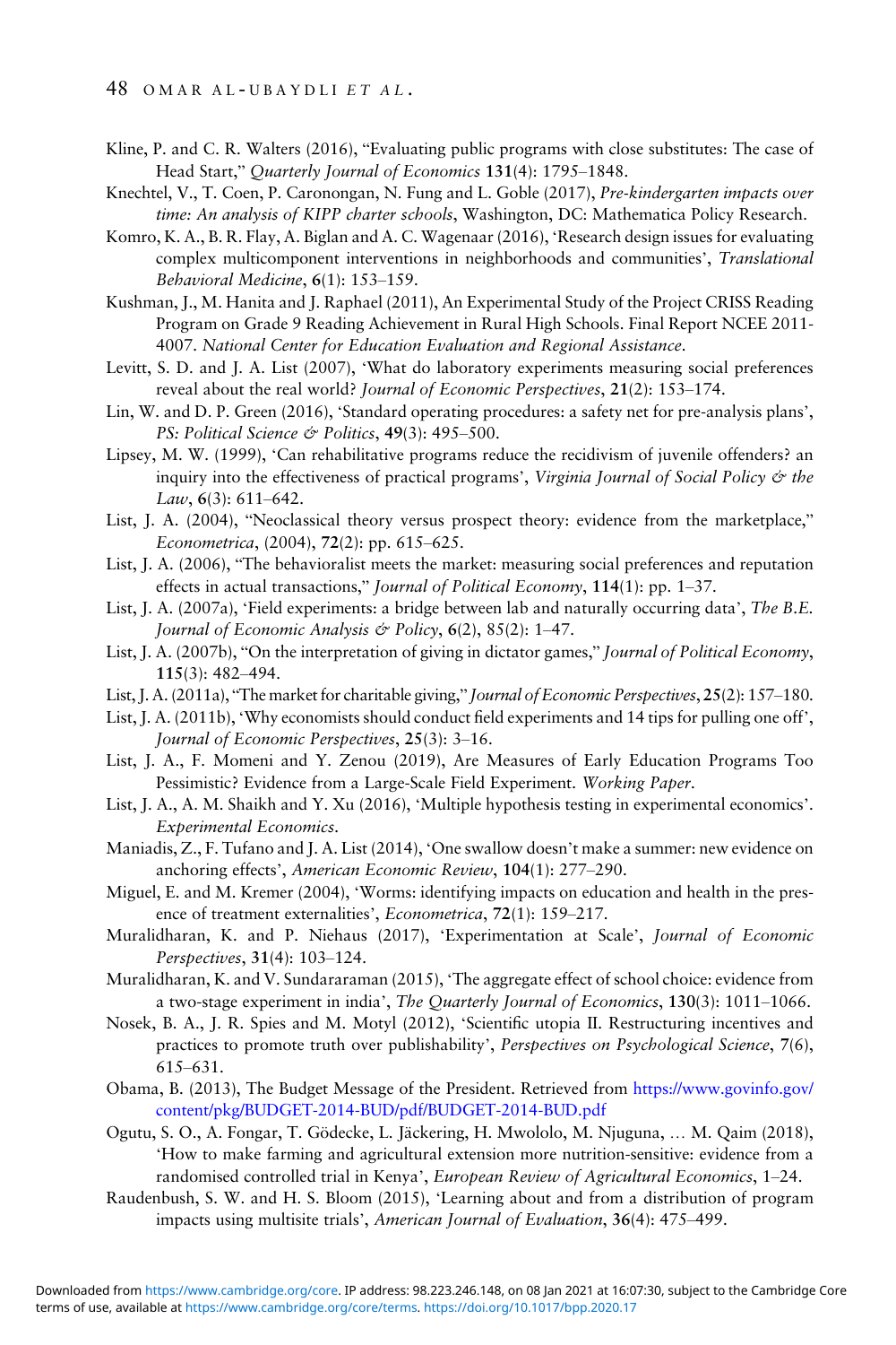Kline, P. and C. R. Walters (2016), "Evaluating public programs with close substitutes: The case of Head Start," *Quarterly Journal of Economics* **131**(4): 1795–1848.

Knechtel, V., T. Coen, P. Caronongan, N. Fung and L. Goble (2017), *Pre-kindergarten impacts over time: An analysis of KIPP charter schools*, Washington, DC: Mathematica Policy Research.

Komro, K. A., B. R. Flay, A. Biglan and A. C. Wagenaar (2016), 'Research design issues for evaluating complex multicomponent interventions in neighborhoods and communities', *Translational Behavioral Medicine*, **6**(1): 153–159.

Kushman, J., M. Hanita and J. Raphael (2011), An Experimental Study of the Project CRISS Reading Program on Grade 9 Reading Achievement in Rural High Schools. Final Report NCEE 2011-4007. *National Center for Education Evaluation and Regional Assistance*.

Levitt, S. D. and J. A. List (2007), 'What do laboratory experiments measuring social preferences reveal about the real world? *Journal of Economic Perspectives*, **21**(2): 153–174.

Lin, W. and D. P. Green (2016), 'Standard operating procedures: a safety net for pre-analysis plans', *PS: Political Science & Politics*, **49**(3): 495–500.

Lipsey, M. W. (1999), 'Can rehabilitative programs reduce the recidivism of juvenile offenders? an inquiry into the effectiveness of practical programs', *Virginia Journal of Social Policy & the Law*, **6**(3): 611–642.

List, J. A. (2004), "Neoclassical theory versus prospect theory: evidence from the marketplace," *Econometrica*, (2004), **72**(2): pp. 615–625.

List, J. A. (2006), "The behavioralist meets the market: measuring social preferences and reputation effects in actual transactions," *Journal of Political Economy*, **114**(1): pp. 1–37.

List, J. A. (2007a), 'Field experiments: a bridge between lab and naturally occurring data', *The B.E. Journal of Economic Analysis & Policy*, **6**(2), 85(2): 1–47.

List, J. A. (2007b), "On the interpretation of giving in dictator games," *Journal of Political Economy*, **115**(3): 482–494.

List, J. A. (2011a), "The market for charitable giving," *Journal of Economic Perspectives*, **25**(2): 157–180.

List, J. A. (2011b), 'Why economists should conduct field experiments and 14 tips for pulling one off', *Journal of Economic Perspectives*, **25**(3): 3–16.

List, J. A., F. Momeni and Y. Zenou (2019), Are Measures of Early Education Programs Too Pessimistic? Evidence from a Large-Scale Field Experiment. *Working Paper*.

List, J. A., A. M. Shaikh and Y. Xu (2016), 'Multiple hypothesis testing in experimental economics'. *Experimental Economics*.

Maniadis, Z., F. Tufano and J. A. List (2014), 'One swallow doesn't make a summer: new evidence on anchoring effects', *American Economic Review*, **104**(1): 277–290.

Miguel, E. and M. Kremer (2004), 'Worms: identifying impacts on education and health in the presence of treatment externalities', *Econometrica*, **72**(1): 159–217.

Muralidharan, K. and P. Niehaus (2017), 'Experimentation at Scale', *Journal of Economic Perspectives*, **31**(4): 103–124.

Muralidharan, K. and V. Sundararaman (2015), 'The aggregate effect of school choice: evidence from a two-stage experiment in india', *The Quarterly Journal of Economics*, **130**(3): 1011–1066.

Nosek, B. A., J. R. Spies and M. Motyl (2012), 'Scientific utopia II. Restructuring incentives and practices to promote truth over publishability', *Perspectives on Psychological Science*, **7**(6), 615–631.

Obama, B. (2013), The Budget Message of the President. Retrieved from https://www.govinfo.gov/content/pkg/BUDGET-2014-BUD/pdf/BUDGET-2014-BUD.pdf

Ogutu, S. O., A. Fongar, T. Gödecke, L. Jäckering, H. Mwololo, M. Njuguna, … M. Qaim (2018), 'How to make farming and agricultural extension more nutrition-sensitive: evidence from a randomised controlled trial in Kenya', *European Review of Agricultural Economics*, 1–24.

Raudenbush, S. W. and H. S. Bloom (2015), 'Learning about and from a distribution of program impacts using multisite trials', *American Journal of Evaluation*, **36**(4): 475–499.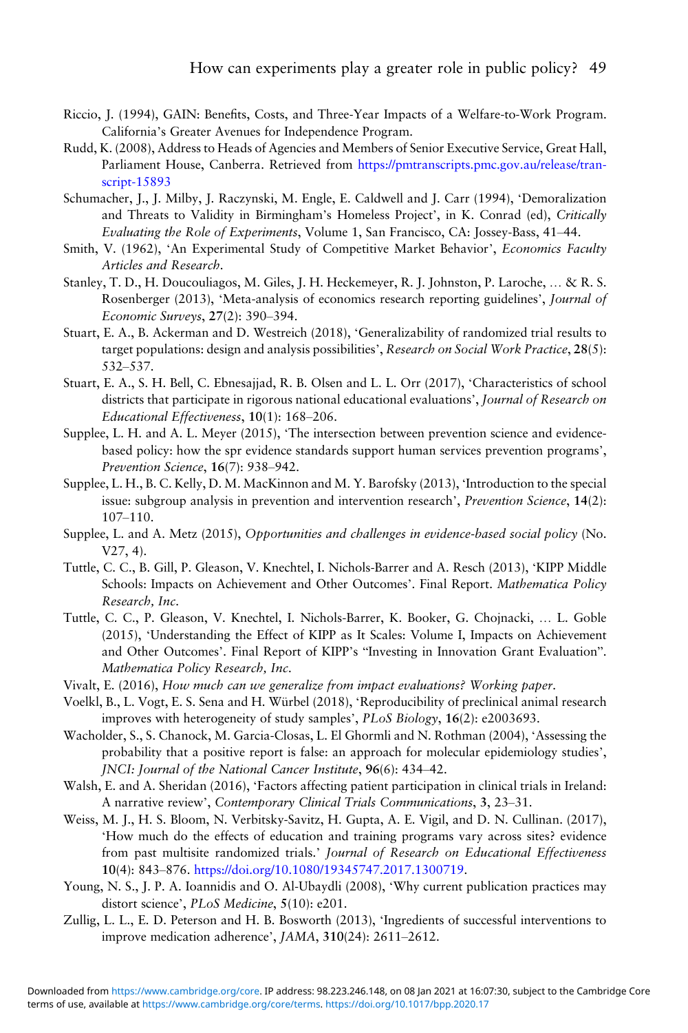Riccio, J. (1994), GAIN: Benefits, Costs, and Three-Year Impacts of a Welfare-to-Work Program. California's Greater Avenues for Independence Program.

Rudd, K. (2008), Address to Heads of Agencies and Members of Senior Executive Service, Great Hall, Parliament House, Canberra. Retrieved from https://pmtranscripts.pmc.gov.au/release/transcript-15893

Schumacher, J., J. Milby, J. Raczynski, M. Engle, E. Caldwell and J. Carr (1994), 'Demoralization and Threats to Validity in Birmingham's Homeless Project', in K. Conrad (ed), *Critically Evaluating the Role of Experiments*, Volume 1, San Francisco, CA: Jossey-Bass, 41–44.

Smith, V. (1962), 'An Experimental Study of Competitive Market Behavior', *Economics Faculty Articles and Research*.

Stanley, T. D., H. Doucouliagos, M. Giles, J. H. Heckemeyer, R. J. Johnston, P. Laroche, … & R. S. Rosenberger (2013), 'Meta-analysis of economics research reporting guidelines', *Journal of Economic Surveys*, **27**(2): 390–394.

Stuart, E. A., B. Ackerman and D. Westreich (2018), 'Generalizability of randomized trial results to target populations: design and analysis possibilities', *Research on Social Work Practice*, **28**(5): 532–537.

Stuart, E. A., S. H. Bell, C. Ebnesajjad, R. B. Olsen and L. L. Orr (2017), 'Characteristics of school districts that participate in rigorous national educational evaluations', *Journal of Research on Educational Effectiveness*, **10**(1): 168–206.

Supplee, L. H. and A. L. Meyer (2015), 'The intersection between prevention science and evidence-based policy: how the spr evidence standards support human services prevention programs', *Prevention Science*, **16**(7): 938–942.

Supplee, L. H., B. C. Kelly, D. M. MacKinnon and M. Y. Barofsky (2013), 'Introduction to the special issue: subgroup analysis in prevention and intervention research', *Prevention Science*, **14**(2): 107–110.

Supplee, L. and A. Metz (2015), *Opportunities and challenges in evidence-based social policy* (No. V27, 4).

Tuttle, C. C., B. Gill, P. Gleason, V. Knechtel, I. Nichols-Barrer and A. Resch (2013), 'KIPP Middle Schools: Impacts on Achievement and Other Outcomes'. Final Report. *Mathematica Policy Research, Inc*.

Tuttle, C. C., P. Gleason, V. Knechtel, I. Nichols-Barrer, K. Booker, G. Chojnacki, … L. Goble (2015), 'Understanding the Effect of KIPP as It Scales: Volume I, Impacts on Achievement and Other Outcomes'. Final Report of KIPP's "Investing in Innovation Grant Evaluation". *Mathematica Policy Research, Inc*.

Vivalt, E. (2016), *How much can we generalize from impact evaluations? Working paper*.

Voelkl, B., L. Vogt, E. S. Sena and H. Würbel (2018), 'Reproducibility of preclinical animal research improves with heterogeneity of study samples', *PLoS Biology*, **16**(2): e2003693.

Wacholder, S., S. Chanock, M. Garcia-Closas, L. El Ghormli and N. Rothman (2004), 'Assessing the probability that a positive report is false: an approach for molecular epidemiology studies', *JNCI: Journal of the National Cancer Institute*, **96**(6): 434–42.

Walsh, E. and A. Sheridan (2016), 'Factors affecting patient participation in clinical trials in Ireland: A narrative review', *Contemporary Clinical Trials Communications*, **3**, 23–31.

Weiss, M. J., H. S. Bloom, N. Verbitsky-Savitz, H. Gupta, A. E. Vigil, and D. N. Cullinan. (2017), 'How much do the effects of education and training programs vary across sites? evidence from past multisite randomized trials.' *Journal of Research on Educational Effectiveness* **10**(4): 843–876. https://doi.org/10.1080/19345747.2017.1300719.

Young, N. S., J. P. A. Ioannidis and O. Al-Ubaydli (2008), 'Why current publication practices may distort science', *PLoS Medicine*, **5**(10): e201.

Zullig, L. L., E. D. Peterson and H. B. Bosworth (2013), 'Ingredients of successful interventions to improve medication adherence', *JAMA*, **310**(24): 2611–2612.